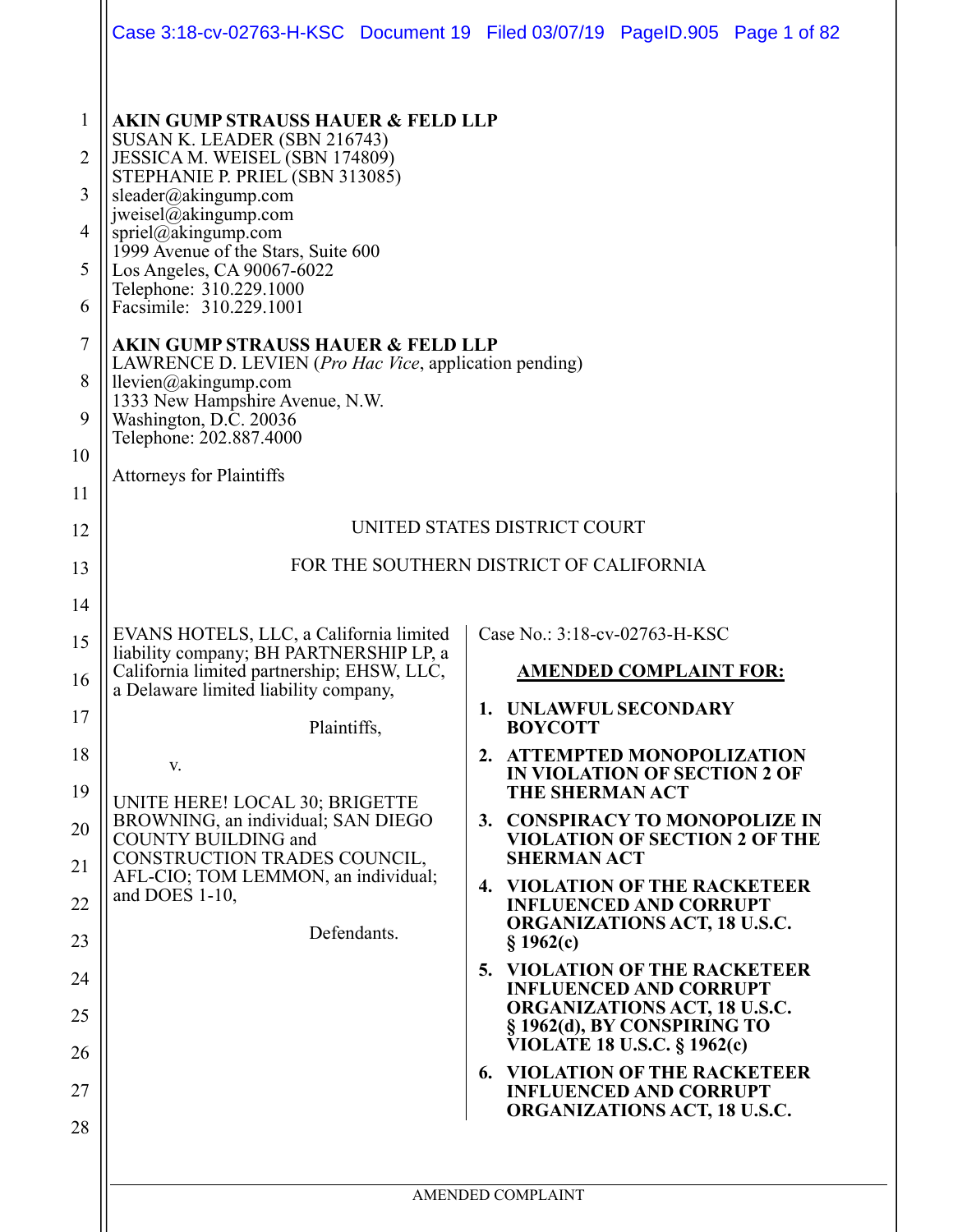**AKIN GUMP STRAUSS HAUER & FELD LLP**
SUSAN K. LEADER (SBN 216743)
JESSICA M. WEISEL (SBN 174809)
STEPHANIE P. PRIEL (SBN 313085)
sleader@akingump.com
jweisel@akingump.com
spriel@akingump.com
1999 Avenue of the Stars, Suite 600
Los Angeles, CA 90067-6022
Telephone: 310.229.1000
Facsimile: 310.229.1001

**AKIN GUMP STRAUSS HAUER & FELD LLP**
LAWRENCE D. LEVIEN (*Pro Hac Vice*, application pending)
llevien@akingump.com
1333 New Hampshire Avenue, N.W.
Washington, D.C. 20036
Telephone: 202.887.4000

Attorneys for Plaintiffs

UNITED STATES DISTRICT COURT

FOR THE SOUTHERN DISTRICT OF CALIFORNIA

EVANS HOTELS, LLC, a California limited liability company; BH PARTNERSHIP LP, a California limited partnership; EHSW, LLC, a Delaware limited liability company,

Plaintiffs,

v.

UNITE HERE! LOCAL 30; BRIGETTE BROWNING, an individual; SAN DIEGO COUNTY BUILDING and CONSTRUCTION TRADES COUNCIL, AFL-CIO; TOM LEMMON, an individual; and DOES 1-10,

Defendants.

Case No.: 3:18-cv-02763-H-KSC

**AMENDED COMPLAINT FOR:**

1. **UNLAWFUL SECONDARY BOYCOTT**
2. **ATTEMPTED MONOPOLIZATION IN VIOLATION OF SECTION 2 OF THE SHERMAN ACT**
3. **CONSPIRACY TO MONOPOLIZE IN VIOLATION OF SECTION 2 OF THE SHERMAN ACT**
4. **VIOLATION OF THE RACKETEER INFLUENCED AND CORRUPT ORGANIZATIONS ACT, 18 U.S.C. § 1962(c)**
5. **VIOLATION OF THE RACKETEER INFLUENCED AND CORRUPT ORGANIZATIONS ACT, 18 U.S.C. § 1962(d), BY CONSPIRING TO VIOLATE 18 U.S.C. § 1962(c)**
6. **VIOLATION OF THE RACKETEER INFLUENCED AND CORRUPT ORGANIZATIONS ACT, 18 U.S.C.**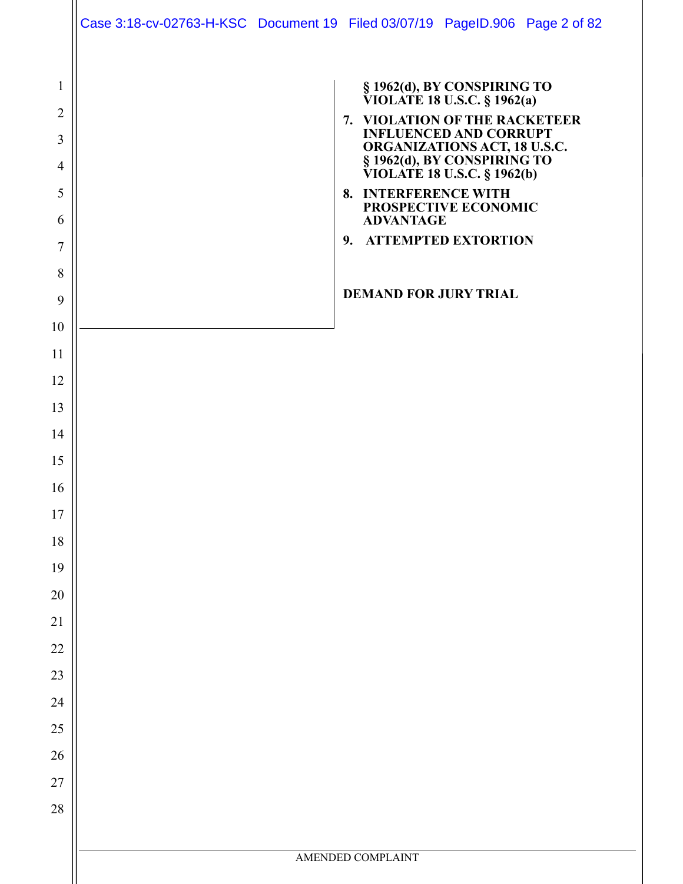**§ 1962(d), BY CONSPIRING TO VIOLATE 18 U.S.C. § 1962(a)**

7. **VIOLATION OF THE RACKETEER INFLUENCED AND CORRUPT ORGANIZATIONS ACT, 18 U.S.C. § 1962(d), BY CONSPIRING TO VIOLATE 18 U.S.C. § 1962(b)**
8. **INTERFERENCE WITH PROSPECTIVE ECONOMIC ADVANTAGE**
9. **ATTEMPTED EXTORTION**

**DEMAND FOR JURY TRIAL**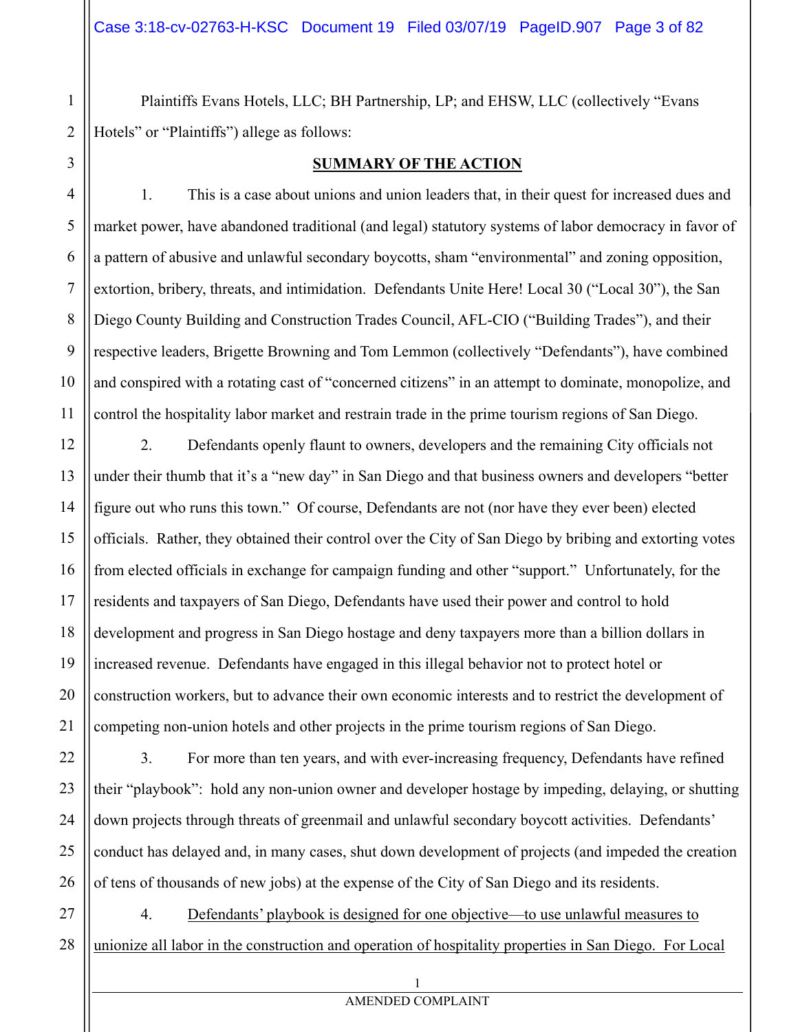Plaintiffs Evans Hotels, LLC; BH Partnership, LP; and EHSW, LLC (collectively "Evans Hotels" or "Plaintiffs") allege as follows:

## SUMMARY OF THE ACTION

1. This is a case about unions and union leaders that, in their quest for increased dues and market power, have abandoned traditional (and legal) statutory systems of labor democracy in favor of a pattern of abusive and unlawful secondary boycotts, sham "environmental" and zoning opposition, extortion, bribery, threats, and intimidation. Defendants Unite Here! Local 30 ("Local 30"), the San Diego County Building and Construction Trades Council, AFL-CIO ("Building Trades"), and their respective leaders, Brigette Browning and Tom Lemmon (collectively "Defendants"), have combined and conspired with a rotating cast of "concerned citizens" in an attempt to dominate, monopolize, and control the hospitality labor market and restrain trade in the prime tourism regions of San Diego.

2. Defendants openly flaunt to owners, developers and the remaining City officials not under their thumb that it's a "new day" in San Diego and that business owners and developers "better figure out who runs this town." Of course, Defendants are not (nor have they ever been) elected officials. Rather, they obtained their control over the City of San Diego by bribing and extorting votes from elected officials in exchange for campaign funding and other "support." Unfortunately, for the residents and taxpayers of San Diego, Defendants have used their power and control to hold development and progress in San Diego hostage and deny taxpayers more than a billion dollars in increased revenue. Defendants have engaged in this illegal behavior not to protect hotel or construction workers, but to advance their own economic interests and to restrict the development of competing non-union hotels and other projects in the prime tourism regions of San Diego.

3. For more than ten years, and with ever-increasing frequency, Defendants have refined their "playbook": hold any non-union owner and developer hostage by impeding, delaying, or shutting down projects through threats of greenmail and unlawful secondary boycott activities. Defendants' conduct has delayed and, in many cases, shut down development of projects (and impeded the creation of tens of thousands of new jobs) at the expense of the City of San Diego and its residents.

4. <u>Defendants' playbook is designed for one objective—to use unlawful measures to unionize all labor in the construction and operation of hospitality properties in San Diego. For Local</u>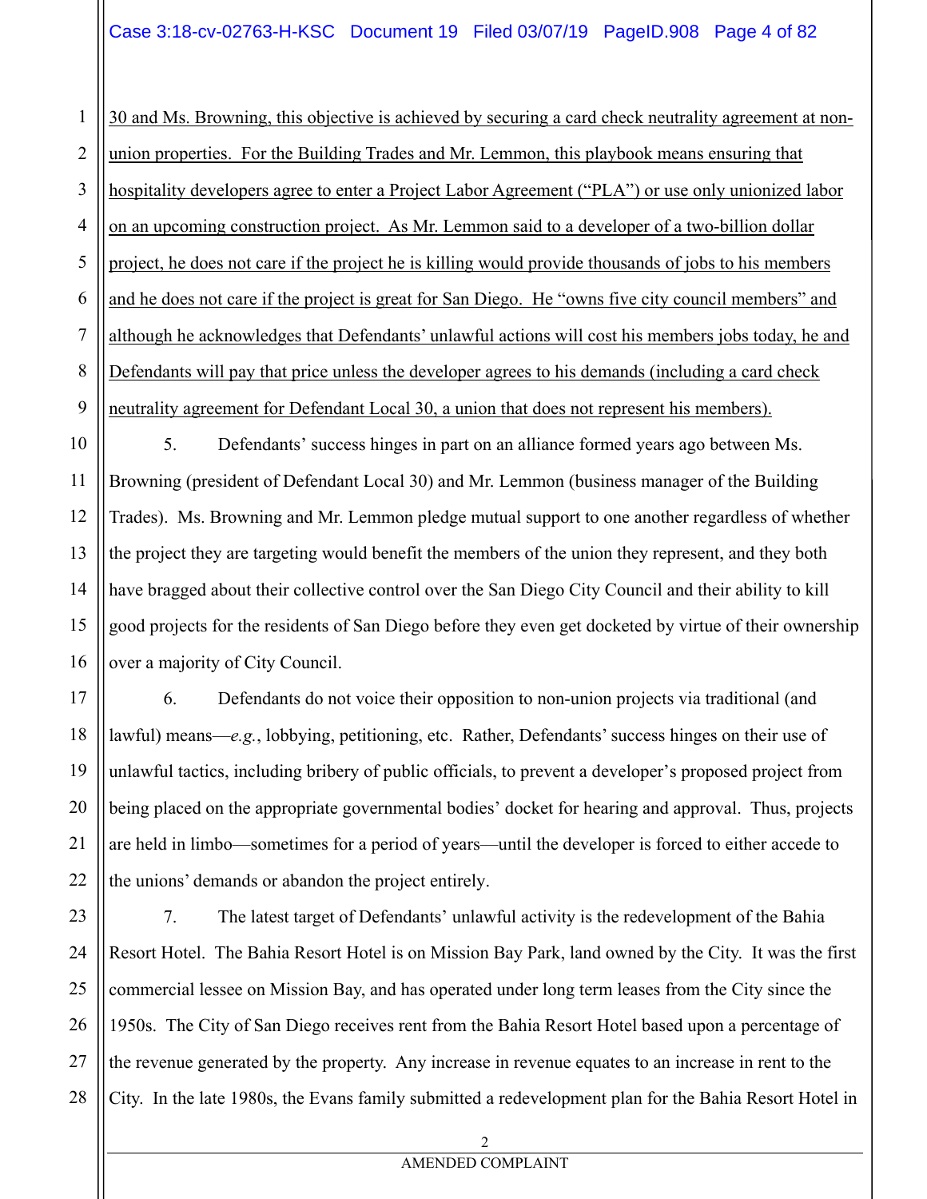30 and Ms. Browning, this objective is achieved by securing a card check neutrality agreement at non-union properties. For the Building Trades and Mr. Lemmon, this playbook means ensuring that hospitality developers agree to enter a Project Labor Agreement ("PLA") or use only unionized labor on an upcoming construction project. As Mr. Lemmon said to a developer of a two-billion dollar project, he does not care if the project he is killing would provide thousands of jobs to his members and he does not care if the project is great for San Diego. He "owns five city council members" and although he acknowledges that Defendants' unlawful actions will cost his members jobs today, he and Defendants will pay that price unless the developer agrees to his demands (including a card check neutrality agreement for Defendant Local 30, a union that does not represent his members).

5. Defendants' success hinges in part on an alliance formed years ago between Ms. Browning (president of Defendant Local 30) and Mr. Lemmon (business manager of the Building Trades). Ms. Browning and Mr. Lemmon pledge mutual support to one another regardless of whether the project they are targeting would benefit the members of the union they represent, and they both have bragged about their collective control over the San Diego City Council and their ability to kill good projects for the residents of San Diego before they even get docketed by virtue of their ownership over a majority of City Council.

6. Defendants do not voice their opposition to non-union projects via traditional (and lawful) means—*e.g.*, lobbying, petitioning, etc. Rather, Defendants' success hinges on their use of unlawful tactics, including bribery of public officials, to prevent a developer's proposed project from being placed on the appropriate governmental bodies' docket for hearing and approval. Thus, projects are held in limbo—sometimes for a period of years—until the developer is forced to either accede to the unions' demands or abandon the project entirely.

7. The latest target of Defendants' unlawful activity is the redevelopment of the Bahia Resort Hotel. The Bahia Resort Hotel is on Mission Bay Park, land owned by the City. It was the first commercial lessee on Mission Bay, and has operated under long term leases from the City since the 1950s. The City of San Diego receives rent from the Bahia Resort Hotel based upon a percentage of the revenue generated by the property. Any increase in revenue equates to an increase in rent to the City. In the late 1980s, the Evans family submitted a redevelopment plan for the Bahia Resort Hotel in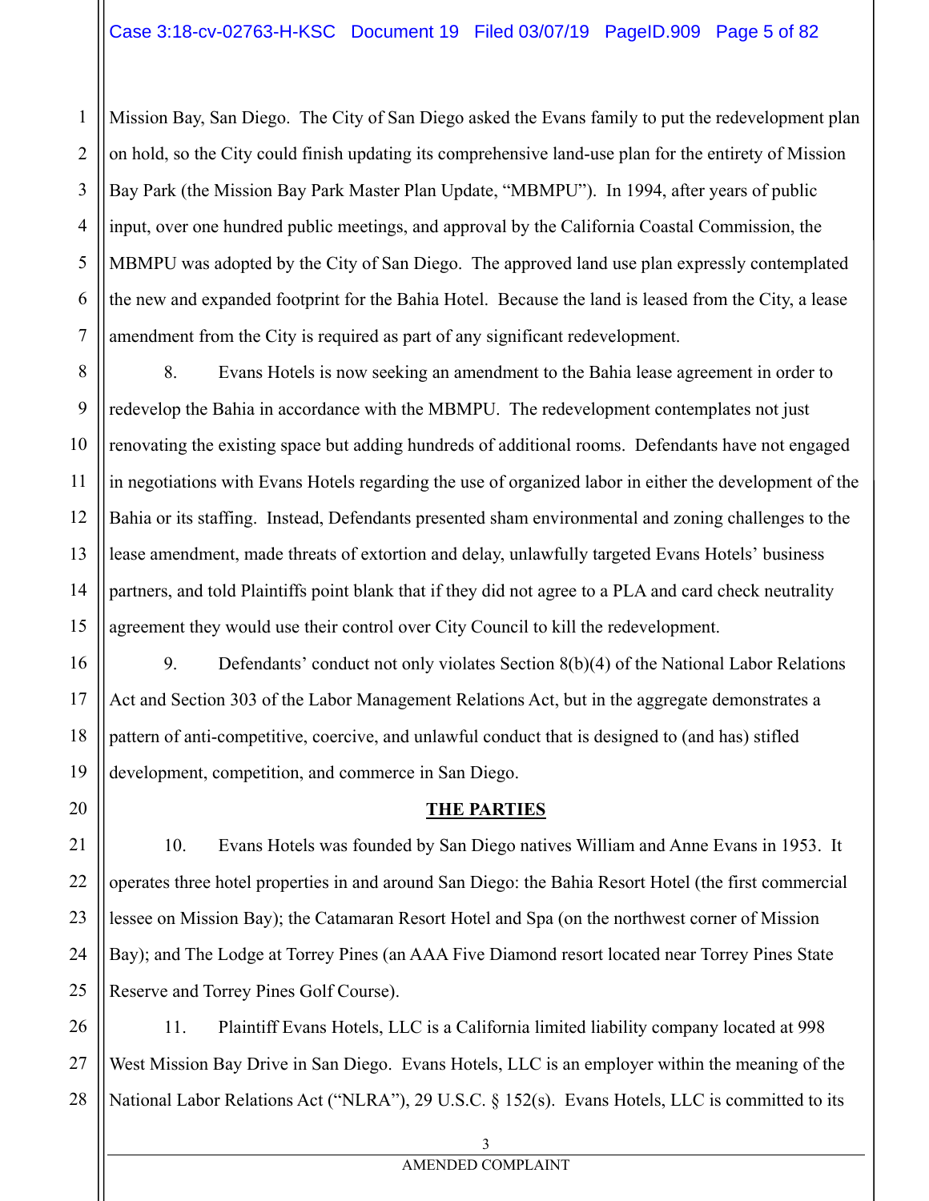Mission Bay, San Diego. The City of San Diego asked the Evans family to put the redevelopment plan on hold, so the City could finish updating its comprehensive land-use plan for the entirety of Mission Bay Park (the Mission Bay Park Master Plan Update, "MBMPU"). In 1994, after years of public input, over one hundred public meetings, and approval by the California Coastal Commission, the MBMPU was adopted by the City of San Diego. The approved land use plan expressly contemplated the new and expanded footprint for the Bahia Hotel. Because the land is leased from the City, a lease amendment from the City is required as part of any significant redevelopment.

8. Evans Hotels is now seeking an amendment to the Bahia lease agreement in order to redevelop the Bahia in accordance with the MBMPU. The redevelopment contemplates not just renovating the existing space but adding hundreds of additional rooms. Defendants have not engaged in negotiations with Evans Hotels regarding the use of organized labor in either the development of the Bahia or its staffing. Instead, Defendants presented sham environmental and zoning challenges to the lease amendment, made threats of extortion and delay, unlawfully targeted Evans Hotels' business partners, and told Plaintiffs point blank that if they did not agree to a PLA and card check neutrality agreement they would use their control over City Council to kill the redevelopment.

9. Defendants' conduct not only violates Section 8(b)(4) of the National Labor Relations Act and Section 303 of the Labor Management Relations Act, but in the aggregate demonstrates a pattern of anti-competitive, coercive, and unlawful conduct that is designed to (and has) stifled development, competition, and commerce in San Diego.

## THE PARTIES

10. Evans Hotels was founded by San Diego natives William and Anne Evans in 1953. It operates three hotel properties in and around San Diego: the Bahia Resort Hotel (the first commercial lessee on Mission Bay); the Catamaran Resort Hotel and Spa (on the northwest corner of Mission Bay); and The Lodge at Torrey Pines (an AAA Five Diamond resort located near Torrey Pines State Reserve and Torrey Pines Golf Course).

11. Plaintiff Evans Hotels, LLC is a California limited liability company located at 998 West Mission Bay Drive in San Diego. Evans Hotels, LLC is an employer within the meaning of the National Labor Relations Act ("NLRA"), 29 U.S.C. § 152(s). Evans Hotels, LLC is committed to its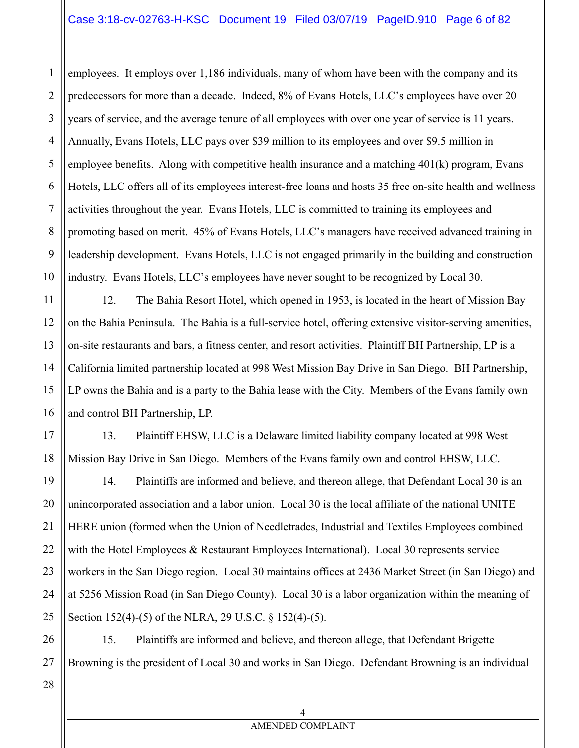employees. It employs over 1,186 individuals, many of whom have been with the company and its predecessors for more than a decade. Indeed, 8% of Evans Hotels, LLC's employees have over 20 years of service, and the average tenure of all employees with over one year of service is 11 years. Annually, Evans Hotels, LLC pays over $39 million to its employees and over $9.5 million in employee benefits. Along with competitive health insurance and a matching 401(k) program, Evans Hotels, LLC offers all of its employees interest-free loans and hosts 35 free on-site health and wellness activities throughout the year. Evans Hotels, LLC is committed to training its employees and promoting based on merit. 45% of Evans Hotels, LLC's managers have received advanced training in leadership development. Evans Hotels, LLC is not engaged primarily in the building and construction industry. Evans Hotels, LLC's employees have never sought to be recognized by Local 30.

12. The Bahia Resort Hotel, which opened in 1953, is located in the heart of Mission Bay on the Bahia Peninsula. The Bahia is a full-service hotel, offering extensive visitor-serving amenities, on-site restaurants and bars, a fitness center, and resort activities. Plaintiff BH Partnership, LP is a California limited partnership located at 998 West Mission Bay Drive in San Diego. BH Partnership, LP owns the Bahia and is a party to the Bahia lease with the City. Members of the Evans family own and control BH Partnership, LP.

13. Plaintiff EHSW, LLC is a Delaware limited liability company located at 998 West Mission Bay Drive in San Diego. Members of the Evans family own and control EHSW, LLC.

14. Plaintiffs are informed and believe, and thereon allege, that Defendant Local 30 is an unincorporated association and a labor union. Local 30 is the local affiliate of the national UNITE HERE union (formed when the Union of Needletrades, Industrial and Textiles Employees combined with the Hotel Employees & Restaurant Employees International). Local 30 represents service workers in the San Diego region. Local 30 maintains offices at 2436 Market Street (in San Diego) and at 5256 Mission Road (in San Diego County). Local 30 is a labor organization within the meaning of Section 152(4)-(5) of the NLRA, 29 U.S.C. § 152(4)-(5).

15. Plaintiffs are informed and believe, and thereon allege, that Defendant Brigette Browning is the president of Local 30 and works in San Diego. Defendant Browning is an individual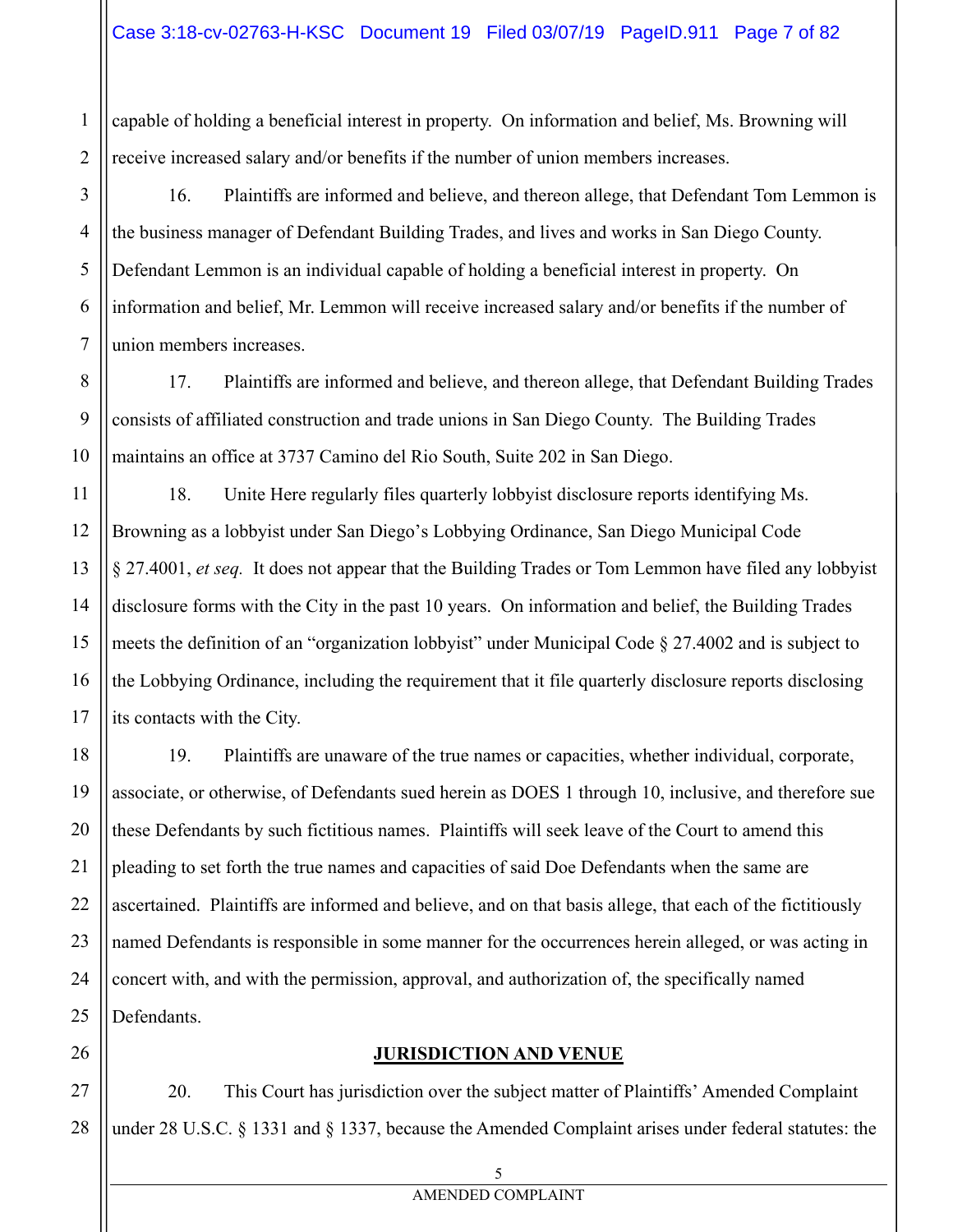capable of holding a beneficial interest in property. On information and belief, Ms. Browning will receive increased salary and/or benefits if the number of union members increases.

16. Plaintiffs are informed and believe, and thereon allege, that Defendant Tom Lemmon is the business manager of Defendant Building Trades, and lives and works in San Diego County. Defendant Lemmon is an individual capable of holding a beneficial interest in property. On information and belief, Mr. Lemmon will receive increased salary and/or benefits if the number of union members increases.

17. Plaintiffs are informed and believe, and thereon allege, that Defendant Building Trades consists of affiliated construction and trade unions in San Diego County. The Building Trades maintains an office at 3737 Camino del Rio South, Suite 202 in San Diego.

18. Unite Here regularly files quarterly lobbyist disclosure reports identifying Ms. Browning as a lobbyist under San Diego's Lobbying Ordinance, San Diego Municipal Code § 27.4001, *et seq.* It does not appear that the Building Trades or Tom Lemmon have filed any lobbyist disclosure forms with the City in the past 10 years. On information and belief, the Building Trades meets the definition of an "organization lobbyist" under Municipal Code § 27.4002 and is subject to the Lobbying Ordinance, including the requirement that it file quarterly disclosure reports disclosing its contacts with the City.

19. Plaintiffs are unaware of the true names or capacities, whether individual, corporate, associate, or otherwise, of Defendants sued herein as DOES 1 through 10, inclusive, and therefore sue these Defendants by such fictitious names. Plaintiffs will seek leave of the Court to amend this pleading to set forth the true names and capacities of said Doe Defendants when the same are ascertained. Plaintiffs are informed and believe, and on that basis allege, that each of the fictitiously named Defendants is responsible in some manner for the occurrences herein alleged, or was acting in concert with, and with the permission, approval, and authorization of, the specifically named Defendants.

## JURISDICTION AND VENUE

20. This Court has jurisdiction over the subject matter of Plaintiffs' Amended Complaint under 28 U.S.C. § 1331 and § 1337, because the Amended Complaint arises under federal statutes: the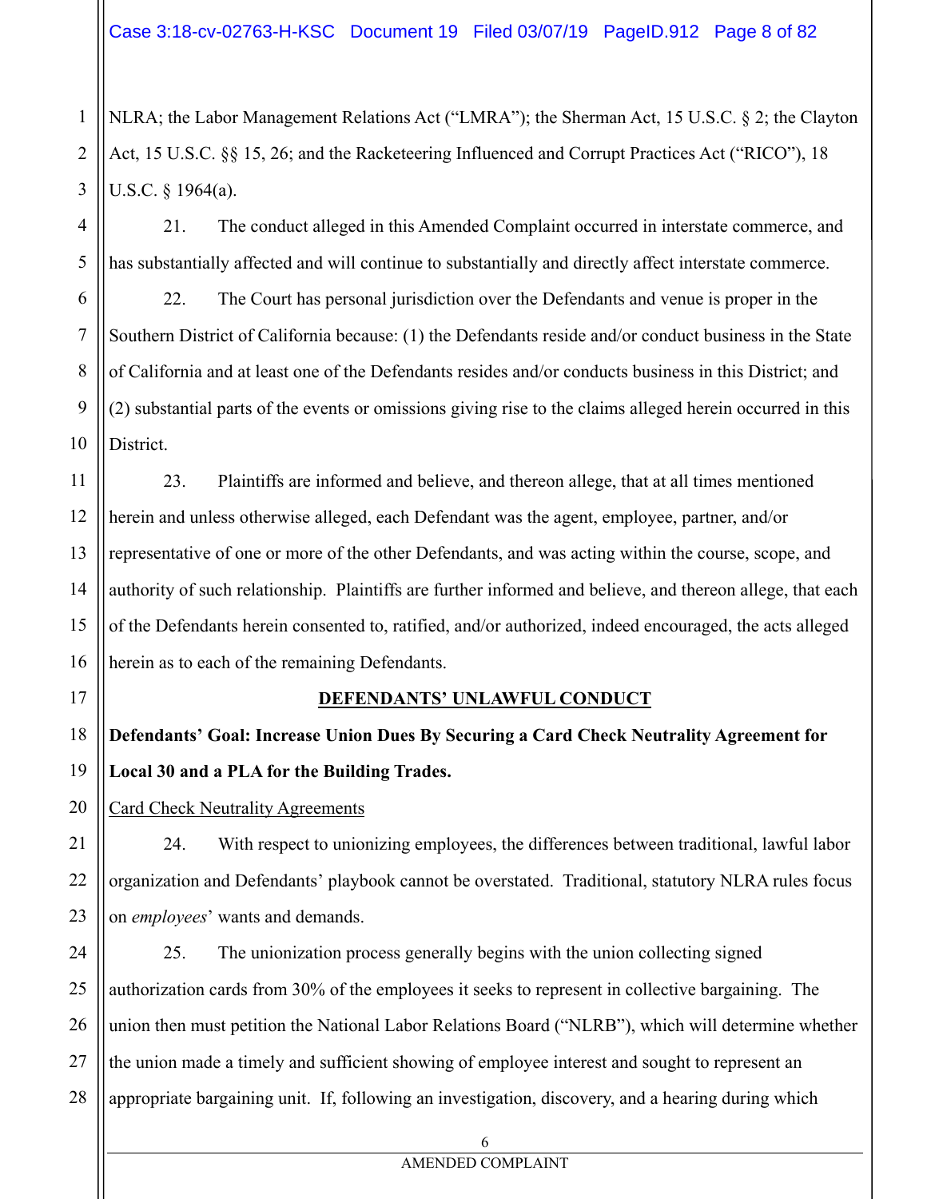NLRA; the Labor Management Relations Act ("LMRA"); the Sherman Act, 15 U.S.C. § 2; the Clayton Act, 15 U.S.C. §§ 15, 26; and the Racketeering Influenced and Corrupt Practices Act ("RICO"), 18 U.S.C. § 1964(a).

21. The conduct alleged in this Amended Complaint occurred in interstate commerce, and has substantially affected and will continue to substantially and directly affect interstate commerce.

22. The Court has personal jurisdiction over the Defendants and venue is proper in the Southern District of California because: (1) the Defendants reside and/or conduct business in the State of California and at least one of the Defendants resides and/or conducts business in this District; and (2) substantial parts of the events or omissions giving rise to the claims alleged herein occurred in this District.

23. Plaintiffs are informed and believe, and thereon allege, that at all times mentioned herein and unless otherwise alleged, each Defendant was the agent, employee, partner, and/or representative of one or more of the other Defendants, and was acting within the course, scope, and authority of such relationship. Plaintiffs are further informed and believe, and thereon allege, that each of the Defendants herein consented to, ratified, and/or authorized, indeed encouraged, the acts alleged herein as to each of the remaining Defendants.

## DEFENDANTS' UNLAWFUL CONDUCT

**Defendants' Goal: Increase Union Dues By Securing a Card Check Neutrality Agreement for Local 30 and a PLA for the Building Trades.**

Card Check Neutrality Agreements

24. With respect to unionizing employees, the differences between traditional, lawful labor organization and Defendants' playbook cannot be overstated. Traditional, statutory NLRA rules focus on *employees*' wants and demands.

25. The unionization process generally begins with the union collecting signed authorization cards from 30% of the employees it seeks to represent in collective bargaining. The union then must petition the National Labor Relations Board ("NLRB"), which will determine whether the union made a timely and sufficient showing of employee interest and sought to represent an appropriate bargaining unit. If, following an investigation, discovery, and a hearing during which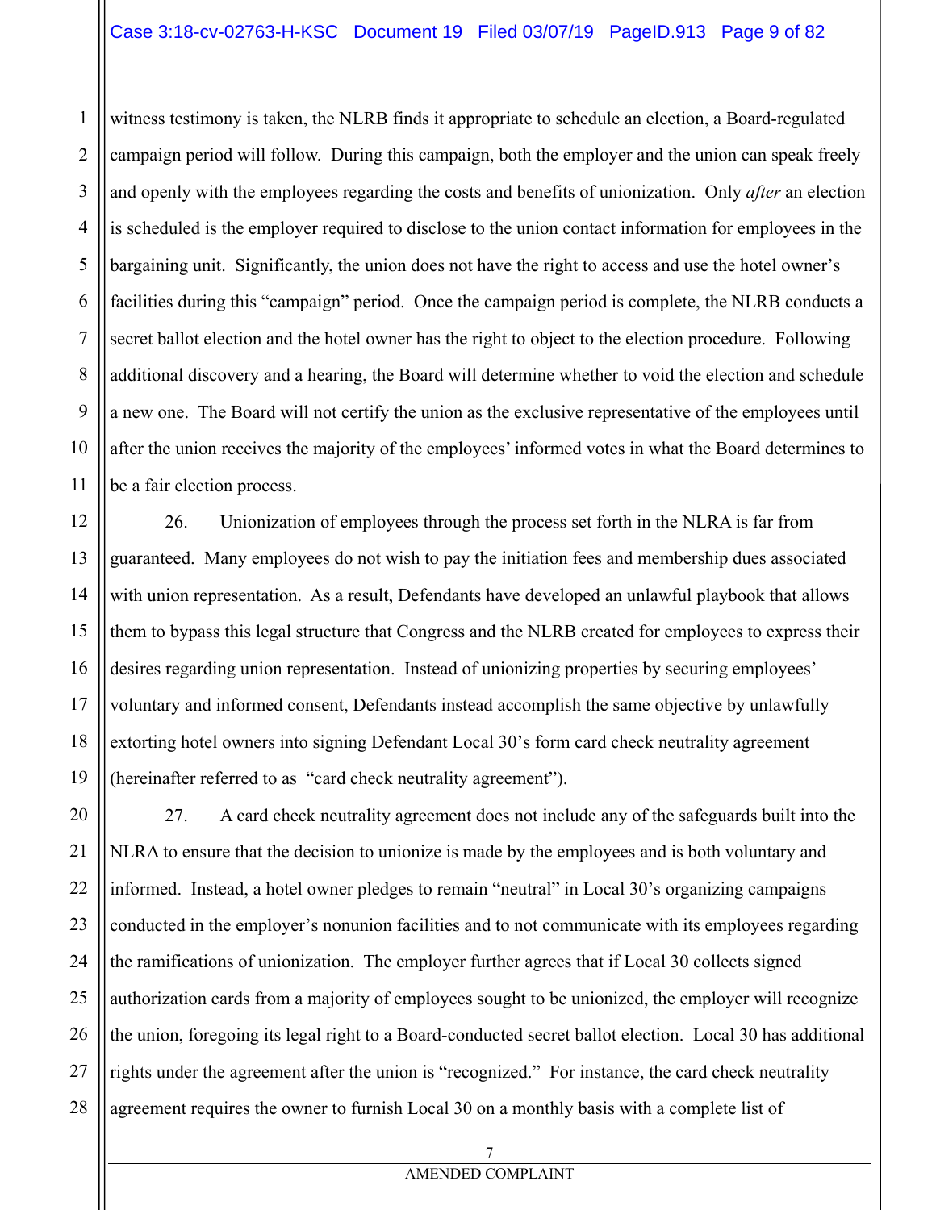witness testimony is taken, the NLRB finds it appropriate to schedule an election, a Board-regulated campaign period will follow. During this campaign, both the employer and the union can speak freely and openly with the employees regarding the costs and benefits of unionization. Only *after* an election is scheduled is the employer required to disclose to the union contact information for employees in the bargaining unit. Significantly, the union does not have the right to access and use the hotel owner's facilities during this "campaign" period. Once the campaign period is complete, the NLRB conducts a secret ballot election and the hotel owner has the right to object to the election procedure. Following additional discovery and a hearing, the Board will determine whether to void the election and schedule a new one. The Board will not certify the union as the exclusive representative of the employees until after the union receives the majority of the employees' informed votes in what the Board determines to be a fair election process.

26. Unionization of employees through the process set forth in the NLRA is far from guaranteed. Many employees do not wish to pay the initiation fees and membership dues associated with union representation. As a result, Defendants have developed an unlawful playbook that allows them to bypass this legal structure that Congress and the NLRB created for employees to express their desires regarding union representation. Instead of unionizing properties by securing employees' voluntary and informed consent, Defendants instead accomplish the same objective by unlawfully extorting hotel owners into signing Defendant Local 30's form card check neutrality agreement (hereinafter referred to as "card check neutrality agreement").

27. A card check neutrality agreement does not include any of the safeguards built into the NLRA to ensure that the decision to unionize is made by the employees and is both voluntary and informed. Instead, a hotel owner pledges to remain "neutral" in Local 30's organizing campaigns conducted in the employer's nonunion facilities and to not communicate with its employees regarding the ramifications of unionization. The employer further agrees that if Local 30 collects signed authorization cards from a majority of employees sought to be unionized, the employer will recognize the union, foregoing its legal right to a Board-conducted secret ballot election. Local 30 has additional rights under the agreement after the union is "recognized." For instance, the card check neutrality agreement requires the owner to furnish Local 30 on a monthly basis with a complete list of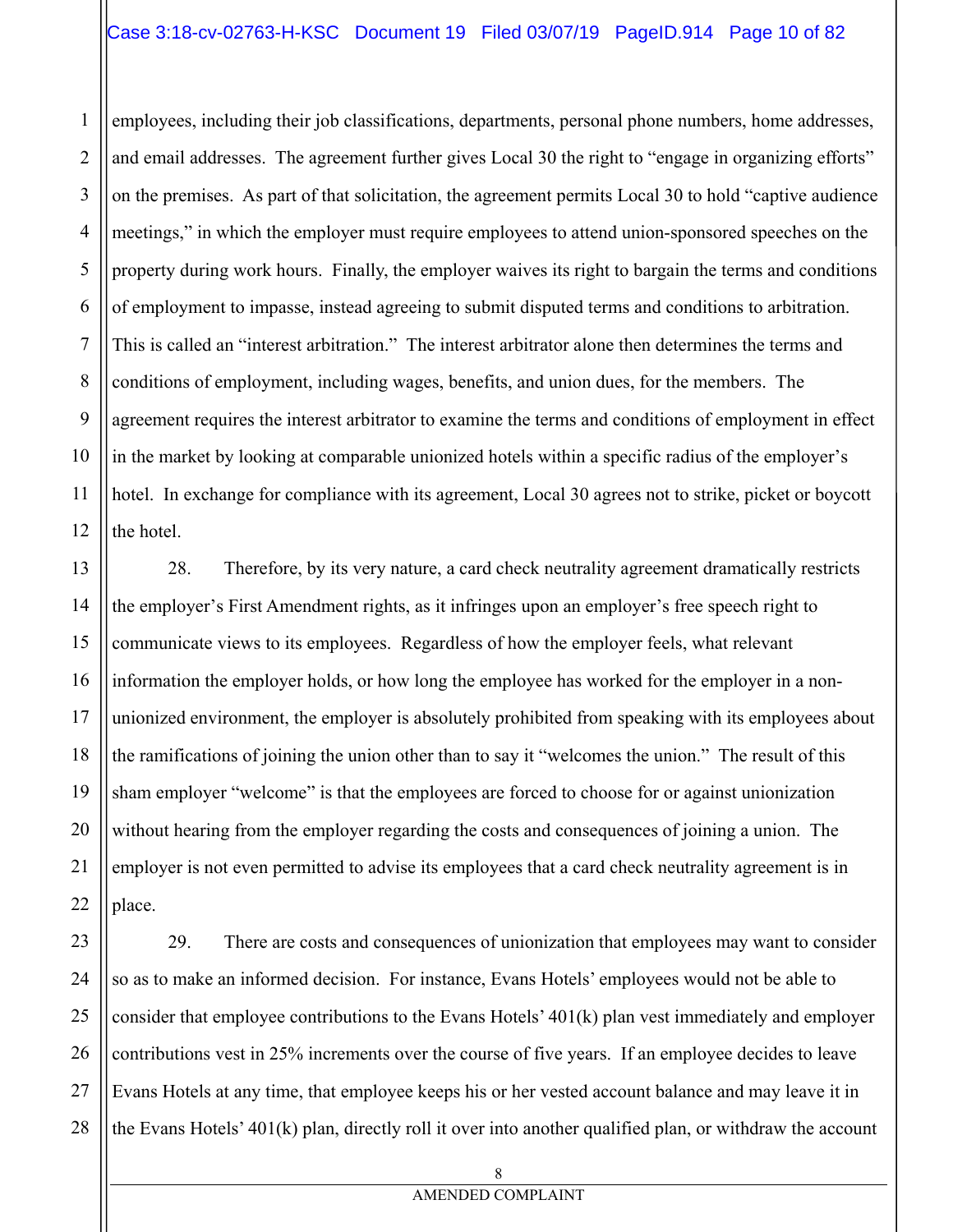employees, including their job classifications, departments, personal phone numbers, home addresses, and email addresses. The agreement further gives Local 30 the right to "engage in organizing efforts" on the premises. As part of that solicitation, the agreement permits Local 30 to hold "captive audience meetings," in which the employer must require employees to attend union-sponsored speeches on the property during work hours. Finally, the employer waives its right to bargain the terms and conditions of employment to impasse, instead agreeing to submit disputed terms and conditions to arbitration. This is called an "interest arbitration." The interest arbitrator alone then determines the terms and conditions of employment, including wages, benefits, and union dues, for the members. The agreement requires the interest arbitrator to examine the terms and conditions of employment in effect in the market by looking at comparable unionized hotels within a specific radius of the employer's hotel. In exchange for compliance with its agreement, Local 30 agrees not to strike, picket or boycott the hotel.

28. Therefore, by its very nature, a card check neutrality agreement dramatically restricts the employer's First Amendment rights, as it infringes upon an employer's free speech right to communicate views to its employees. Regardless of how the employer feels, what relevant information the employer holds, or how long the employee has worked for the employer in a non-unionized environment, the employer is absolutely prohibited from speaking with its employees about the ramifications of joining the union other than to say it "welcomes the union." The result of this sham employer "welcome" is that the employees are forced to choose for or against unionization without hearing from the employer regarding the costs and consequences of joining a union. The employer is not even permitted to advise its employees that a card check neutrality agreement is in place.

29. There are costs and consequences of unionization that employees may want to consider so as to make an informed decision. For instance, Evans Hotels' employees would not be able to consider that employee contributions to the Evans Hotels' 401(k) plan vest immediately and employer contributions vest in 25% increments over the course of five years. If an employee decides to leave Evans Hotels at any time, that employee keeps his or her vested account balance and may leave it in the Evans Hotels' 401(k) plan, directly roll it over into another qualified plan, or withdraw the account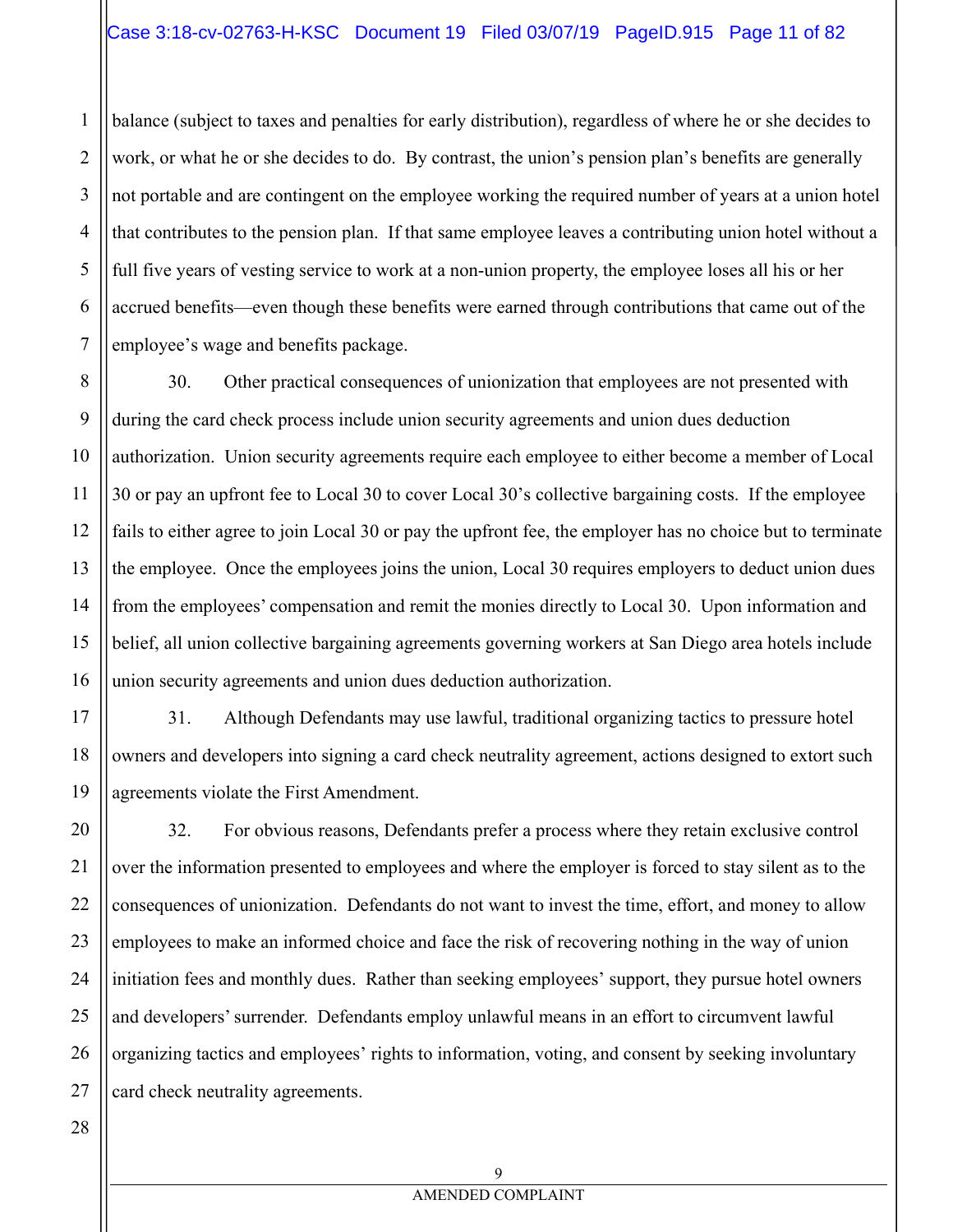balance (subject to taxes and penalties for early distribution), regardless of where he or she decides to work, or what he or she decides to do. By contrast, the union's pension plan's benefits are generally not portable and are contingent on the employee working the required number of years at a union hotel that contributes to the pension plan. If that same employee leaves a contributing union hotel without a full five years of vesting service to work at a non-union property, the employee loses all his or her accrued benefits—even though these benefits were earned through contributions that came out of the employee's wage and benefits package.

30. Other practical consequences of unionization that employees are not presented with during the card check process include union security agreements and union dues deduction authorization. Union security agreements require each employee to either become a member of Local 30 or pay an upfront fee to Local 30 to cover Local 30's collective bargaining costs. If the employee fails to either agree to join Local 30 or pay the upfront fee, the employer has no choice but to terminate the employee. Once the employees joins the union, Local 30 requires employers to deduct union dues from the employees' compensation and remit the monies directly to Local 30. Upon information and belief, all union collective bargaining agreements governing workers at San Diego area hotels include union security agreements and union dues deduction authorization.

31. Although Defendants may use lawful, traditional organizing tactics to pressure hotel owners and developers into signing a card check neutrality agreement, actions designed to extort such agreements violate the First Amendment.

32. For obvious reasons, Defendants prefer a process where they retain exclusive control over the information presented to employees and where the employer is forced to stay silent as to the consequences of unionization. Defendants do not want to invest the time, effort, and money to allow employees to make an informed choice and face the risk of recovering nothing in the way of union initiation fees and monthly dues. Rather than seeking employees' support, they pursue hotel owners and developers' surrender. Defendants employ unlawful means in an effort to circumvent lawful organizing tactics and employees' rights to information, voting, and consent by seeking involuntary card check neutrality agreements.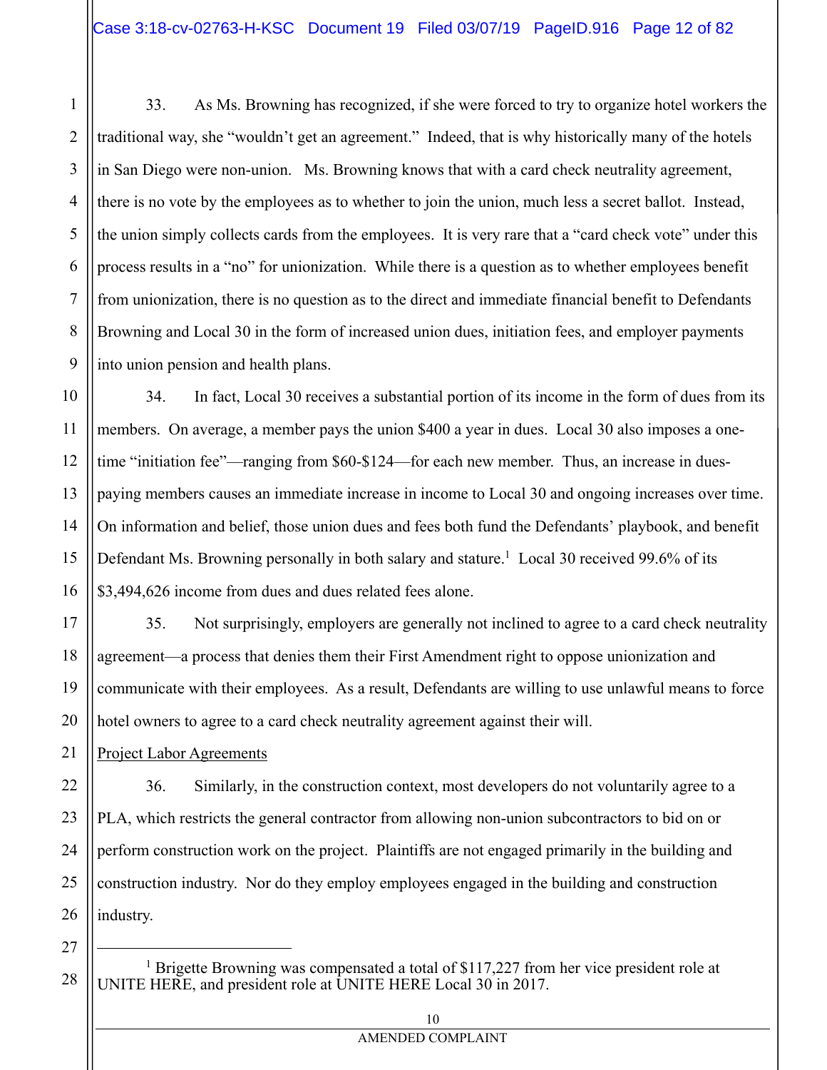33. As Ms. Browning has recognized, if she were forced to try to organize hotel workers the traditional way, she "wouldn't get an agreement." Indeed, that is why historically many of the hotels in San Diego were non-union. Ms. Browning knows that with a card check neutrality agreement, there is no vote by the employees as to whether to join the union, much less a secret ballot. Instead, the union simply collects cards from the employees. It is very rare that a "card check vote" under this process results in a "no" for unionization. While there is a question as to whether employees benefit from unionization, there is no question as to the direct and immediate financial benefit to Defendants Browning and Local 30 in the form of increased union dues, initiation fees, and employer payments into union pension and health plans.

34. In fact, Local 30 receives a substantial portion of its income in the form of dues from its members. On average, a member pays the union $400 a year in dues. Local 30 also imposes a one-time "initiation fee"—ranging from $60-$124—for each new member. Thus, an increase in dues-paying members causes an immediate increase in income to Local 30 and ongoing increases over time. On information and belief, those union dues and fees both fund the Defendants' playbook, and benefit Defendant Ms. Browning personally in both salary and stature.[1] Local 30 received 99.6% of its $3,494,626 income from dues and dues related fees alone.

35. Not surprisingly, employers are generally not inclined to agree to a card check neutrality agreement—a process that denies them their First Amendment right to oppose unionization and communicate with their employees. As a result, Defendants are willing to use unlawful means to force hotel owners to agree to a card check neutrality agreement against their will.

Project Labor Agreements

36. Similarly, in the construction context, most developers do not voluntarily agree to a PLA, which restricts the general contractor from allowing non-union subcontractors to bid on or perform construction work on the project. Plaintiffs are not engaged primarily in the building and construction industry. Nor do they employ employees engaged in the building and construction industry.

[1] Brigette Browning was compensated a total of $117,227 from her vice president role at UNITE HERE, and president role at UNITE HERE Local 30 in 2017.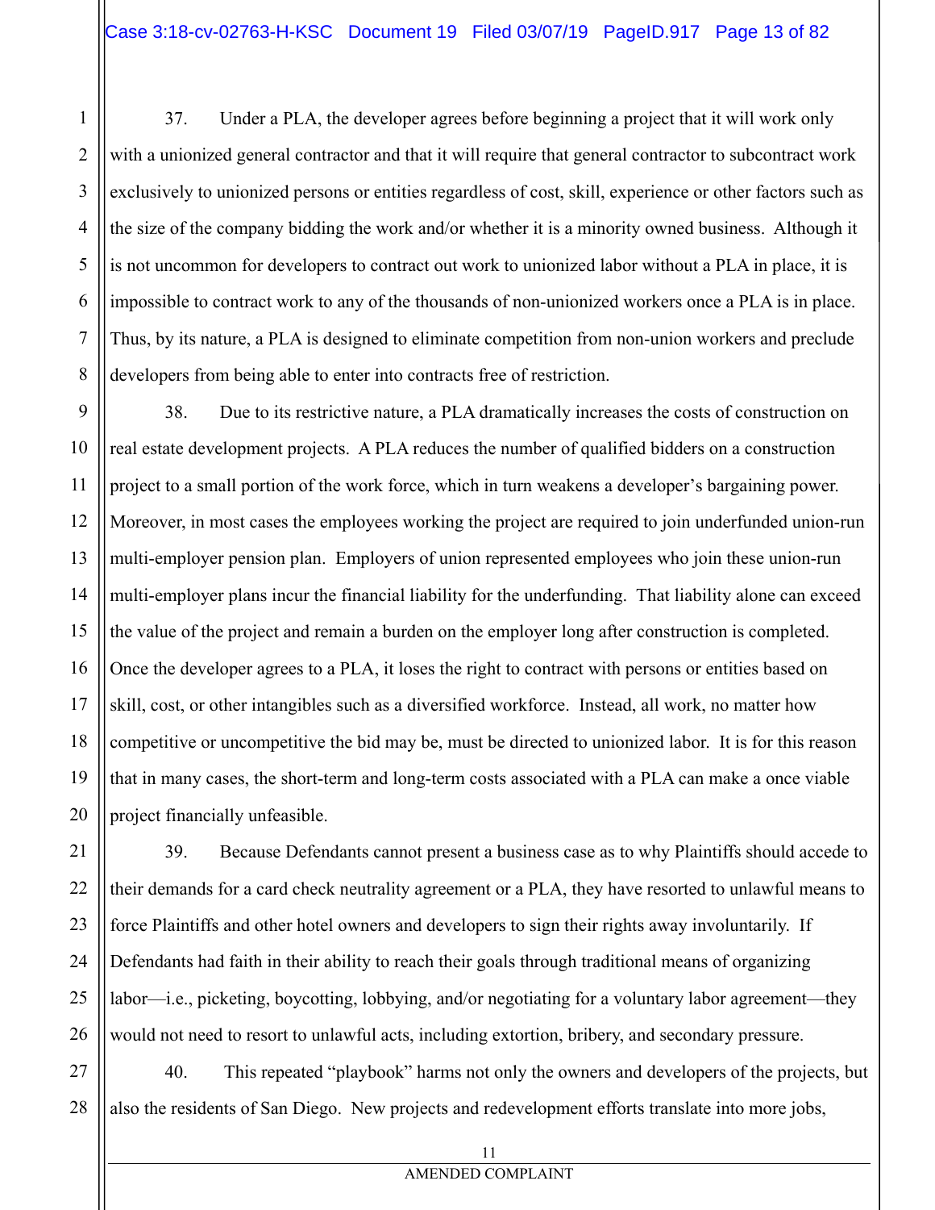37. Under a PLA, the developer agrees before beginning a project that it will work only with a unionized general contractor and that it will require that general contractor to subcontract work exclusively to unionized persons or entities regardless of cost, skill, experience or other factors such as the size of the company bidding the work and/or whether it is a minority owned business. Although it is not uncommon for developers to contract out work to unionized labor without a PLA in place, it is impossible to contract work to any of the thousands of non-unionized workers once a PLA is in place. Thus, by its nature, a PLA is designed to eliminate competition from non-union workers and preclude developers from being able to enter into contracts free of restriction.

38. Due to its restrictive nature, a PLA dramatically increases the costs of construction on real estate development projects. A PLA reduces the number of qualified bidders on a construction project to a small portion of the work force, which in turn weakens a developer's bargaining power. Moreover, in most cases the employees working the project are required to join underfunded union-run multi-employer pension plan. Employers of union represented employees who join these union-run multi-employer plans incur the financial liability for the underfunding. That liability alone can exceed the value of the project and remain a burden on the employer long after construction is completed. Once the developer agrees to a PLA, it loses the right to contract with persons or entities based on skill, cost, or other intangibles such as a diversified workforce. Instead, all work, no matter how competitive or uncompetitive the bid may be, must be directed to unionized labor. It is for this reason that in many cases, the short-term and long-term costs associated with a PLA can make a once viable project financially unfeasible.

39. Because Defendants cannot present a business case as to why Plaintiffs should accede to their demands for a card check neutrality agreement or a PLA, they have resorted to unlawful means to force Plaintiffs and other hotel owners and developers to sign their rights away involuntarily. If Defendants had faith in their ability to reach their goals through traditional means of organizing labor—i.e., picketing, boycotting, lobbying, and/or negotiating for a voluntary labor agreement—they would not need to resort to unlawful acts, including extortion, bribery, and secondary pressure.

40. This repeated "playbook" harms not only the owners and developers of the projects, but also the residents of San Diego. New projects and redevelopment efforts translate into more jobs,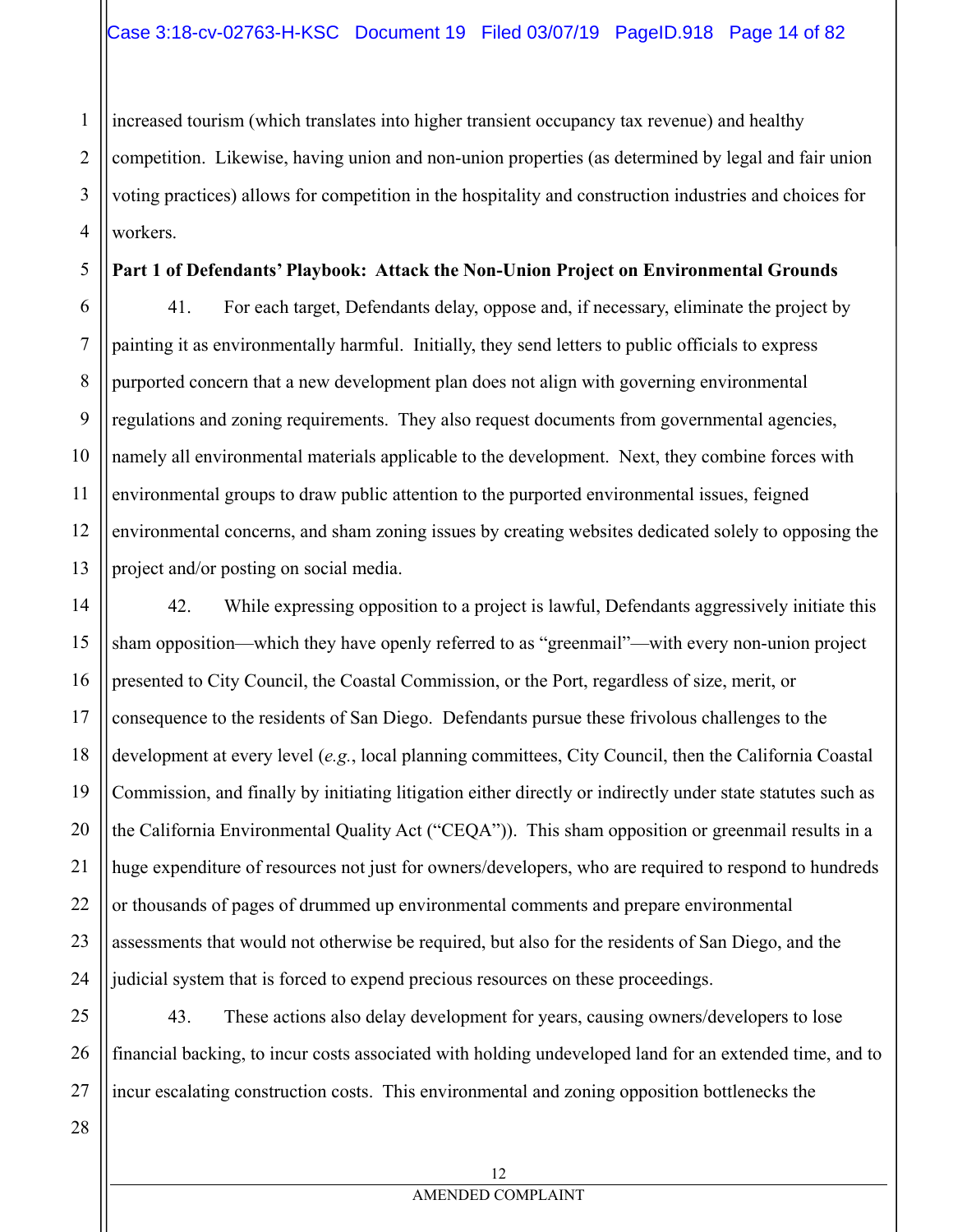increased tourism (which translates into higher transient occupancy tax revenue) and healthy competition. Likewise, having union and non-union properties (as determined by legal and fair union voting practices) allows for competition in the hospitality and construction industries and choices for workers.

**Part 1 of Defendants' Playbook: Attack the Non-Union Project on Environmental Grounds**

41. For each target, Defendants delay, oppose and, if necessary, eliminate the project by painting it as environmentally harmful. Initially, they send letters to public officials to express purported concern that a new development plan does not align with governing environmental regulations and zoning requirements. They also request documents from governmental agencies, namely all environmental materials applicable to the development. Next, they combine forces with environmental groups to draw public attention to the purported environmental issues, feigned environmental concerns, and sham zoning issues by creating websites dedicated solely to opposing the project and/or posting on social media.

42. While expressing opposition to a project is lawful, Defendants aggressively initiate this sham opposition—which they have openly referred to as "greenmail"—with every non-union project presented to City Council, the Coastal Commission, or the Port, regardless of size, merit, or consequence to the residents of San Diego. Defendants pursue these frivolous challenges to the development at every level (*e.g.*, local planning committees, City Council, then the California Coastal Commission, and finally by initiating litigation either directly or indirectly under state statutes such as the California Environmental Quality Act ("CEQA")). This sham opposition or greenmail results in a huge expenditure of resources not just for owners/developers, who are required to respond to hundreds or thousands of pages of drummed up environmental comments and prepare environmental assessments that would not otherwise be required, but also for the residents of San Diego, and the judicial system that is forced to expend precious resources on these proceedings.

43. These actions also delay development for years, causing owners/developers to lose financial backing, to incur costs associated with holding undeveloped land for an extended time, and to incur escalating construction costs. This environmental and zoning opposition bottlenecks the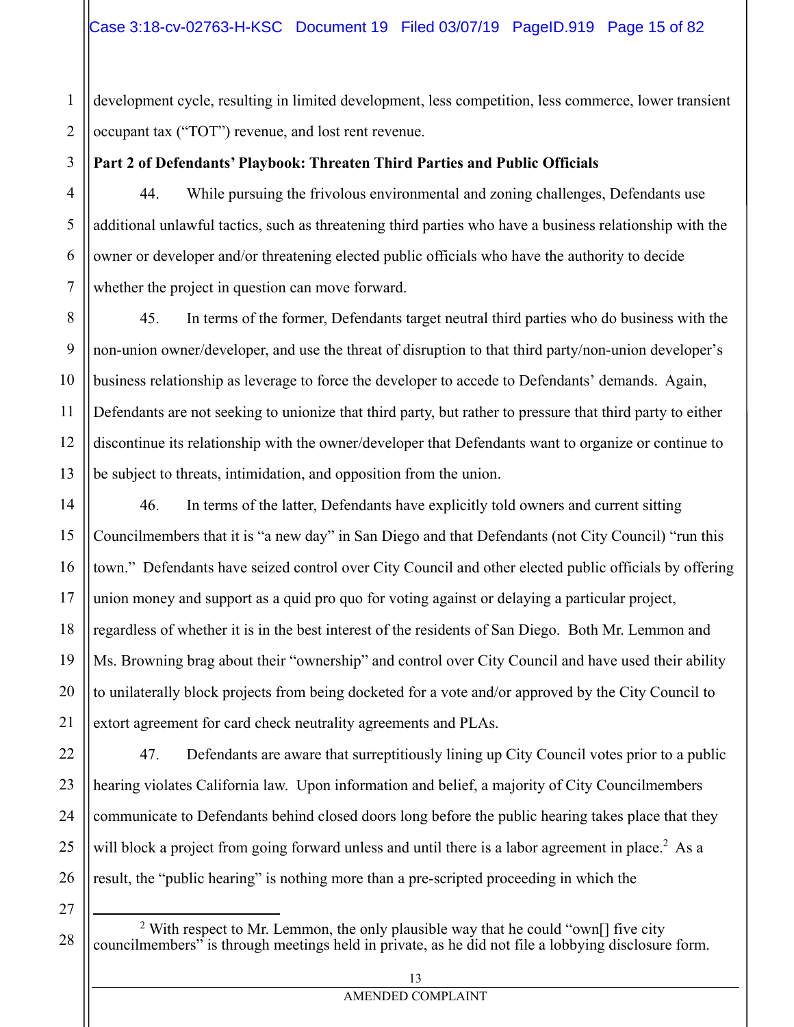development cycle, resulting in limited development, less competition, less commerce, lower transient occupant tax ("TOT") revenue, and lost rent revenue.

**Part 2 of Defendants' Playbook: Threaten Third Parties and Public Officials**

44. While pursuing the frivolous environmental and zoning challenges, Defendants use additional unlawful tactics, such as threatening third parties who have a business relationship with the owner or developer and/or threatening elected public officials who have the authority to decide whether the project in question can move forward.

45. In terms of the former, Defendants target neutral third parties who do business with the non-union owner/developer, and use the threat of disruption to that third party/non-union developer's business relationship as leverage to force the developer to accede to Defendants' demands. Again, Defendants are not seeking to unionize that third party, but rather to pressure that third party to either discontinue its relationship with the owner/developer that Defendants want to organize or continue to be subject to threats, intimidation, and opposition from the union.

46. In terms of the latter, Defendants have explicitly told owners and current sitting Councilmembers that it is "a new day" in San Diego and that Defendants (not City Council) "run this town." Defendants have seized control over City Council and other elected public officials by offering union money and support as a quid pro quo for voting against or delaying a particular project, regardless of whether it is in the best interest of the residents of San Diego. Both Mr. Lemmon and Ms. Browning brag about their "ownership" and control over City Council and have used their ability to unilaterally block projects from being docketed for a vote and/or approved by the City Council to extort agreement for card check neutrality agreements and PLAs.

47. Defendants are aware that surreptitiously lining up City Council votes prior to a public hearing violates California law. Upon information and belief, a majority of City Councilmembers communicate to Defendants behind closed doors long before the public hearing takes place that they will block a project from going forward unless and until there is a labor agreement in place.[2] As a result, the "public hearing" is nothing more than a pre-scripted proceeding in which the

---

[2] With respect to Mr. Lemmon, the only plausible way that he could "own[] five city councilmembers" is through meetings held in private, as he did not file a lobbying disclosure form.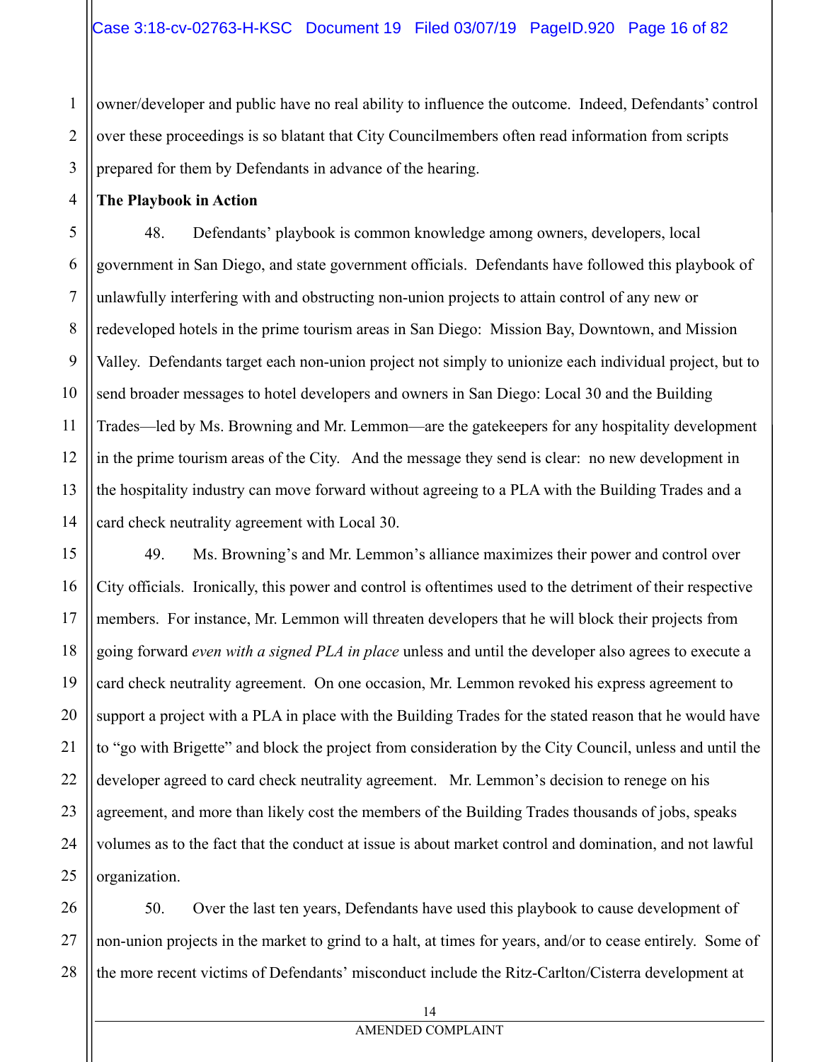owner/developer and public have no real ability to influence the outcome. Indeed, Defendants' control over these proceedings is so blatant that City Councilmembers often read information from scripts prepared for them by Defendants in advance of the hearing.

**The Playbook in Action**

48. Defendants' playbook is common knowledge among owners, developers, local government in San Diego, and state government officials. Defendants have followed this playbook of unlawfully interfering with and obstructing non-union projects to attain control of any new or redeveloped hotels in the prime tourism areas in San Diego: Mission Bay, Downtown, and Mission Valley. Defendants target each non-union project not simply to unionize each individual project, but to send broader messages to hotel developers and owners in San Diego: Local 30 and the Building Trades—led by Ms. Browning and Mr. Lemmon—are the gatekeepers for any hospitality development in the prime tourism areas of the City. And the message they send is clear: no new development in the hospitality industry can move forward without agreeing to a PLA with the Building Trades and a card check neutrality agreement with Local 30.

49. Ms. Browning's and Mr. Lemmon's alliance maximizes their power and control over City officials. Ironically, this power and control is oftentimes used to the detriment of their respective members. For instance, Mr. Lemmon will threaten developers that he will block their projects from going forward *even with a signed PLA in place* unless and until the developer also agrees to execute a card check neutrality agreement. On one occasion, Mr. Lemmon revoked his express agreement to support a project with a PLA in place with the Building Trades for the stated reason that he would have to "go with Brigette" and block the project from consideration by the City Council, unless and until the developer agreed to card check neutrality agreement. Mr. Lemmon's decision to renege on his agreement, and more than likely cost the members of the Building Trades thousands of jobs, speaks volumes as to the fact that the conduct at issue is about market control and domination, and not lawful organization.

50. Over the last ten years, Defendants have used this playbook to cause development of non-union projects in the market to grind to a halt, at times for years, and/or to cease entirely. Some of the more recent victims of Defendants' misconduct include the Ritz-Carlton/Cisterra development at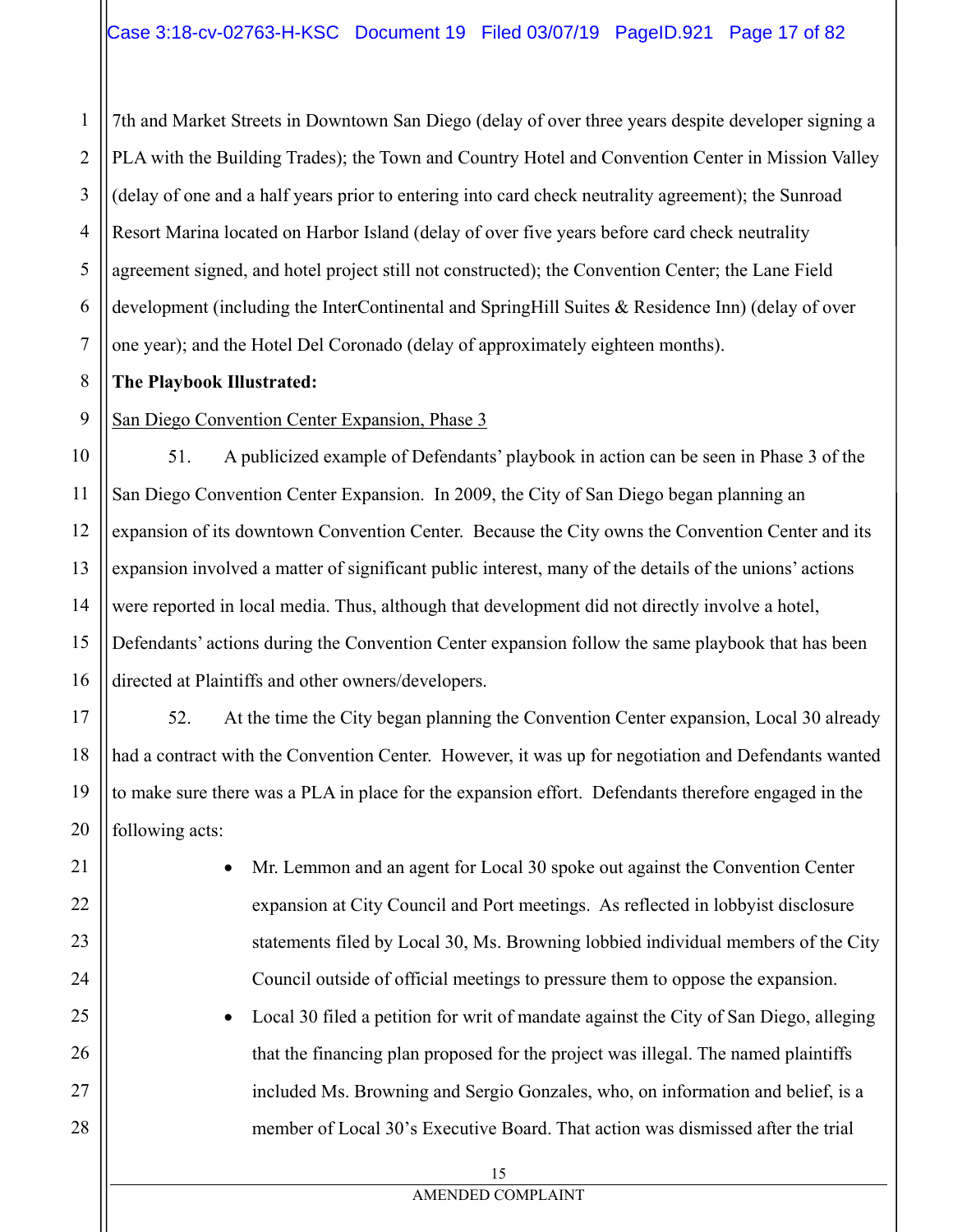7th and Market Streets in Downtown San Diego (delay of over three years despite developer signing a PLA with the Building Trades); the Town and Country Hotel and Convention Center in Mission Valley (delay of one and a half years prior to entering into card check neutrality agreement); the Sunroad Resort Marina located on Harbor Island (delay of over five years before card check neutrality agreement signed, and hotel project still not constructed); the Convention Center; the Lane Field development (including the InterContinental and SpringHill Suites & Residence Inn) (delay of over one year); and the Hotel Del Coronado (delay of approximately eighteen months).

**The Playbook Illustrated:**

San Diego Convention Center Expansion, Phase 3

51. A publicized example of Defendants' playbook in action can be seen in Phase 3 of the San Diego Convention Center Expansion. In 2009, the City of San Diego began planning an expansion of its downtown Convention Center. Because the City owns the Convention Center and its expansion involved a matter of significant public interest, many of the details of the unions' actions were reported in local media. Thus, although that development did not directly involve a hotel, Defendants' actions during the Convention Center expansion follow the same playbook that has been directed at Plaintiffs and other owners/developers.

52. At the time the City began planning the Convention Center expansion, Local 30 already had a contract with the Convention Center. However, it was up for negotiation and Defendants wanted to make sure there was a PLA in place for the expansion effort. Defendants therefore engaged in the following acts:

- Mr. Lemmon and an agent for Local 30 spoke out against the Convention Center expansion at City Council and Port meetings. As reflected in lobbyist disclosure statements filed by Local 30, Ms. Browning lobbied individual members of the City Council outside of official meetings to pressure them to oppose the expansion.
- Local 30 filed a petition for writ of mandate against the City of San Diego, alleging that the financing plan proposed for the project was illegal. The named plaintiffs included Ms. Browning and Sergio Gonzales, who, on information and belief, is a member of Local 30's Executive Board. That action was dismissed after the trial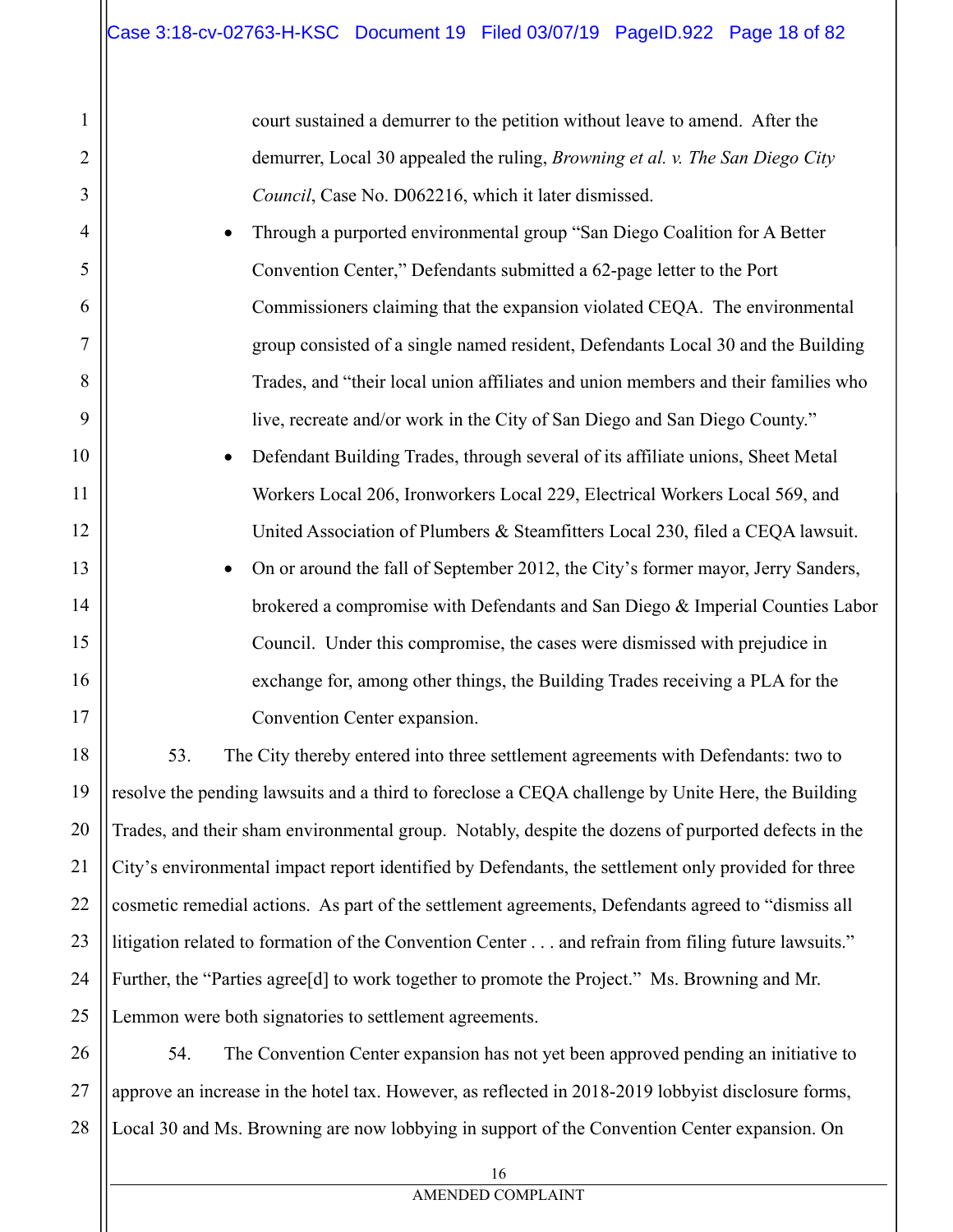court sustained a demurrer to the petition without leave to amend. After the demurrer, Local 30 appealed the ruling, *Browning et al. v. The San Diego City Council*, Case No. D062216, which it later dismissed.

- Through a purported environmental group "San Diego Coalition for A Better Convention Center," Defendants submitted a 62-page letter to the Port Commissioners claiming that the expansion violated CEQA. The environmental group consisted of a single named resident, Defendants Local 30 and the Building Trades, and "their local union affiliates and union members and their families who live, recreate and/or work in the City of San Diego and San Diego County."
- Defendant Building Trades, through several of its affiliate unions, Sheet Metal Workers Local 206, Ironworkers Local 229, Electrical Workers Local 569, and United Association of Plumbers & Steamfitters Local 230, filed a CEQA lawsuit.
- On or around the fall of September 2012, the City's former mayor, Jerry Sanders, brokered a compromise with Defendants and San Diego & Imperial Counties Labor Council. Under this compromise, the cases were dismissed with prejudice in exchange for, among other things, the Building Trades receiving a PLA for the Convention Center expansion.

53. The City thereby entered into three settlement agreements with Defendants: two to resolve the pending lawsuits and a third to foreclose a CEQA challenge by Unite Here, the Building Trades, and their sham environmental group. Notably, despite the dozens of purported defects in the City's environmental impact report identified by Defendants, the settlement only provided for three cosmetic remedial actions. As part of the settlement agreements, Defendants agreed to "dismiss all litigation related to formation of the Convention Center . . . and refrain from filing future lawsuits." Further, the "Parties agree[d] to work together to promote the Project." Ms. Browning and Mr. Lemmon were both signatories to settlement agreements.

54. The Convention Center expansion has not yet been approved pending an initiative to approve an increase in the hotel tax. However, as reflected in 2018-2019 lobbyist disclosure forms, Local 30 and Ms. Browning are now lobbying in support of the Convention Center expansion. On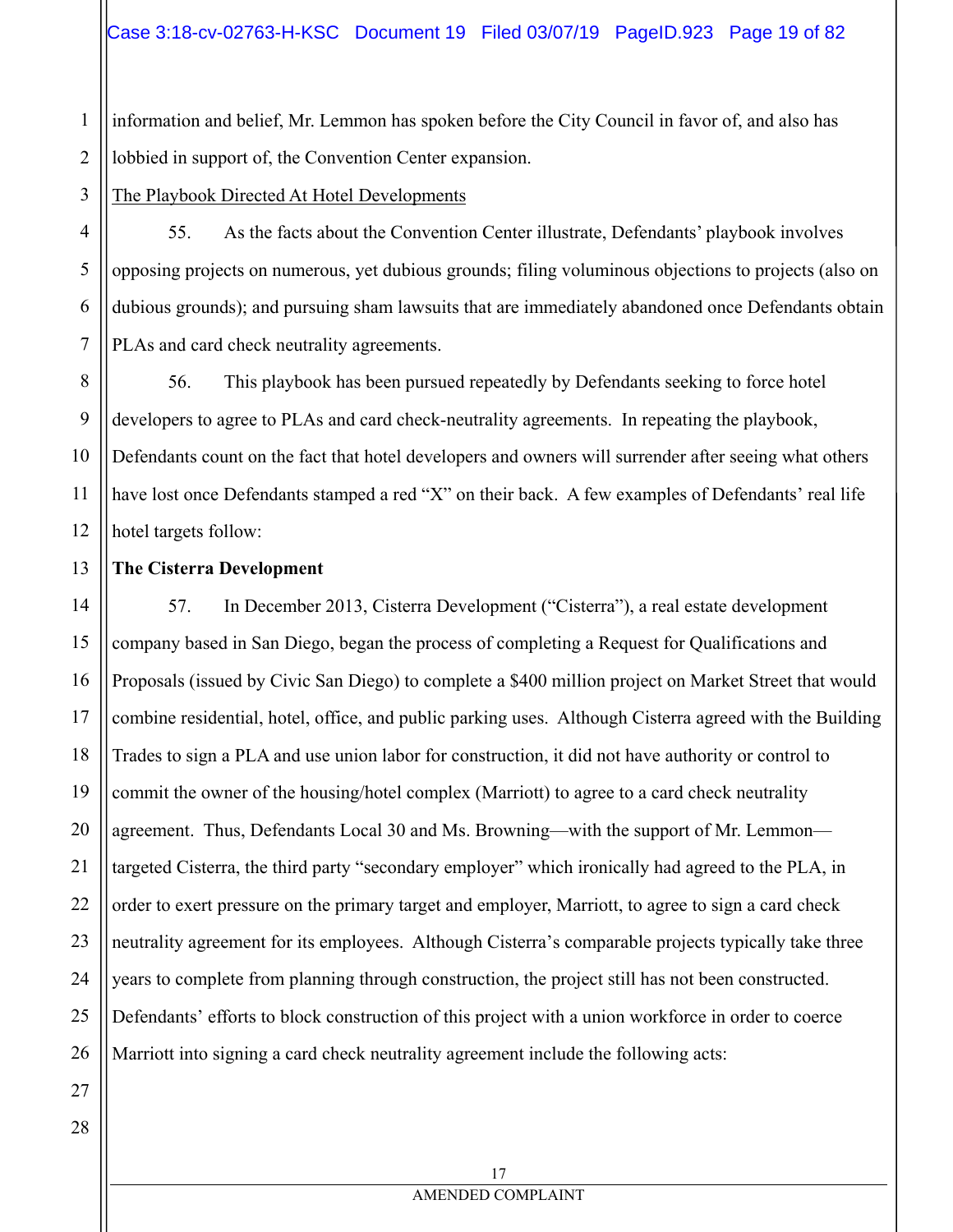information and belief, Mr. Lemmon has spoken before the City Council in favor of, and also has lobbied in support of, the Convention Center expansion.

The Playbook Directed At Hotel Developments

55. As the facts about the Convention Center illustrate, Defendants' playbook involves opposing projects on numerous, yet dubious grounds; filing voluminous objections to projects (also on dubious grounds); and pursuing sham lawsuits that are immediately abandoned once Defendants obtain PLAs and card check neutrality agreements.

56. This playbook has been pursued repeatedly by Defendants seeking to force hotel developers to agree to PLAs and card check-neutrality agreements. In repeating the playbook, Defendants count on the fact that hotel developers and owners will surrender after seeing what others have lost once Defendants stamped a red "X" on their back. A few examples of Defendants' real life hotel targets follow:

**The Cisterra Development**

57. In December 2013, Cisterra Development ("Cisterra"), a real estate development company based in San Diego, began the process of completing a Request for Qualifications and Proposals (issued by Civic San Diego) to complete a $400 million project on Market Street that would combine residential, hotel, office, and public parking uses. Although Cisterra agreed with the Building Trades to sign a PLA and use union labor for construction, it did not have authority or control to commit the owner of the housing/hotel complex (Marriott) to agree to a card check neutrality agreement. Thus, Defendants Local 30 and Ms. Browning—with the support of Mr. Lemmon—targeted Cisterra, the third party "secondary employer" which ironically had agreed to the PLA, in order to exert pressure on the primary target and employer, Marriott, to agree to sign a card check neutrality agreement for its employees. Although Cisterra's comparable projects typically take three years to complete from planning through construction, the project still has not been constructed. Defendants' efforts to block construction of this project with a union workforce in order to coerce Marriott into signing a card check neutrality agreement include the following acts: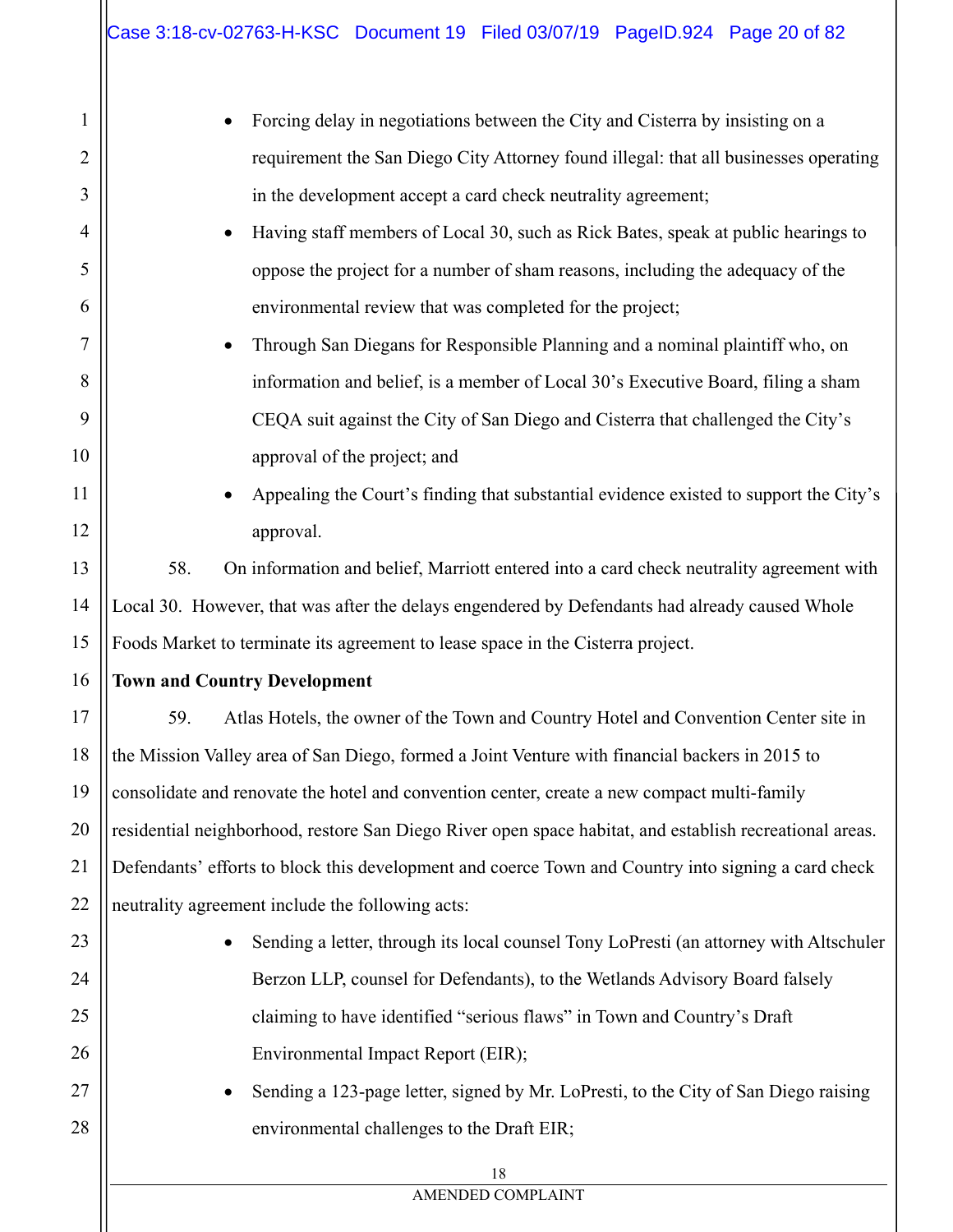- Forcing delay in negotiations between the City and Cisterra by insisting on a requirement the San Diego City Attorney found illegal: that all businesses operating in the development accept a card check neutrality agreement;
- Having staff members of Local 30, such as Rick Bates, speak at public hearings to oppose the project for a number of sham reasons, including the adequacy of the environmental review that was completed for the project;
- Through San Diegans for Responsible Planning and a nominal plaintiff who, on information and belief, is a member of Local 30's Executive Board, filing a sham CEQA suit against the City of San Diego and Cisterra that challenged the City's approval of the project; and
- Appealing the Court's finding that substantial evidence existed to support the City's approval.

58. On information and belief, Marriott entered into a card check neutrality agreement with Local 30. However, that was after the delays engendered by Defendants had already caused Whole Foods Market to terminate its agreement to lease space in the Cisterra project.

**Town and Country Development**

59. Atlas Hotels, the owner of the Town and Country Hotel and Convention Center site in the Mission Valley area of San Diego, formed a Joint Venture with financial backers in 2015 to consolidate and renovate the hotel and convention center, create a new compact multi-family residential neighborhood, restore San Diego River open space habitat, and establish recreational areas. Defendants' efforts to block this development and coerce Town and Country into signing a card check neutrality agreement include the following acts:

- Sending a letter, through its local counsel Tony LoPresti (an attorney with Altschuler Berzon LLP, counsel for Defendants), to the Wetlands Advisory Board falsely claiming to have identified "serious flaws" in Town and Country's Draft Environmental Impact Report (EIR);
- Sending a 123-page letter, signed by Mr. LoPresti, to the City of San Diego raising environmental challenges to the Draft EIR;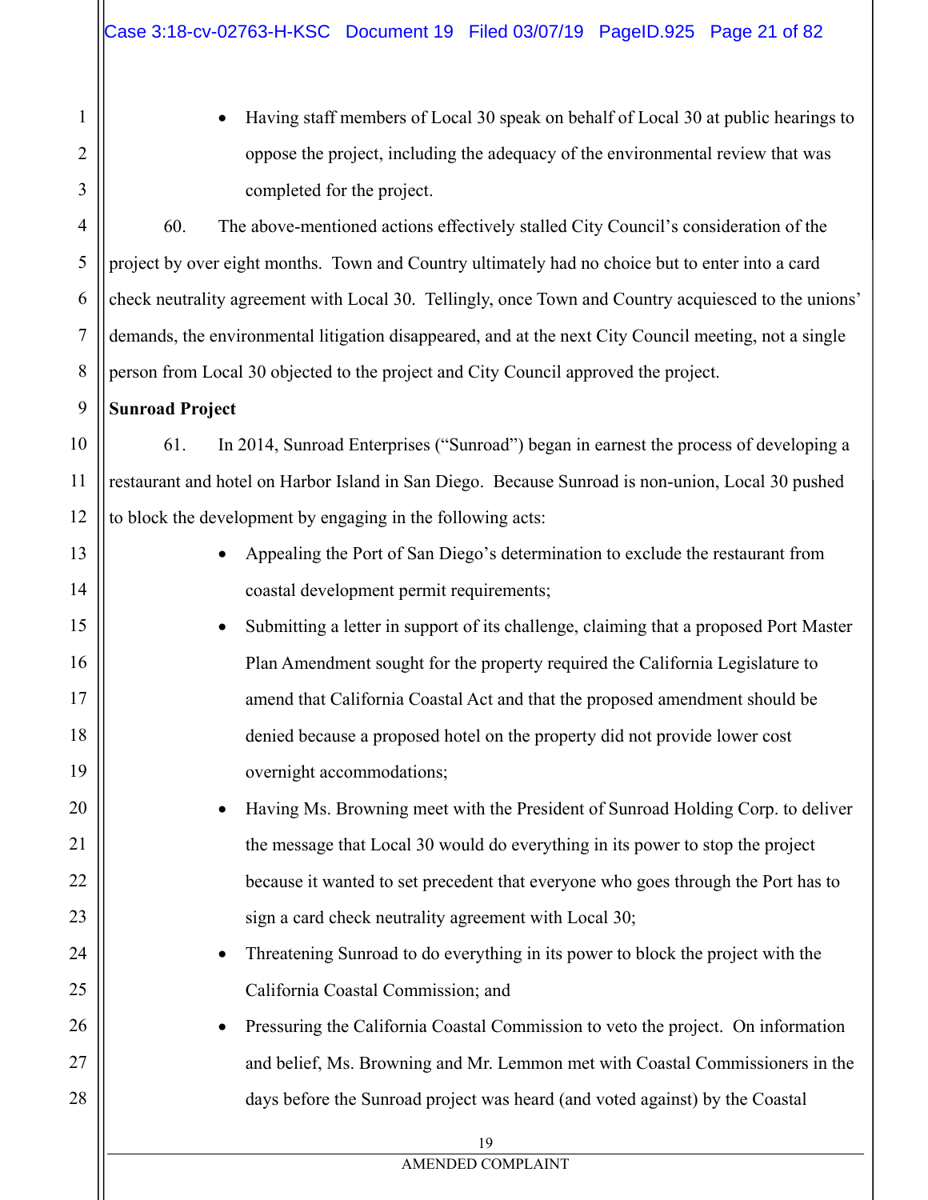- Having staff members of Local 30 speak on behalf of Local 30 at public hearings to oppose the project, including the adequacy of the environmental review that was completed for the project.

60. The above-mentioned actions effectively stalled City Council's consideration of the project by over eight months. Town and Country ultimately had no choice but to enter into a card check neutrality agreement with Local 30. Tellingly, once Town and Country acquiesced to the unions' demands, the environmental litigation disappeared, and at the next City Council meeting, not a single person from Local 30 objected to the project and City Council approved the project.

**Sunroad Project**

61. In 2014, Sunroad Enterprises ("Sunroad") began in earnest the process of developing a restaurant and hotel on Harbor Island in San Diego. Because Sunroad is non-union, Local 30 pushed to block the development by engaging in the following acts:

- Appealing the Port of San Diego's determination to exclude the restaurant from coastal development permit requirements;
- Submitting a letter in support of its challenge, claiming that a proposed Port Master Plan Amendment sought for the property required the California Legislature to amend that California Coastal Act and that the proposed amendment should be denied because a proposed hotel on the property did not provide lower cost overnight accommodations;
- Having Ms. Browning meet with the President of Sunroad Holding Corp. to deliver the message that Local 30 would do everything in its power to stop the project because it wanted to set precedent that everyone who goes through the Port has to sign a card check neutrality agreement with Local 30;
- Threatening Sunroad to do everything in its power to block the project with the California Coastal Commission; and
- Pressuring the California Coastal Commission to veto the project. On information and belief, Ms. Browning and Mr. Lemmon met with Coastal Commissioners in the days before the Sunroad project was heard (and voted against) by the Coastal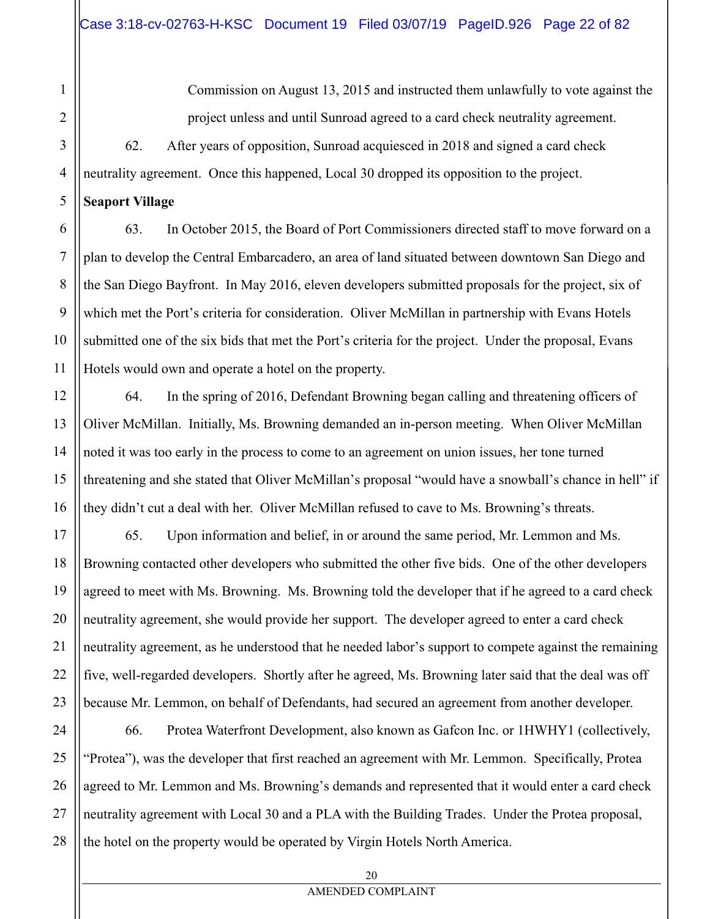Commission on August 13, 2015 and instructed them unlawfully to vote against the project unless and until Sunroad agreed to a card check neutrality agreement.

62. After years of opposition, Sunroad acquiesced in 2018 and signed a card check neutrality agreement. Once this happened, Local 30 dropped its opposition to the project.

**Seaport Village**

63. In October 2015, the Board of Port Commissioners directed staff to move forward on a plan to develop the Central Embarcadero, an area of land situated between downtown San Diego and the San Diego Bayfront. In May 2016, eleven developers submitted proposals for the project, six of which met the Port's criteria for consideration. Oliver McMillan in partnership with Evans Hotels submitted one of the six bids that met the Port's criteria for the project. Under the proposal, Evans Hotels would own and operate a hotel on the property.

64. In the spring of 2016, Defendant Browning began calling and threatening officers of Oliver McMillan. Initially, Ms. Browning demanded an in-person meeting. When Oliver McMillan noted it was too early in the process to come to an agreement on union issues, her tone turned threatening and she stated that Oliver McMillan's proposal "would have a snowball's chance in hell" if they didn't cut a deal with her. Oliver McMillan refused to cave to Ms. Browning's threats.

65. Upon information and belief, in or around the same period, Mr. Lemmon and Ms. Browning contacted other developers who submitted the other five bids. One of the other developers agreed to meet with Ms. Browning. Ms. Browning told the developer that if he agreed to a card check neutrality agreement, she would provide her support. The developer agreed to enter a card check neutrality agreement, as he understood that he needed labor's support to compete against the remaining five, well-regarded developers. Shortly after he agreed, Ms. Browning later said that the deal was off because Mr. Lemmon, on behalf of Defendants, had secured an agreement from another developer.

66. Protea Waterfront Development, also known as Gafcon Inc. or 1HWHY1 (collectively, "Protea"), was the developer that first reached an agreement with Mr. Lemmon. Specifically, Protea agreed to Mr. Lemmon and Ms. Browning's demands and represented that it would enter a card check neutrality agreement with Local 30 and a PLA with the Building Trades. Under the Protea proposal, the hotel on the property would be operated by Virgin Hotels North America.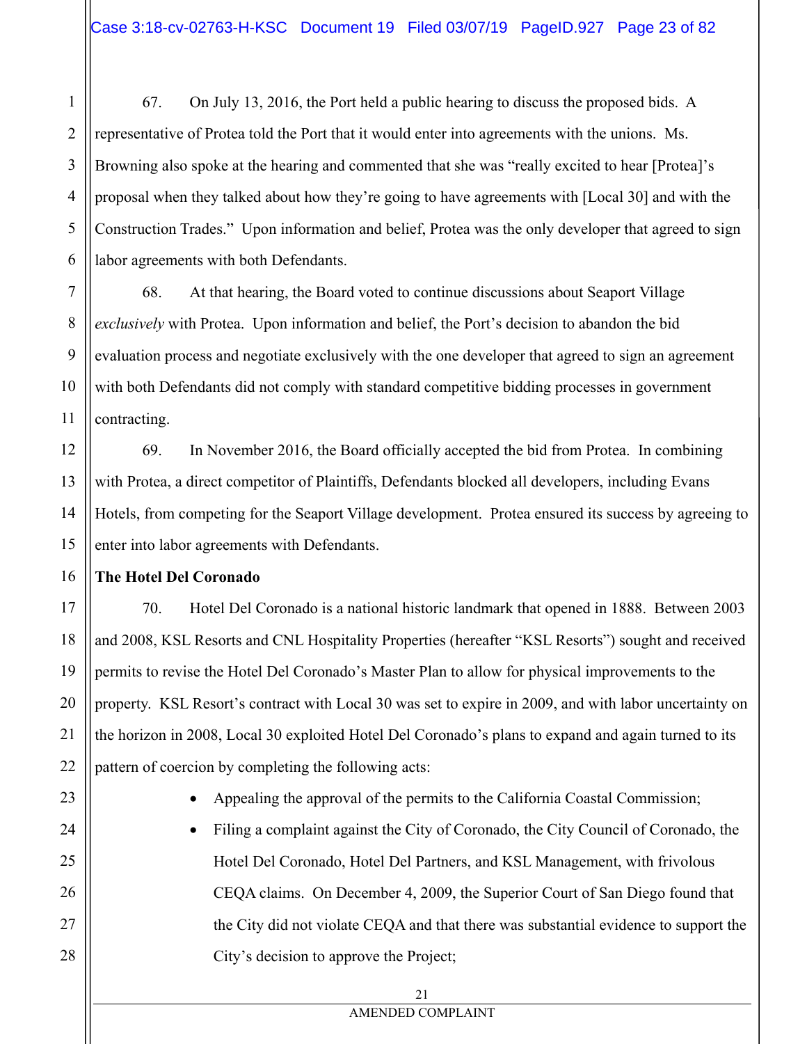67. On July 13, 2016, the Port held a public hearing to discuss the proposed bids. A representative of Protea told the Port that it would enter into agreements with the unions. Ms. Browning also spoke at the hearing and commented that she was "really excited to hear [Protea]'s proposal when they talked about how they're going to have agreements with [Local 30] and with the Construction Trades." Upon information and belief, Protea was the only developer that agreed to sign labor agreements with both Defendants.

68. At that hearing, the Board voted to continue discussions about Seaport Village *exclusively* with Protea. Upon information and belief, the Port's decision to abandon the bid evaluation process and negotiate exclusively with the one developer that agreed to sign an agreement with both Defendants did not comply with standard competitive bidding processes in government contracting.

69. In November 2016, the Board officially accepted the bid from Protea. In combining with Protea, a direct competitor of Plaintiffs, Defendants blocked all developers, including Evans Hotels, from competing for the Seaport Village development. Protea ensured its success by agreeing to enter into labor agreements with Defendants.

**The Hotel Del Coronado**

70. Hotel Del Coronado is a national historic landmark that opened in 1888. Between 2003 and 2008, KSL Resorts and CNL Hospitality Properties (hereafter "KSL Resorts") sought and received permits to revise the Hotel Del Coronado's Master Plan to allow for physical improvements to the property. KSL Resort's contract with Local 30 was set to expire in 2009, and with labor uncertainty on the horizon in 2008, Local 30 exploited Hotel Del Coronado's plans to expand and again turned to its pattern of coercion by completing the following acts:

- Appealing the approval of the permits to the California Coastal Commission;
- Filing a complaint against the City of Coronado, the City Council of Coronado, the Hotel Del Coronado, Hotel Del Partners, and KSL Management, with frivolous CEQA claims. On December 4, 2009, the Superior Court of San Diego found that the City did not violate CEQA and that there was substantial evidence to support the City's decision to approve the Project;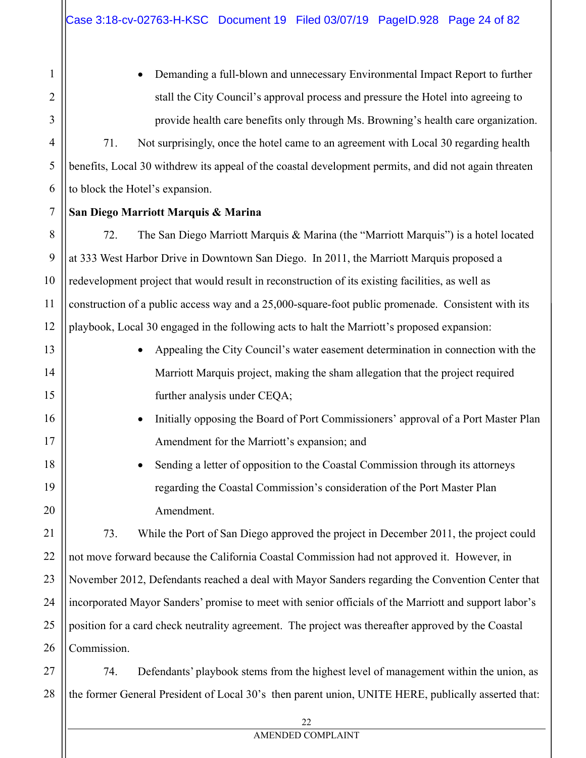- Demanding a full-blown and unnecessary Environmental Impact Report to further stall the City Council's approval process and pressure the Hotel into agreeing to provide health care benefits only through Ms. Browning's health care organization.

71. Not surprisingly, once the hotel came to an agreement with Local 30 regarding health benefits, Local 30 withdrew its appeal of the coastal development permits, and did not again threaten to block the Hotel's expansion.

**San Diego Marriott Marquis & Marina**

72. The San Diego Marriott Marquis & Marina (the "Marriott Marquis") is a hotel located at 333 West Harbor Drive in Downtown San Diego. In 2011, the Marriott Marquis proposed a redevelopment project that would result in reconstruction of its existing facilities, as well as construction of a public access way and a 25,000-square-foot public promenade. Consistent with its playbook, Local 30 engaged in the following acts to halt the Marriott's proposed expansion:

- Appealing the City Council's water easement determination in connection with the Marriott Marquis project, making the sham allegation that the project required further analysis under CEQA;
- Initially opposing the Board of Port Commissioners' approval of a Port Master Plan Amendment for the Marriott's expansion; and
- Sending a letter of opposition to the Coastal Commission through its attorneys regarding the Coastal Commission's consideration of the Port Master Plan Amendment.

73. While the Port of San Diego approved the project in December 2011, the project could not move forward because the California Coastal Commission had not approved it. However, in November 2012, Defendants reached a deal with Mayor Sanders regarding the Convention Center that incorporated Mayor Sanders' promise to meet with senior officials of the Marriott and support labor's position for a card check neutrality agreement. The project was thereafter approved by the Coastal Commission.

74. Defendants' playbook stems from the highest level of management within the union, as the former General President of Local 30's then parent union, UNITE HERE, publically asserted that: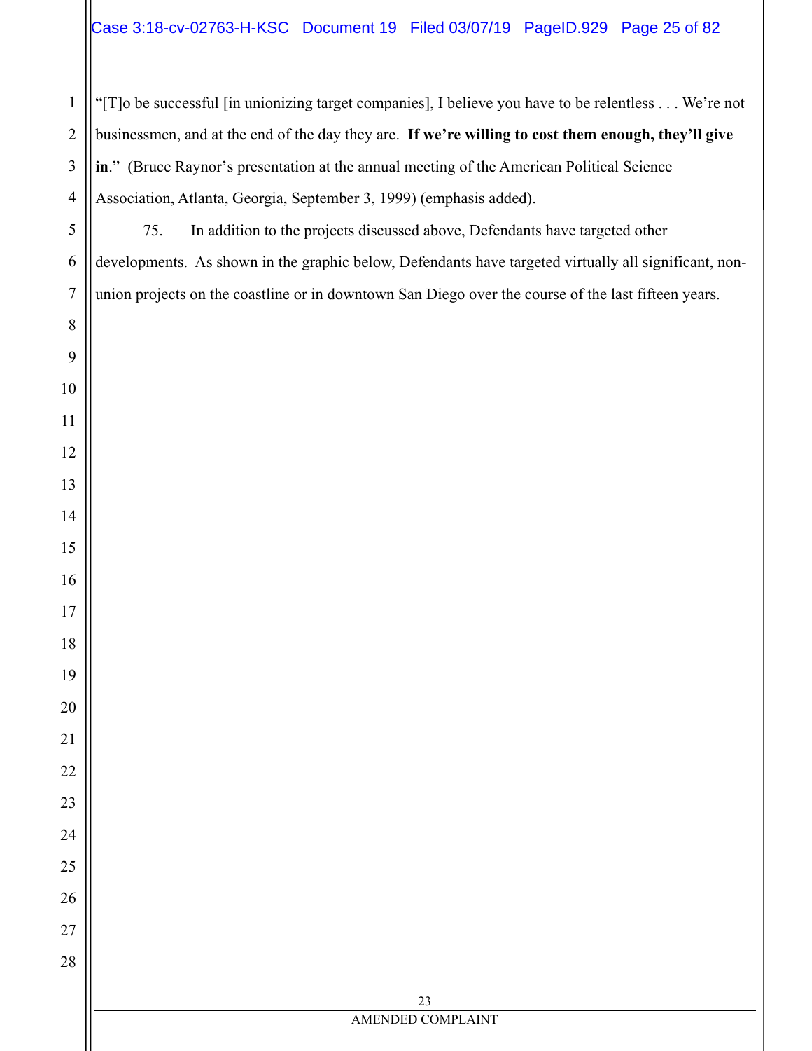"[T]o be successful [in unionizing target companies], I believe you have to be relentless . . . We're not businessmen, and at the end of the day they are. **If we're willing to cost them enough, they'll give in**." (Bruce Raynor's presentation at the annual meeting of the American Political Science Association, Atlanta, Georgia, September 3, 1999) (emphasis added).

75. In addition to the projects discussed above, Defendants have targeted other developments. As shown in the graphic below, Defendants have targeted virtually all significant, non-union projects on the coastline or in downtown San Diego over the course of the last fifteen years.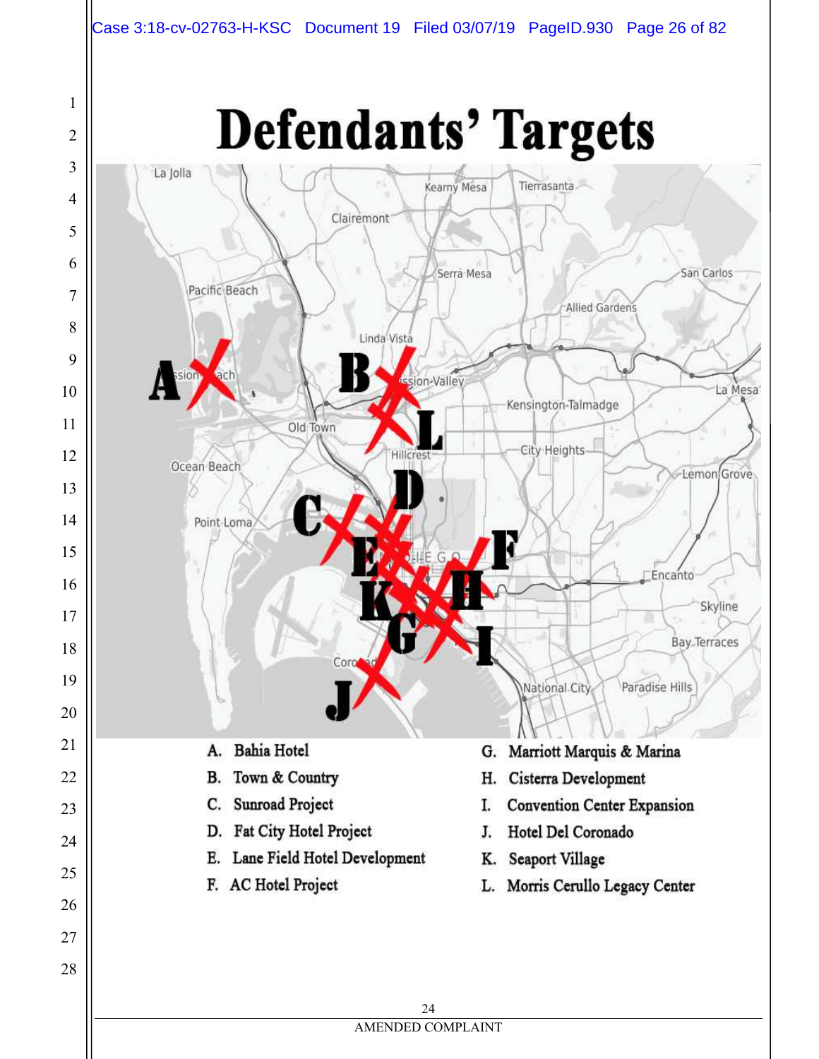# Defendants' Targets

A. Bahia Hotel
B. Town & Country
C. Sunroad Project
D. Fat City Hotel Project
E. Lane Field Hotel Development
F. AC Hotel Project
G. Marriott Marquis & Marina
H. Cisterra Development
I. Convention Center Expansion
J. Hotel Del Coronado
K. Seaport Village
L. Morris Cerullo Legacy Center

AMENDED COMPLAINT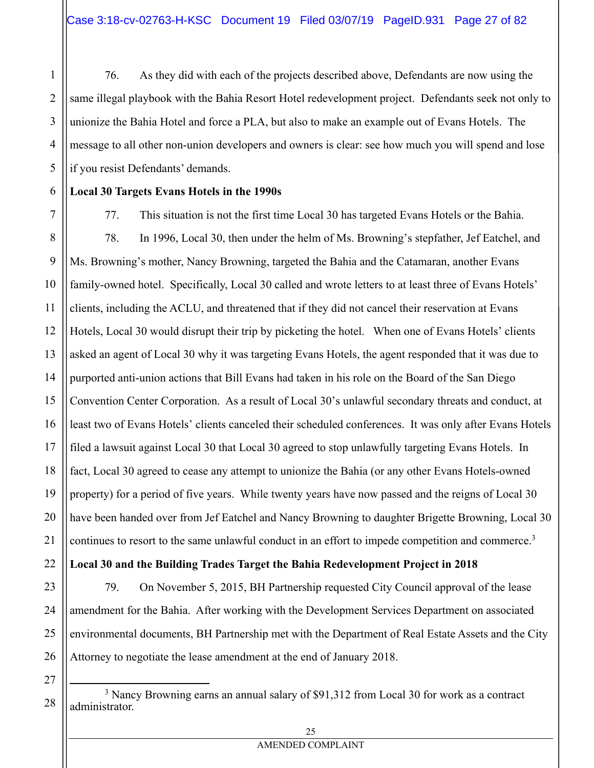76. As they did with each of the projects described above, Defendants are now using the same illegal playbook with the Bahia Resort Hotel redevelopment project. Defendants seek not only to unionize the Bahia Hotel and force a PLA, but also to make an example out of Evans Hotels. The message to all other non-union developers and owners is clear: see how much you will spend and lose if you resist Defendants' demands.

**Local 30 Targets Evans Hotels in the 1990s**

77. This situation is not the first time Local 30 has targeted Evans Hotels or the Bahia.

78. In 1996, Local 30, then under the helm of Ms. Browning's stepfather, Jef Eatchel, and Ms. Browning's mother, Nancy Browning, targeted the Bahia and the Catamaran, another Evans family-owned hotel. Specifically, Local 30 called and wrote letters to at least three of Evans Hotels' clients, including the ACLU, and threatened that if they did not cancel their reservation at Evans Hotels, Local 30 would disrupt their trip by picketing the hotel. When one of Evans Hotels' clients asked an agent of Local 30 why it was targeting Evans Hotels, the agent responded that it was due to purported anti-union actions that Bill Evans had taken in his role on the Board of the San Diego Convention Center Corporation. As a result of Local 30's unlawful secondary threats and conduct, at least two of Evans Hotels' clients canceled their scheduled conferences. It was only after Evans Hotels filed a lawsuit against Local 30 that Local 30 agreed to stop unlawfully targeting Evans Hotels. In fact, Local 30 agreed to cease any attempt to unionize the Bahia (or any other Evans Hotels-owned property) for a period of five years. While twenty years have now passed and the reigns of Local 30 have been handed over from Jef Eatchel and Nancy Browning to daughter Brigette Browning, Local 30 continues to resort to the same unlawful conduct in an effort to impede competition and commerce.[3]

**Local 30 and the Building Trades Target the Bahia Redevelopment Project in 2018**

79. On November 5, 2015, BH Partnership requested City Council approval of the lease amendment for the Bahia. After working with the Development Services Department on associated environmental documents, BH Partnership met with the Department of Real Estate Assets and the City Attorney to negotiate the lease amendment at the end of January 2018.

[3] Nancy Browning earns an annual salary of $91,312 from Local 30 for work as a contract administrator.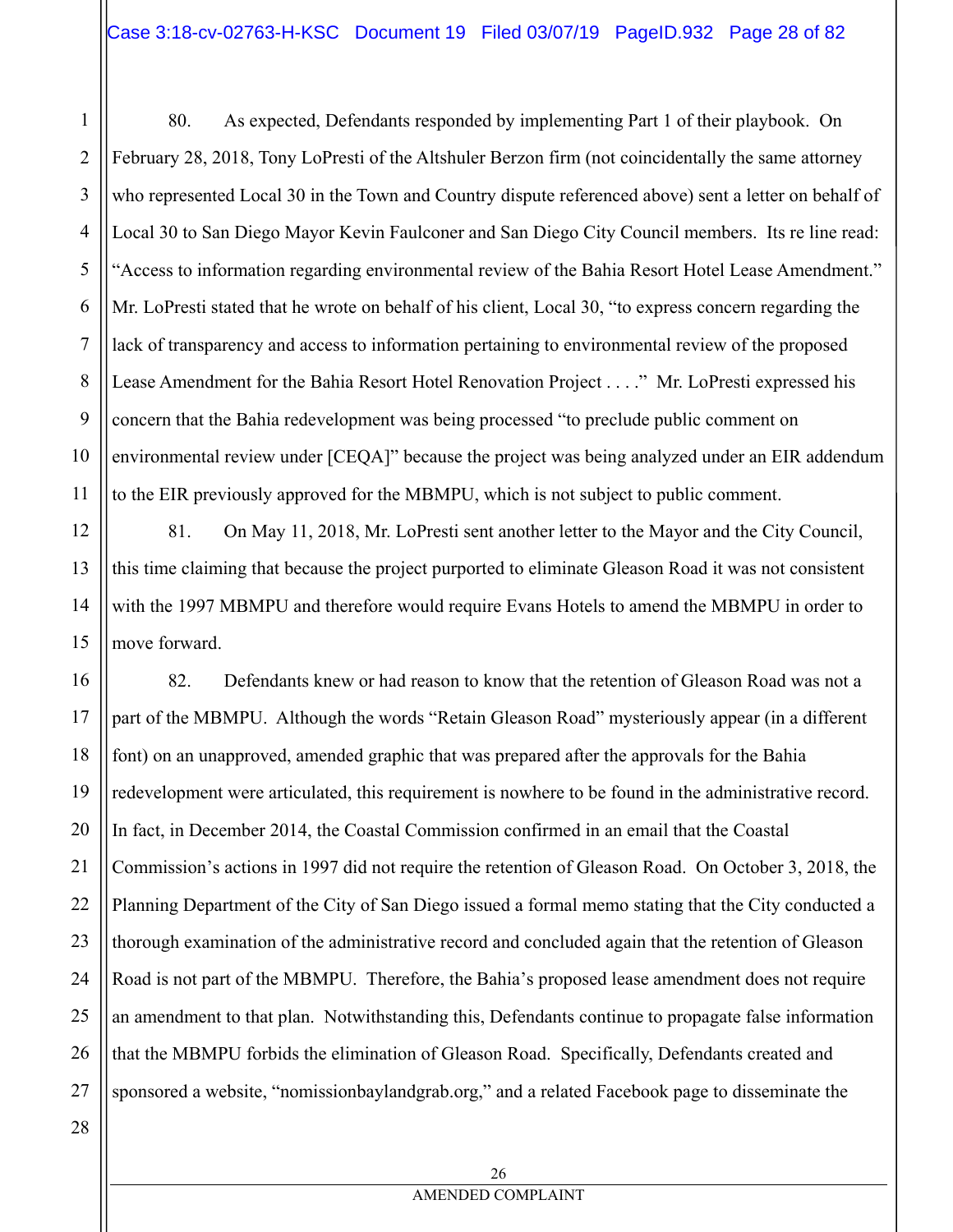80. As expected, Defendants responded by implementing Part 1 of their playbook. On February 28, 2018, Tony LoPresti of the Altshuler Berzon firm (not coincidentally the same attorney who represented Local 30 in the Town and Country dispute referenced above) sent a letter on behalf of Local 30 to San Diego Mayor Kevin Faulconer and San Diego City Council members. Its re line read: "Access to information regarding environmental review of the Bahia Resort Hotel Lease Amendment." Mr. LoPresti stated that he wrote on behalf of his client, Local 30, "to express concern regarding the lack of transparency and access to information pertaining to environmental review of the proposed Lease Amendment for the Bahia Resort Hotel Renovation Project . . . ." Mr. LoPresti expressed his concern that the Bahia redevelopment was being processed "to preclude public comment on environmental review under [CEQA]" because the project was being analyzed under an EIR addendum to the EIR previously approved for the MBMPU, which is not subject to public comment.

81. On May 11, 2018, Mr. LoPresti sent another letter to the Mayor and the City Council, this time claiming that because the project purported to eliminate Gleason Road it was not consistent with the 1997 MBMPU and therefore would require Evans Hotels to amend the MBMPU in order to move forward.

82. Defendants knew or had reason to know that the retention of Gleason Road was not a part of the MBMPU. Although the words "Retain Gleason Road" mysteriously appear (in a different font) on an unapproved, amended graphic that was prepared after the approvals for the Bahia redevelopment were articulated, this requirement is nowhere to be found in the administrative record. In fact, in December 2014, the Coastal Commission confirmed in an email that the Coastal Commission's actions in 1997 did not require the retention of Gleason Road. On October 3, 2018, the Planning Department of the City of San Diego issued a formal memo stating that the City conducted a thorough examination of the administrative record and concluded again that the retention of Gleason Road is not part of the MBMPU. Therefore, the Bahia's proposed lease amendment does not require an amendment to that plan. Notwithstanding this, Defendants continue to propagate false information that the MBMPU forbids the elimination of Gleason Road. Specifically, Defendants created and sponsored a website, "nomissionbaylandgrab.org," and a related Facebook page to disseminate the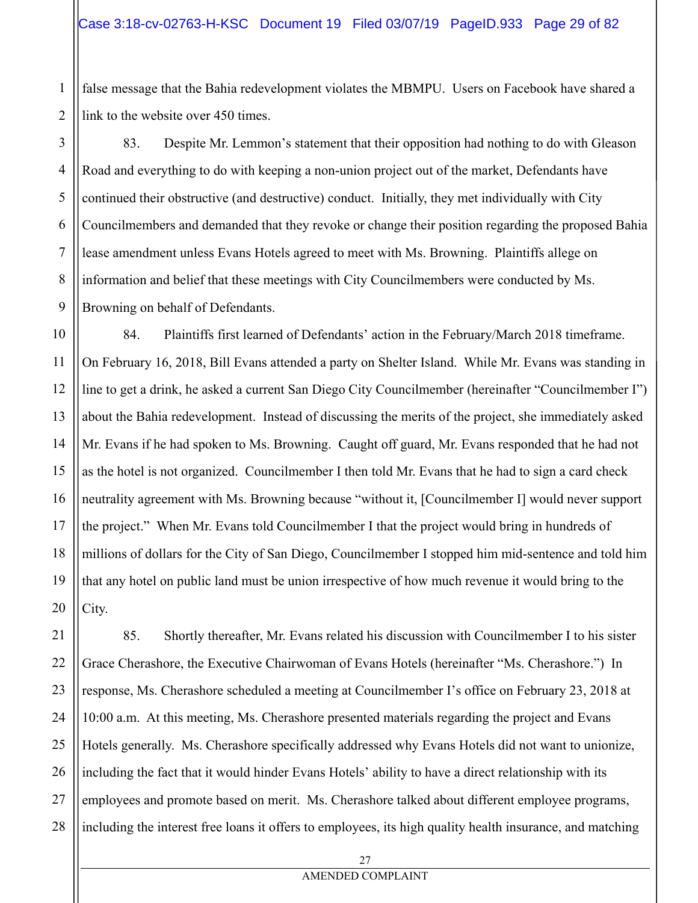false message that the Bahia redevelopment violates the MBMPU. Users on Facebook have shared a link to the website over 450 times.

83. Despite Mr. Lemmon's statement that their opposition had nothing to do with Gleason Road and everything to do with keeping a non-union project out of the market, Defendants have continued their obstructive (and destructive) conduct. Initially, they met individually with City Councilmembers and demanded that they revoke or change their position regarding the proposed Bahia lease amendment unless Evans Hotels agreed to meet with Ms. Browning. Plaintiffs allege on information and belief that these meetings with City Councilmembers were conducted by Ms. Browning on behalf of Defendants.

84. Plaintiffs first learned of Defendants' action in the February/March 2018 timeframe. On February 16, 2018, Bill Evans attended a party on Shelter Island. While Mr. Evans was standing in line to get a drink, he asked a current San Diego City Councilmember (hereinafter "Councilmember I") about the Bahia redevelopment. Instead of discussing the merits of the project, she immediately asked Mr. Evans if he had spoken to Ms. Browning. Caught off guard, Mr. Evans responded that he had not as the hotel is not organized. Councilmember I then told Mr. Evans that he had to sign a card check neutrality agreement with Ms. Browning because "without it, [Councilmember I] would never support the project." When Mr. Evans told Councilmember I that the project would bring in hundreds of millions of dollars for the City of San Diego, Councilmember I stopped him mid-sentence and told him that any hotel on public land must be union irrespective of how much revenue it would bring to the City.

85. Shortly thereafter, Mr. Evans related his discussion with Councilmember I to his sister Grace Cherashore, the Executive Chairwoman of Evans Hotels (hereinafter "Ms. Cherashore.") In response, Ms. Cherashore scheduled a meeting at Councilmember I's office on February 23, 2018 at 10:00 a.m. At this meeting, Ms. Cherashore presented materials regarding the project and Evans Hotels generally. Ms. Cherashore specifically addressed why Evans Hotels did not want to unionize, including the fact that it would hinder Evans Hotels' ability to have a direct relationship with its employees and promote based on merit. Ms. Cherashore talked about different employee programs, including the interest free loans it offers to employees, its high quality health insurance, and matching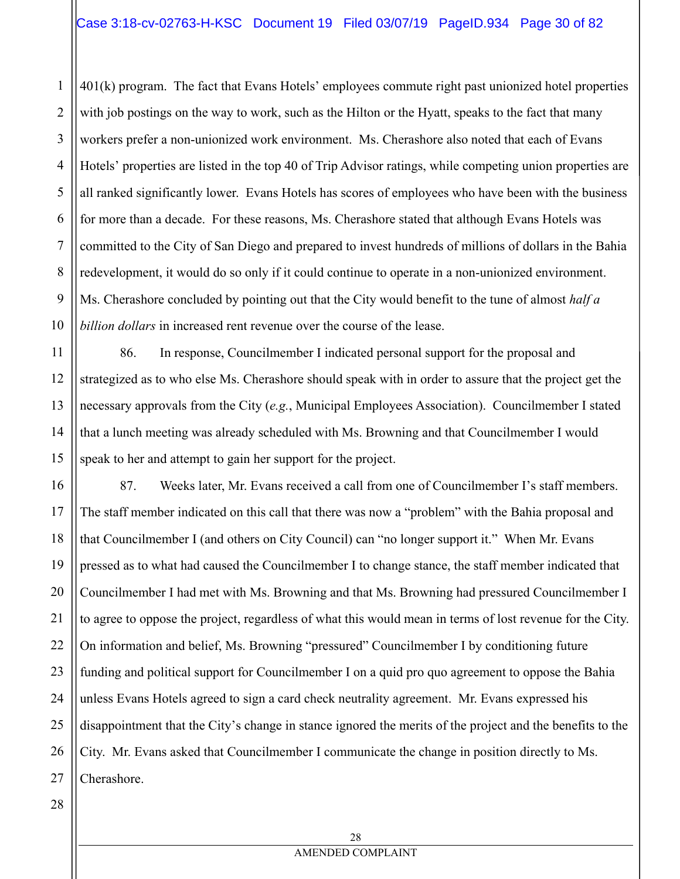401(k) program. The fact that Evans Hotels' employees commute right past unionized hotel properties with job postings on the way to work, such as the Hilton or the Hyatt, speaks to the fact that many workers prefer a non-unionized work environment. Ms. Cherashore also noted that each of Evans Hotels' properties are listed in the top 40 of Trip Advisor ratings, while competing union properties are all ranked significantly lower. Evans Hotels has scores of employees who have been with the business for more than a decade. For these reasons, Ms. Cherashore stated that although Evans Hotels was committed to the City of San Diego and prepared to invest hundreds of millions of dollars in the Bahia redevelopment, it would do so only if it could continue to operate in a non-unionized environment. Ms. Cherashore concluded by pointing out that the City would benefit to the tune of almost *half a billion dollars* in increased rent revenue over the course of the lease.

86. In response, Councilmember I indicated personal support for the proposal and strategized as to who else Ms. Cherashore should speak with in order to assure that the project get the necessary approvals from the City (*e.g.*, Municipal Employees Association). Councilmember I stated that a lunch meeting was already scheduled with Ms. Browning and that Councilmember I would speak to her and attempt to gain her support for the project.

87. Weeks later, Mr. Evans received a call from one of Councilmember I's staff members. The staff member indicated on this call that there was now a "problem" with the Bahia proposal and that Councilmember I (and others on City Council) can "no longer support it." When Mr. Evans pressed as to what had caused the Councilmember I to change stance, the staff member indicated that Councilmember I had met with Ms. Browning and that Ms. Browning had pressured Councilmember I to agree to oppose the project, regardless of what this would mean in terms of lost revenue for the City. On information and belief, Ms. Browning "pressured" Councilmember I by conditioning future funding and political support for Councilmember I on a quid pro quo agreement to oppose the Bahia unless Evans Hotels agreed to sign a card check neutrality agreement. Mr. Evans expressed his disappointment that the City's change in stance ignored the merits of the project and the benefits to the City. Mr. Evans asked that Councilmember I communicate the change in position directly to Ms. Cherashore.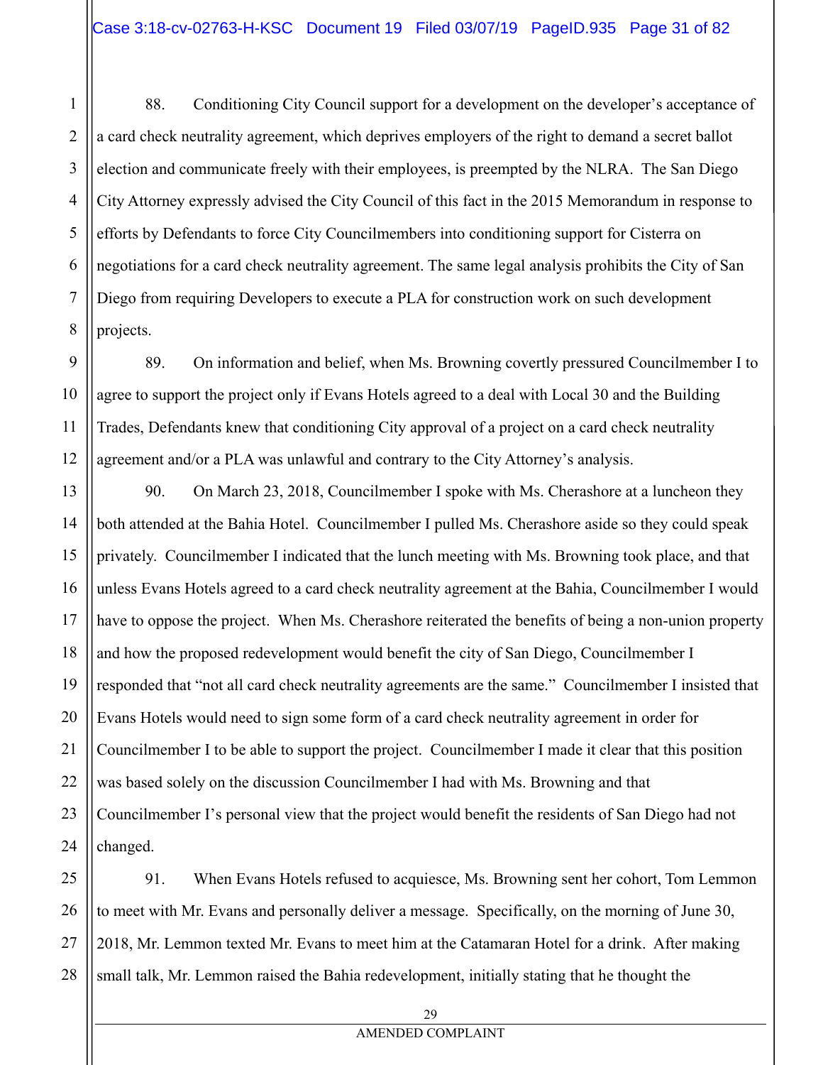88. Conditioning City Council support for a development on the developer's acceptance of a card check neutrality agreement, which deprives employers of the right to demand a secret ballot election and communicate freely with their employees, is preempted by the NLRA. The San Diego City Attorney expressly advised the City Council of this fact in the 2015 Memorandum in response to efforts by Defendants to force City Councilmembers into conditioning support for Cisterra on negotiations for a card check neutrality agreement. The same legal analysis prohibits the City of San Diego from requiring Developers to execute a PLA for construction work on such development projects.

89. On information and belief, when Ms. Browning covertly pressured Councilmember I to agree to support the project only if Evans Hotels agreed to a deal with Local 30 and the Building Trades, Defendants knew that conditioning City approval of a project on a card check neutrality agreement and/or a PLA was unlawful and contrary to the City Attorney's analysis.

90. On March 23, 2018, Councilmember I spoke with Ms. Cherashore at a luncheon they both attended at the Bahia Hotel. Councilmember I pulled Ms. Cherashore aside so they could speak privately. Councilmember I indicated that the lunch meeting with Ms. Browning took place, and that unless Evans Hotels agreed to a card check neutrality agreement at the Bahia, Councilmember I would have to oppose the project. When Ms. Cherashore reiterated the benefits of being a non-union property and how the proposed redevelopment would benefit the city of San Diego, Councilmember I responded that "not all card check neutrality agreements are the same." Councilmember I insisted that Evans Hotels would need to sign some form of a card check neutrality agreement in order for Councilmember I to be able to support the project. Councilmember I made it clear that this position was based solely on the discussion Councilmember I had with Ms. Browning and that Councilmember I's personal view that the project would benefit the residents of San Diego had not changed.

91. When Evans Hotels refused to acquiesce, Ms. Browning sent her cohort, Tom Lemmon to meet with Mr. Evans and personally deliver a message. Specifically, on the morning of June 30, 2018, Mr. Lemmon texted Mr. Evans to meet him at the Catamaran Hotel for a drink. After making small talk, Mr. Lemmon raised the Bahia redevelopment, initially stating that he thought the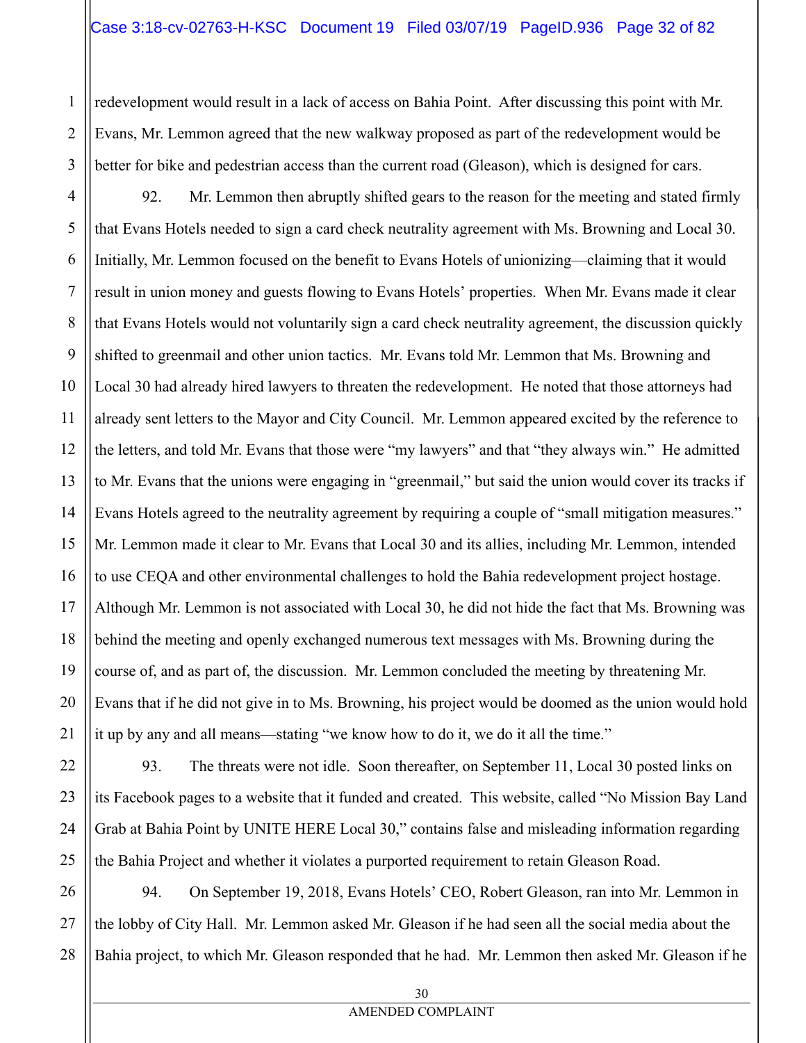redevelopment would result in a lack of access on Bahia Point. After discussing this point with Mr. Evans, Mr. Lemmon agreed that the new walkway proposed as part of the redevelopment would be better for bike and pedestrian access than the current road (Gleason), which is designed for cars.

92. Mr. Lemmon then abruptly shifted gears to the reason for the meeting and stated firmly that Evans Hotels needed to sign a card check neutrality agreement with Ms. Browning and Local 30. Initially, Mr. Lemmon focused on the benefit to Evans Hotels of unionizing—claiming that it would result in union money and guests flowing to Evans Hotels' properties. When Mr. Evans made it clear that Evans Hotels would not voluntarily sign a card check neutrality agreement, the discussion quickly shifted to greenmail and other union tactics. Mr. Evans told Mr. Lemmon that Ms. Browning and Local 30 had already hired lawyers to threaten the redevelopment. He noted that those attorneys had already sent letters to the Mayor and City Council. Mr. Lemmon appeared excited by the reference to the letters, and told Mr. Evans that those were "my lawyers" and that "they always win." He admitted to Mr. Evans that the unions were engaging in "greenmail," but said the union would cover its tracks if Evans Hotels agreed to the neutrality agreement by requiring a couple of "small mitigation measures." Mr. Lemmon made it clear to Mr. Evans that Local 30 and its allies, including Mr. Lemmon, intended to use CEQA and other environmental challenges to hold the Bahia redevelopment project hostage. Although Mr. Lemmon is not associated with Local 30, he did not hide the fact that Ms. Browning was behind the meeting and openly exchanged numerous text messages with Ms. Browning during the course of, and as part of, the discussion. Mr. Lemmon concluded the meeting by threatening Mr. Evans that if he did not give in to Ms. Browning, his project would be doomed as the union would hold it up by any and all means—stating "we know how to do it, we do it all the time."

93. The threats were not idle. Soon thereafter, on September 11, Local 30 posted links on its Facebook pages to a website that it funded and created. This website, called "No Mission Bay Land Grab at Bahia Point by UNITE HERE Local 30," contains false and misleading information regarding the Bahia Project and whether it violates a purported requirement to retain Gleason Road.

94. On September 19, 2018, Evans Hotels' CEO, Robert Gleason, ran into Mr. Lemmon in the lobby of City Hall. Mr. Lemmon asked Mr. Gleason if he had seen all the social media about the Bahia project, to which Mr. Gleason responded that he had. Mr. Lemmon then asked Mr. Gleason if he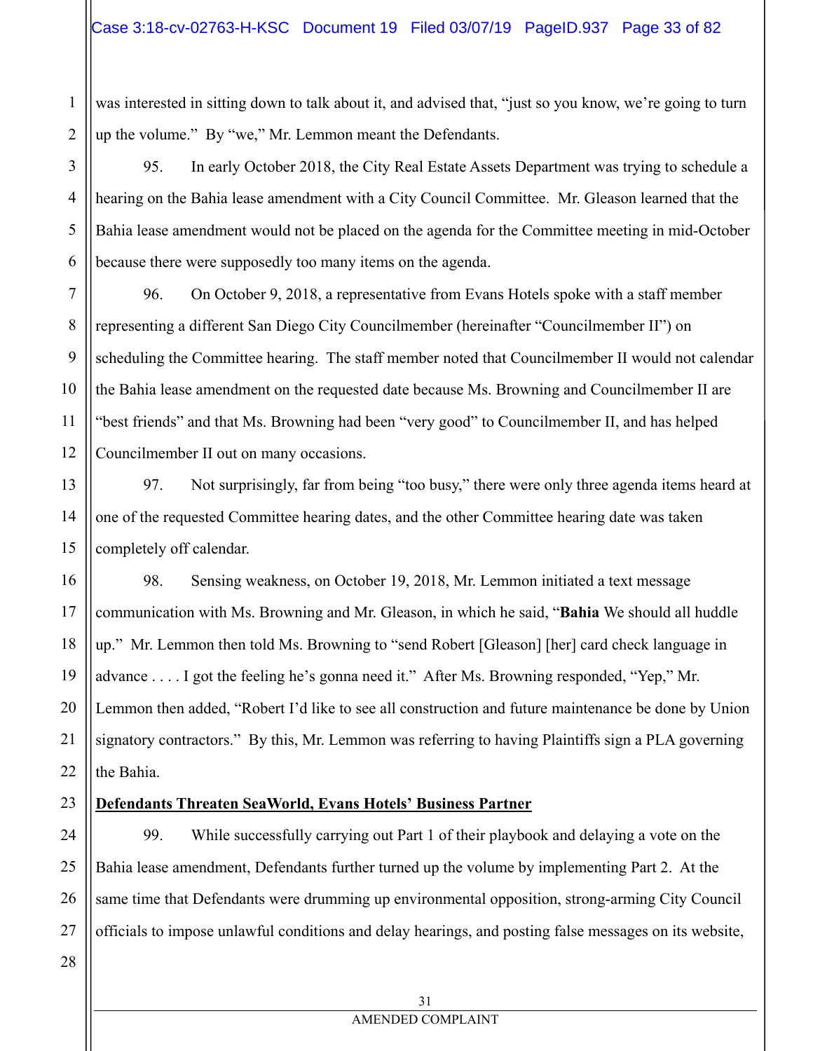was interested in sitting down to talk about it, and advised that, "just so you know, we're going to turn up the volume." By "we," Mr. Lemmon meant the Defendants.

95. In early October 2018, the City Real Estate Assets Department was trying to schedule a hearing on the Bahia lease amendment with a City Council Committee. Mr. Gleason learned that the Bahia lease amendment would not be placed on the agenda for the Committee meeting in mid-October because there were supposedly too many items on the agenda.

96. On October 9, 2018, a representative from Evans Hotels spoke with a staff member representing a different San Diego City Councilmember (hereinafter "Councilmember II") on scheduling the Committee hearing. The staff member noted that Councilmember II would not calendar the Bahia lease amendment on the requested date because Ms. Browning and Councilmember II are "best friends" and that Ms. Browning had been "very good" to Councilmember II, and has helped Councilmember II out on many occasions.

97. Not surprisingly, far from being "too busy," there were only three agenda items heard at one of the requested Committee hearing dates, and the other Committee hearing date was taken completely off calendar.

98. Sensing weakness, on October 19, 2018, Mr. Lemmon initiated a text message communication with Ms. Browning and Mr. Gleason, in which he said, "**Bahia** We should all huddle up." Mr. Lemmon then told Ms. Browning to "send Robert [Gleason] [her] card check language in advance . . . . I got the feeling he's gonna need it." After Ms. Browning responded, "Yep," Mr. Lemmon then added, "Robert I'd like to see all construction and future maintenance be done by Union signatory contractors." By this, Mr. Lemmon was referring to having Plaintiffs sign a PLA governing the Bahia.

**Defendants Threaten SeaWorld, Evans Hotels' Business Partner**

99. While successfully carrying out Part 1 of their playbook and delaying a vote on the Bahia lease amendment, Defendants further turned up the volume by implementing Part 2. At the same time that Defendants were drumming up environmental opposition, strong-arming City Council officials to impose unlawful conditions and delay hearings, and posting false messages on its website,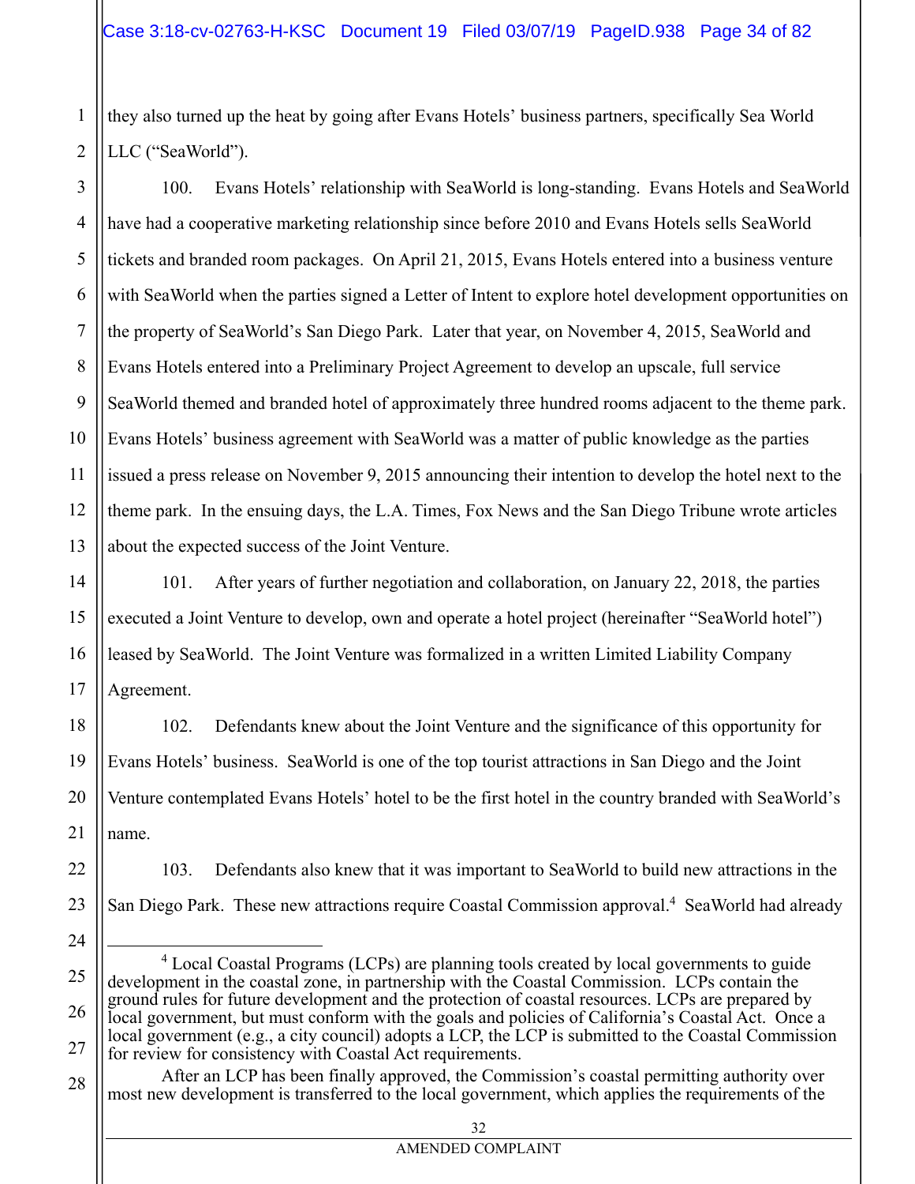they also turned up the heat by going after Evans Hotels' business partners, specifically Sea World LLC ("SeaWorld").

100. Evans Hotels' relationship with SeaWorld is long-standing. Evans Hotels and SeaWorld have had a cooperative marketing relationship since before 2010 and Evans Hotels sells SeaWorld tickets and branded room packages. On April 21, 2015, Evans Hotels entered into a business venture with SeaWorld when the parties signed a Letter of Intent to explore hotel development opportunities on the property of SeaWorld's San Diego Park. Later that year, on November 4, 2015, SeaWorld and Evans Hotels entered into a Preliminary Project Agreement to develop an upscale, full service SeaWorld themed and branded hotel of approximately three hundred rooms adjacent to the theme park. Evans Hotels' business agreement with SeaWorld was a matter of public knowledge as the parties issued a press release on November 9, 2015 announcing their intention to develop the hotel next to the theme park. In the ensuing days, the L.A. Times, Fox News and the San Diego Tribune wrote articles about the expected success of the Joint Venture.

101. After years of further negotiation and collaboration, on January 22, 2018, the parties executed a Joint Venture to develop, own and operate a hotel project (hereinafter "SeaWorld hotel") leased by SeaWorld. The Joint Venture was formalized in a written Limited Liability Company Agreement.

102. Defendants knew about the Joint Venture and the significance of this opportunity for Evans Hotels' business. SeaWorld is one of the top tourist attractions in San Diego and the Joint Venture contemplated Evans Hotels' hotel to be the first hotel in the country branded with SeaWorld's name.

103. Defendants also knew that it was important to SeaWorld to build new attractions in the San Diego Park. These new attractions require Coastal Commission approval.[4] SeaWorld had already

---

[4] Local Coastal Programs (LCPs) are planning tools created by local governments to guide development in the coastal zone, in partnership with the Coastal Commission. LCPs contain the ground rules for future development and the protection of coastal resources. LCPs are prepared by local government, but must conform with the goals and policies of California's Coastal Act. Once a local government (e.g., a city council) adopts a LCP, the LCP is submitted to the Coastal Commission for review for consistency with Coastal Act requirements.

After an LCP has been finally approved, the Commission's coastal permitting authority over most new development is transferred to the local government, which applies the requirements of the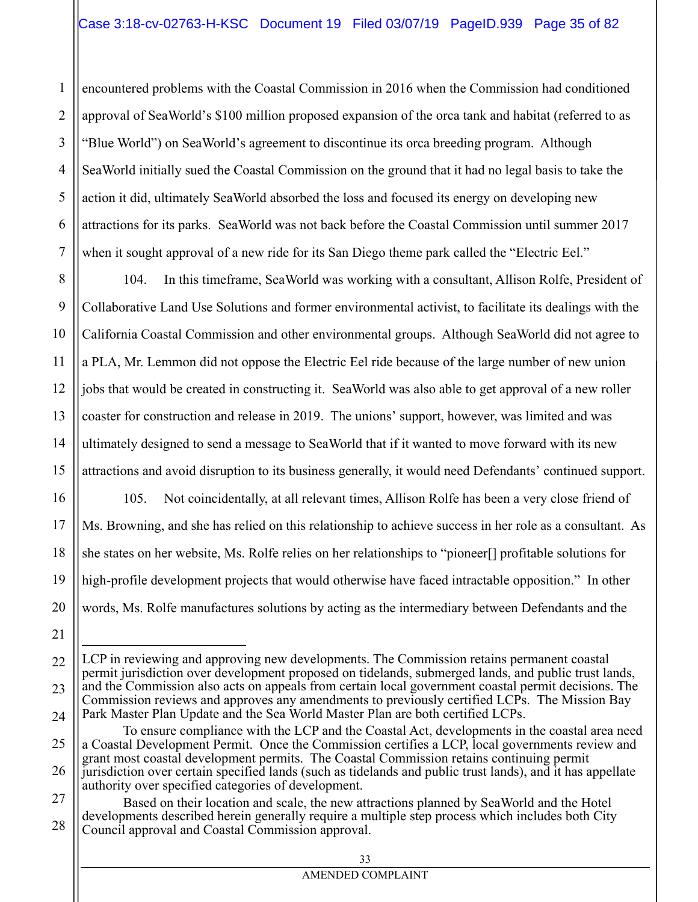encountered problems with the Coastal Commission in 2016 when the Commission had conditioned approval of SeaWorld's $100 million proposed expansion of the orca tank and habitat (referred to as "Blue World") on SeaWorld's agreement to discontinue its orca breeding program. Although SeaWorld initially sued the Coastal Commission on the ground that it had no legal basis to take the action it did, ultimately SeaWorld absorbed the loss and focused its energy on developing new attractions for its parks. SeaWorld was not back before the Coastal Commission until summer 2017 when it sought approval of a new ride for its San Diego theme park called the "Electric Eel."

104. In this timeframe, SeaWorld was working with a consultant, Allison Rolfe, President of Collaborative Land Use Solutions and former environmental activist, to facilitate its dealings with the California Coastal Commission and other environmental groups. Although SeaWorld did not agree to a PLA, Mr. Lemmon did not oppose the Electric Eel ride because of the large number of new union jobs that would be created in constructing it. SeaWorld was also able to get approval of a new roller coaster for construction and release in 2019. The unions' support, however, was limited and was ultimately designed to send a message to SeaWorld that if it wanted to move forward with its new attractions and avoid disruption to its business generally, it would need Defendants' continued support.

105. Not coincidentally, at all relevant times, Allison Rolfe has been a very close friend of Ms. Browning, and she has relied on this relationship to achieve success in her role as a consultant. As she states on her website, Ms. Rolfe relies on her relationships to "pioneer[] profitable solutions for high-profile development projects that would otherwise have faced intractable opposition." In other words, Ms. Rolfe manufactures solutions by acting as the intermediary between Defendants and the

---

LCP in reviewing and approving new developments. The Commission retains permanent coastal permit jurisdiction over development proposed on tidelands, submerged lands, and public trust lands, and the Commission also acts on appeals from certain local government coastal permit decisions. The Commission reviews and approves any amendments to previously certified LCPs. The Mission Bay Park Master Plan Update and the Sea World Master Plan are both certified LCPs.

To ensure compliance with the LCP and the Coastal Act, developments in the coastal area need a Coastal Development Permit. Once the Commission certifies a LCP, local governments review and grant most coastal development permits. The Coastal Commission retains continuing permit jurisdiction over certain specified lands (such as tidelands and public trust lands), and it has appellate authority over specified categories of development.

Based on their location and scale, the new attractions planned by SeaWorld and the Hotel developments described herein generally require a multiple step process which includes both City Council approval and Coastal Commission approval.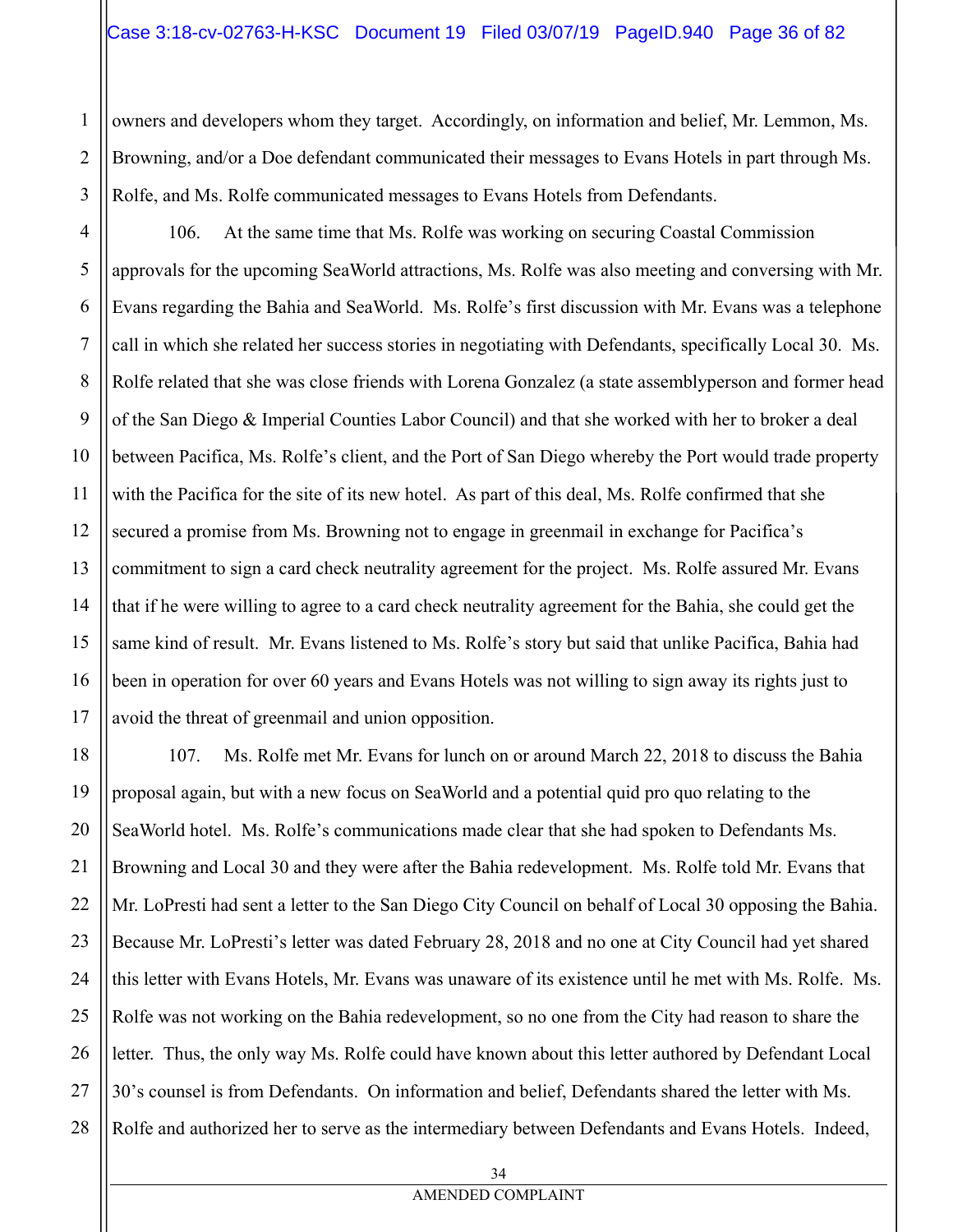owners and developers whom they target. Accordingly, on information and belief, Mr. Lemmon, Ms. Browning, and/or a Doe defendant communicated their messages to Evans Hotels in part through Ms. Rolfe, and Ms. Rolfe communicated messages to Evans Hotels from Defendants.

106. At the same time that Ms. Rolfe was working on securing Coastal Commission approvals for the upcoming SeaWorld attractions, Ms. Rolfe was also meeting and conversing with Mr. Evans regarding the Bahia and SeaWorld. Ms. Rolfe's first discussion with Mr. Evans was a telephone call in which she related her success stories in negotiating with Defendants, specifically Local 30. Ms. Rolfe related that she was close friends with Lorena Gonzalez (a state assemblyperson and former head of the San Diego & Imperial Counties Labor Council) and that she worked with her to broker a deal between Pacifica, Ms. Rolfe's client, and the Port of San Diego whereby the Port would trade property with the Pacifica for the site of its new hotel. As part of this deal, Ms. Rolfe confirmed that she secured a promise from Ms. Browning not to engage in greenmail in exchange for Pacifica's commitment to sign a card check neutrality agreement for the project. Ms. Rolfe assured Mr. Evans that if he were willing to agree to a card check neutrality agreement for the Bahia, she could get the same kind of result. Mr. Evans listened to Ms. Rolfe's story but said that unlike Pacifica, Bahia had been in operation for over 60 years and Evans Hotels was not willing to sign away its rights just to avoid the threat of greenmail and union opposition.

107. Ms. Rolfe met Mr. Evans for lunch on or around March 22, 2018 to discuss the Bahia proposal again, but with a new focus on SeaWorld and a potential quid pro quo relating to the SeaWorld hotel. Ms. Rolfe's communications made clear that she had spoken to Defendants Ms. Browning and Local 30 and they were after the Bahia redevelopment. Ms. Rolfe told Mr. Evans that Mr. LoPresti had sent a letter to the San Diego City Council on behalf of Local 30 opposing the Bahia. Because Mr. LoPresti's letter was dated February 28, 2018 and no one at City Council had yet shared this letter with Evans Hotels, Mr. Evans was unaware of its existence until he met with Ms. Rolfe. Ms. Rolfe was not working on the Bahia redevelopment, so no one from the City had reason to share the letter. Thus, the only way Ms. Rolfe could have known about this letter authored by Defendant Local 30's counsel is from Defendants. On information and belief, Defendants shared the letter with Ms. Rolfe and authorized her to serve as the intermediary between Defendants and Evans Hotels. Indeed,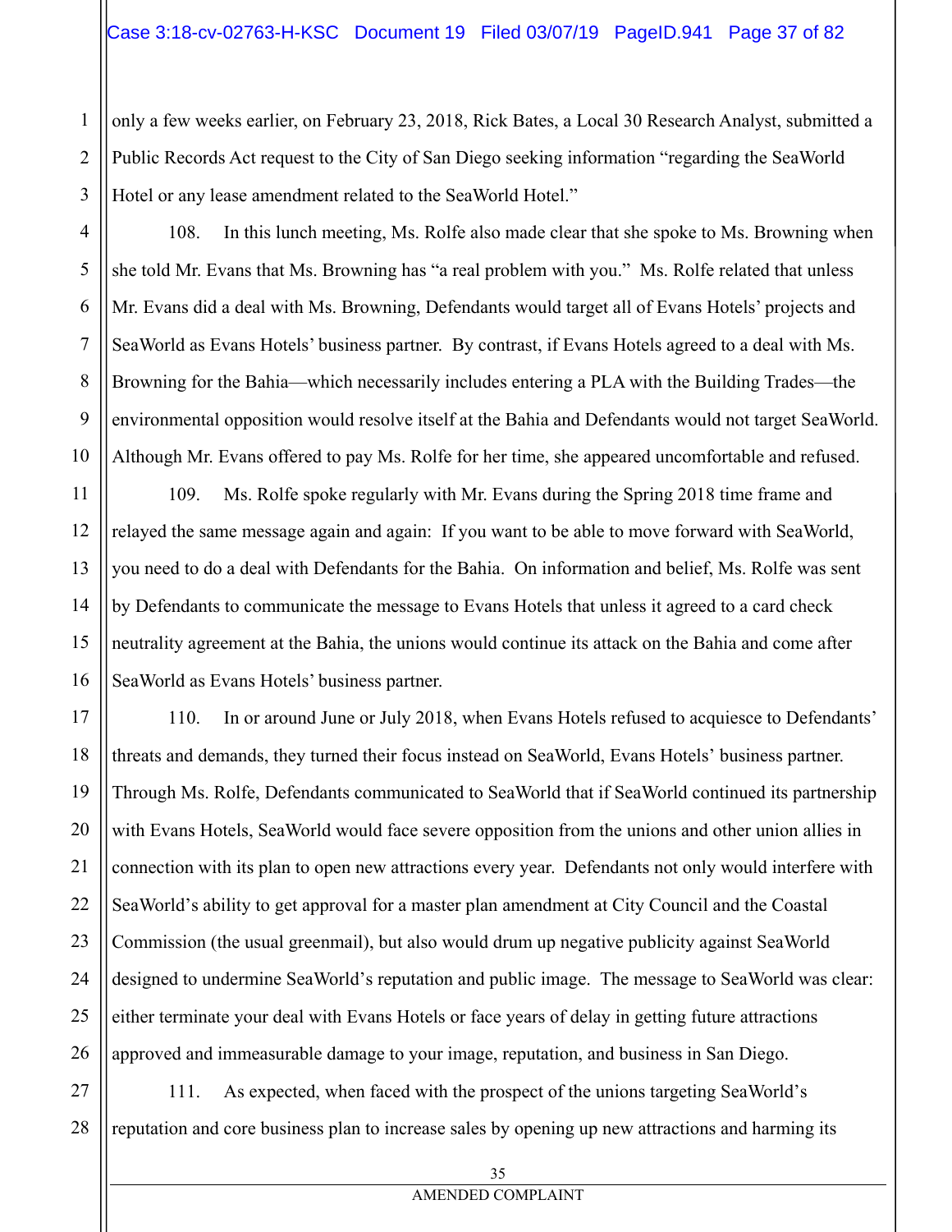only a few weeks earlier, on February 23, 2018, Rick Bates, a Local 30 Research Analyst, submitted a Public Records Act request to the City of San Diego seeking information "regarding the SeaWorld Hotel or any lease amendment related to the SeaWorld Hotel."

108. In this lunch meeting, Ms. Rolfe also made clear that she spoke to Ms. Browning when she told Mr. Evans that Ms. Browning has "a real problem with you." Ms. Rolfe related that unless Mr. Evans did a deal with Ms. Browning, Defendants would target all of Evans Hotels' projects and SeaWorld as Evans Hotels' business partner. By contrast, if Evans Hotels agreed to a deal with Ms. Browning for the Bahia—which necessarily includes entering a PLA with the Building Trades—the environmental opposition would resolve itself at the Bahia and Defendants would not target SeaWorld. Although Mr. Evans offered to pay Ms. Rolfe for her time, she appeared uncomfortable and refused.

109. Ms. Rolfe spoke regularly with Mr. Evans during the Spring 2018 time frame and relayed the same message again and again: If you want to be able to move forward with SeaWorld, you need to do a deal with Defendants for the Bahia. On information and belief, Ms. Rolfe was sent by Defendants to communicate the message to Evans Hotels that unless it agreed to a card check neutrality agreement at the Bahia, the unions would continue its attack on the Bahia and come after SeaWorld as Evans Hotels' business partner.

110. In or around June or July 2018, when Evans Hotels refused to acquiesce to Defendants' threats and demands, they turned their focus instead on SeaWorld, Evans Hotels' business partner. Through Ms. Rolfe, Defendants communicated to SeaWorld that if SeaWorld continued its partnership with Evans Hotels, SeaWorld would face severe opposition from the unions and other union allies in connection with its plan to open new attractions every year. Defendants not only would interfere with SeaWorld's ability to get approval for a master plan amendment at City Council and the Coastal Commission (the usual greenmail), but also would drum up negative publicity against SeaWorld designed to undermine SeaWorld's reputation and public image. The message to SeaWorld was clear: either terminate your deal with Evans Hotels or face years of delay in getting future attractions approved and immeasurable damage to your image, reputation, and business in San Diego.

111. As expected, when faced with the prospect of the unions targeting SeaWorld's reputation and core business plan to increase sales by opening up new attractions and harming its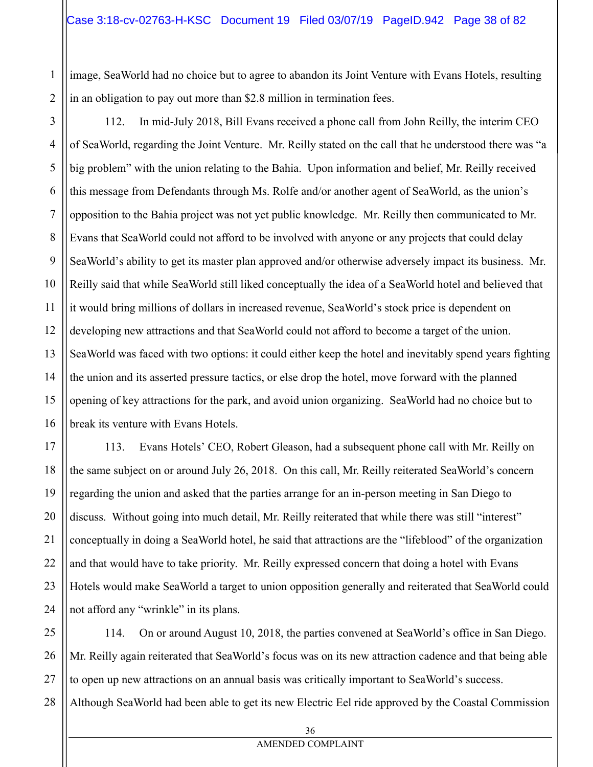image, SeaWorld had no choice but to agree to abandon its Joint Venture with Evans Hotels, resulting in an obligation to pay out more than $2.8 million in termination fees.

112. In mid-July 2018, Bill Evans received a phone call from John Reilly, the interim CEO of SeaWorld, regarding the Joint Venture. Mr. Reilly stated on the call that he understood there was "a big problem" with the union relating to the Bahia. Upon information and belief, Mr. Reilly received this message from Defendants through Ms. Rolfe and/or another agent of SeaWorld, as the union's opposition to the Bahia project was not yet public knowledge. Mr. Reilly then communicated to Mr. Evans that SeaWorld could not afford to be involved with anyone or any projects that could delay SeaWorld's ability to get its master plan approved and/or otherwise adversely impact its business. Mr. Reilly said that while SeaWorld still liked conceptually the idea of a SeaWorld hotel and believed that it would bring millions of dollars in increased revenue, SeaWorld's stock price is dependent on developing new attractions and that SeaWorld could not afford to become a target of the union. SeaWorld was faced with two options: it could either keep the hotel and inevitably spend years fighting the union and its asserted pressure tactics, or else drop the hotel, move forward with the planned opening of key attractions for the park, and avoid union organizing. SeaWorld had no choice but to break its venture with Evans Hotels.

113. Evans Hotels' CEO, Robert Gleason, had a subsequent phone call with Mr. Reilly on the same subject on or around July 26, 2018. On this call, Mr. Reilly reiterated SeaWorld's concern regarding the union and asked that the parties arrange for an in-person meeting in San Diego to discuss. Without going into much detail, Mr. Reilly reiterated that while there was still "interest" conceptually in doing a SeaWorld hotel, he said that attractions are the "lifeblood" of the organization and that would have to take priority. Mr. Reilly expressed concern that doing a hotel with Evans Hotels would make SeaWorld a target to union opposition generally and reiterated that SeaWorld could not afford any "wrinkle" in its plans.

114. On or around August 10, 2018, the parties convened at SeaWorld's office in San Diego. Mr. Reilly again reiterated that SeaWorld's focus was on its new attraction cadence and that being able to open up new attractions on an annual basis was critically important to SeaWorld's success. Although SeaWorld had been able to get its new Electric Eel ride approved by the Coastal Commission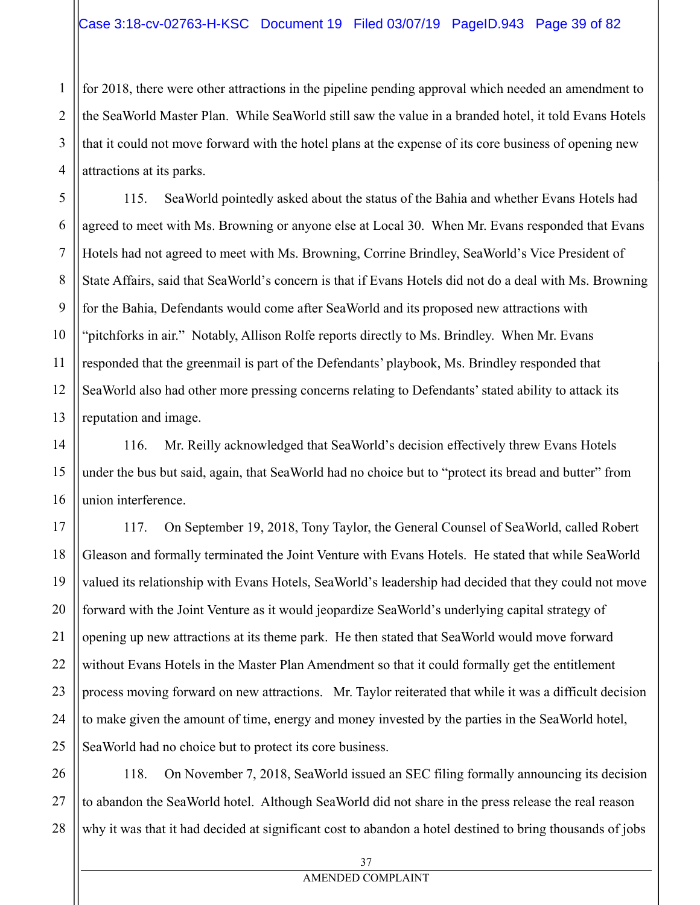for 2018, there were other attractions in the pipeline pending approval which needed an amendment to the SeaWorld Master Plan. While SeaWorld still saw the value in a branded hotel, it told Evans Hotels that it could not move forward with the hotel plans at the expense of its core business of opening new attractions at its parks.

115. SeaWorld pointedly asked about the status of the Bahia and whether Evans Hotels had agreed to meet with Ms. Browning or anyone else at Local 30. When Mr. Evans responded that Evans Hotels had not agreed to meet with Ms. Browning, Corrine Brindley, SeaWorld's Vice President of State Affairs, said that SeaWorld's concern is that if Evans Hotels did not do a deal with Ms. Browning for the Bahia, Defendants would come after SeaWorld and its proposed new attractions with "pitchforks in air." Notably, Allison Rolfe reports directly to Ms. Brindley. When Mr. Evans responded that the greenmail is part of the Defendants' playbook, Ms. Brindley responded that SeaWorld also had other more pressing concerns relating to Defendants' stated ability to attack its reputation and image.

116. Mr. Reilly acknowledged that SeaWorld's decision effectively threw Evans Hotels under the bus but said, again, that SeaWorld had no choice but to "protect its bread and butter" from union interference.

117. On September 19, 2018, Tony Taylor, the General Counsel of SeaWorld, called Robert Gleason and formally terminated the Joint Venture with Evans Hotels. He stated that while SeaWorld valued its relationship with Evans Hotels, SeaWorld's leadership had decided that they could not move forward with the Joint Venture as it would jeopardize SeaWorld's underlying capital strategy of opening up new attractions at its theme park. He then stated that SeaWorld would move forward without Evans Hotels in the Master Plan Amendment so that it could formally get the entitlement process moving forward on new attractions. Mr. Taylor reiterated that while it was a difficult decision to make given the amount of time, energy and money invested by the parties in the SeaWorld hotel, SeaWorld had no choice but to protect its core business.

118. On November 7, 2018, SeaWorld issued an SEC filing formally announcing its decision to abandon the SeaWorld hotel. Although SeaWorld did not share in the press release the real reason why it was that it had decided at significant cost to abandon a hotel destined to bring thousands of jobs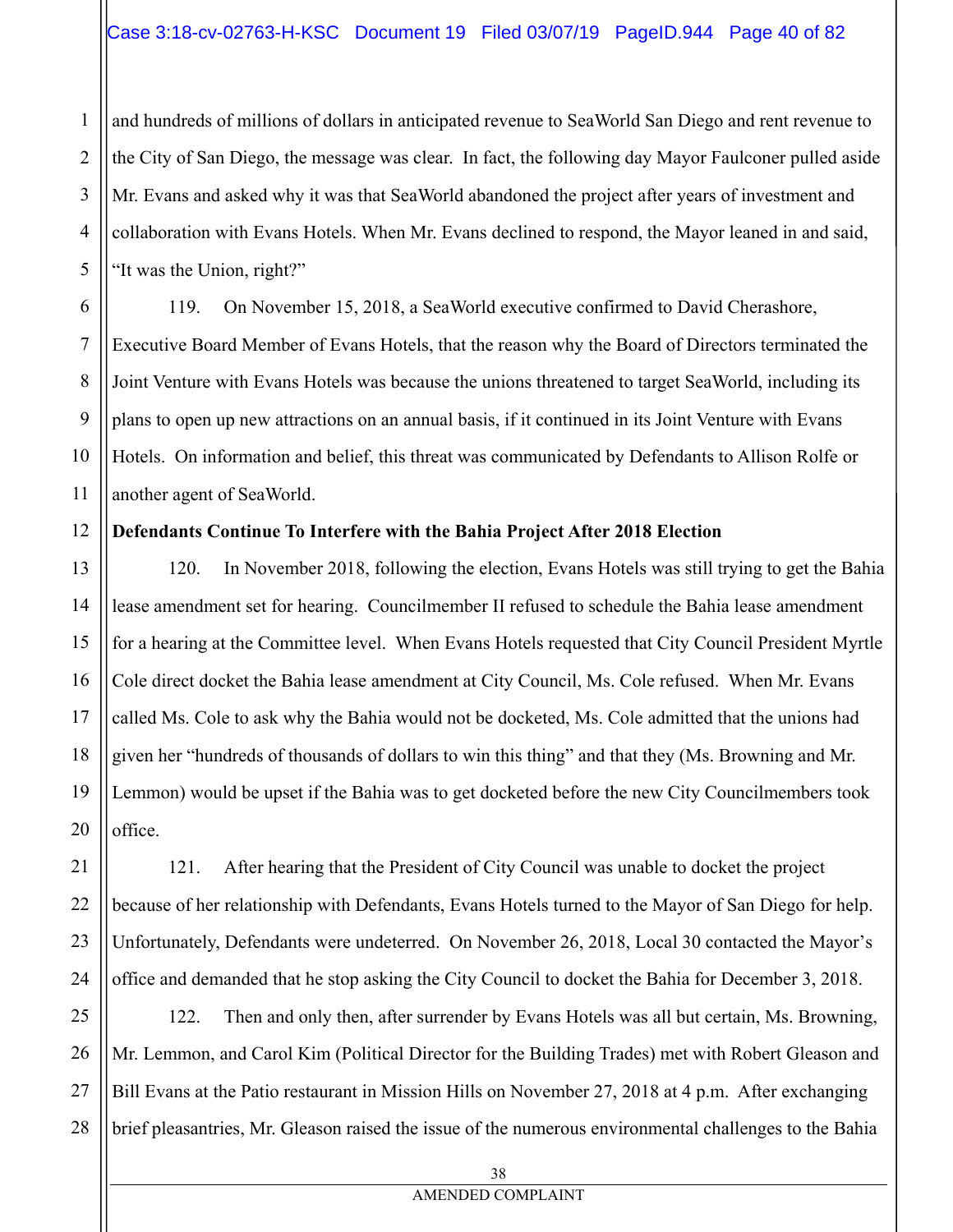and hundreds of millions of dollars in anticipated revenue to SeaWorld San Diego and rent revenue to the City of San Diego, the message was clear. In fact, the following day Mayor Faulconer pulled aside Mr. Evans and asked why it was that SeaWorld abandoned the project after years of investment and collaboration with Evans Hotels. When Mr. Evans declined to respond, the Mayor leaned in and said, "It was the Union, right?"

119. On November 15, 2018, a SeaWorld executive confirmed to David Cherashore, Executive Board Member of Evans Hotels, that the reason why the Board of Directors terminated the Joint Venture with Evans Hotels was because the unions threatened to target SeaWorld, including its plans to open up new attractions on an annual basis, if it continued in its Joint Venture with Evans Hotels. On information and belief, this threat was communicated by Defendants to Allison Rolfe or another agent of SeaWorld.

**Defendants Continue To Interfere with the Bahia Project After 2018 Election**

120. In November 2018, following the election, Evans Hotels was still trying to get the Bahia lease amendment set for hearing. Councilmember II refused to schedule the Bahia lease amendment for a hearing at the Committee level. When Evans Hotels requested that City Council President Myrtle Cole direct docket the Bahia lease amendment at City Council, Ms. Cole refused. When Mr. Evans called Ms. Cole to ask why the Bahia would not be docketed, Ms. Cole admitted that the unions had given her "hundreds of thousands of dollars to win this thing" and that they (Ms. Browning and Mr. Lemmon) would be upset if the Bahia was to get docketed before the new City Councilmembers took office.

121. After hearing that the President of City Council was unable to docket the project because of her relationship with Defendants, Evans Hotels turned to the Mayor of San Diego for help. Unfortunately, Defendants were undeterred. On November 26, 2018, Local 30 contacted the Mayor's office and demanded that he stop asking the City Council to docket the Bahia for December 3, 2018.

122. Then and only then, after surrender by Evans Hotels was all but certain, Ms. Browning, Mr. Lemmon, and Carol Kim (Political Director for the Building Trades) met with Robert Gleason and Bill Evans at the Patio restaurant in Mission Hills on November 27, 2018 at 4 p.m. After exchanging brief pleasantries, Mr. Gleason raised the issue of the numerous environmental challenges to the Bahia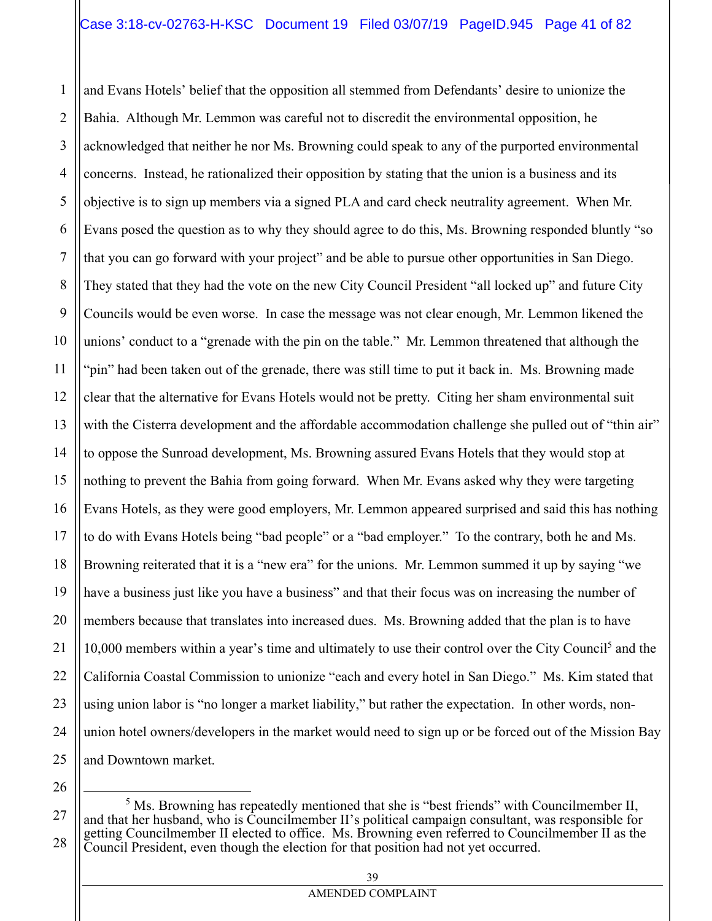and Evans Hotels' belief that the opposition all stemmed from Defendants' desire to unionize the Bahia. Although Mr. Lemmon was careful not to discredit the environmental opposition, he acknowledged that neither he nor Ms. Browning could speak to any of the purported environmental concerns. Instead, he rationalized their opposition by stating that the union is a business and its objective is to sign up members via a signed PLA and card check neutrality agreement. When Mr. Evans posed the question as to why they should agree to do this, Ms. Browning responded bluntly "so that you can go forward with your project" and be able to pursue other opportunities in San Diego. They stated that they had the vote on the new City Council President "all locked up" and future City Councils would be even worse. In case the message was not clear enough, Mr. Lemmon likened the unions' conduct to a "grenade with the pin on the table." Mr. Lemmon threatened that although the "pin" had been taken out of the grenade, there was still time to put it back in. Ms. Browning made clear that the alternative for Evans Hotels would not be pretty. Citing her sham environmental suit with the Cisterra development and the affordable accommodation challenge she pulled out of "thin air" to oppose the Sunroad development, Ms. Browning assured Evans Hotels that they would stop at nothing to prevent the Bahia from going forward. When Mr. Evans asked why they were targeting Evans Hotels, as they were good employers, Mr. Lemmon appeared surprised and said this has nothing to do with Evans Hotels being "bad people" or a "bad employer." To the contrary, both he and Ms. Browning reiterated that it is a "new era" for the unions. Mr. Lemmon summed it up by saying "we have a business just like you have a business" and that their focus was on increasing the number of members because that translates into increased dues. Ms. Browning added that the plan is to have 10,000 members within a year's time and ultimately to use their control over the City Council[5] and the California Coastal Commission to unionize "each and every hotel in San Diego." Ms. Kim stated that using union labor is "no longer a market liability," but rather the expectation. In other words, non-union hotel owners/developers in the market would need to sign up or be forced out of the Mission Bay and Downtown market.

---

[5] Ms. Browning has repeatedly mentioned that she is "best friends" with Councilmember II, and that her husband, who is Councilmember II's political campaign consultant, was responsible for getting Councilmember II elected to office. Ms. Browning even referred to Councilmember II as the Council President, even though the election for that position had not yet occurred.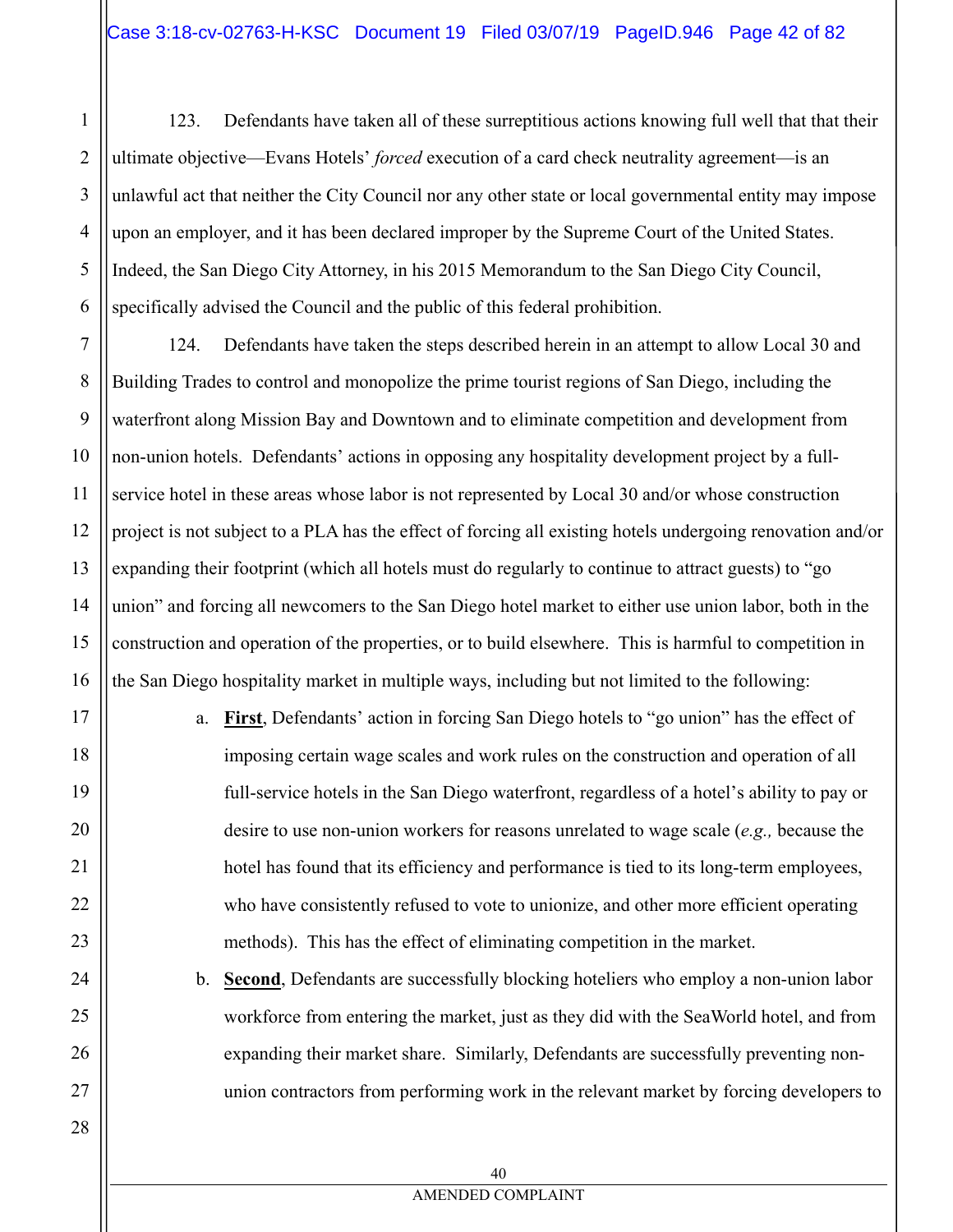123. Defendants have taken all of these surreptitious actions knowing full well that that their ultimate objective—Evans Hotels' *forced* execution of a card check neutrality agreement—is an unlawful act that neither the City Council nor any other state or local governmental entity may impose upon an employer, and it has been declared improper by the Supreme Court of the United States. Indeed, the San Diego City Attorney, in his 2015 Memorandum to the San Diego City Council, specifically advised the Council and the public of this federal prohibition.

124. Defendants have taken the steps described herein in an attempt to allow Local 30 and Building Trades to control and monopolize the prime tourist regions of San Diego, including the waterfront along Mission Bay and Downtown and to eliminate competition and development from non-union hotels. Defendants' actions in opposing any hospitality development project by a full-service hotel in these areas whose labor is not represented by Local 30 and/or whose construction project is not subject to a PLA has the effect of forcing all existing hotels undergoing renovation and/or expanding their footprint (which all hotels must do regularly to continue to attract guests) to "go union" and forcing all newcomers to the San Diego hotel market to either use union labor, both in the construction and operation of the properties, or to build elsewhere. This is harmful to competition in the San Diego hospitality market in multiple ways, including but not limited to the following:

a. **First**, Defendants' action in forcing San Diego hotels to "go union" has the effect of imposing certain wage scales and work rules on the construction and operation of all full-service hotels in the San Diego waterfront, regardless of a hotel's ability to pay or desire to use non-union workers for reasons unrelated to wage scale (*e.g.,* because the hotel has found that its efficiency and performance is tied to its long-term employees, who have consistently refused to vote to unionize, and other more efficient operating methods). This has the effect of eliminating competition in the market.

b. **Second**, Defendants are successfully blocking hoteliers who employ a non-union labor workforce from entering the market, just as they did with the SeaWorld hotel, and from expanding their market share. Similarly, Defendants are successfully preventing non-union contractors from performing work in the relevant market by forcing developers to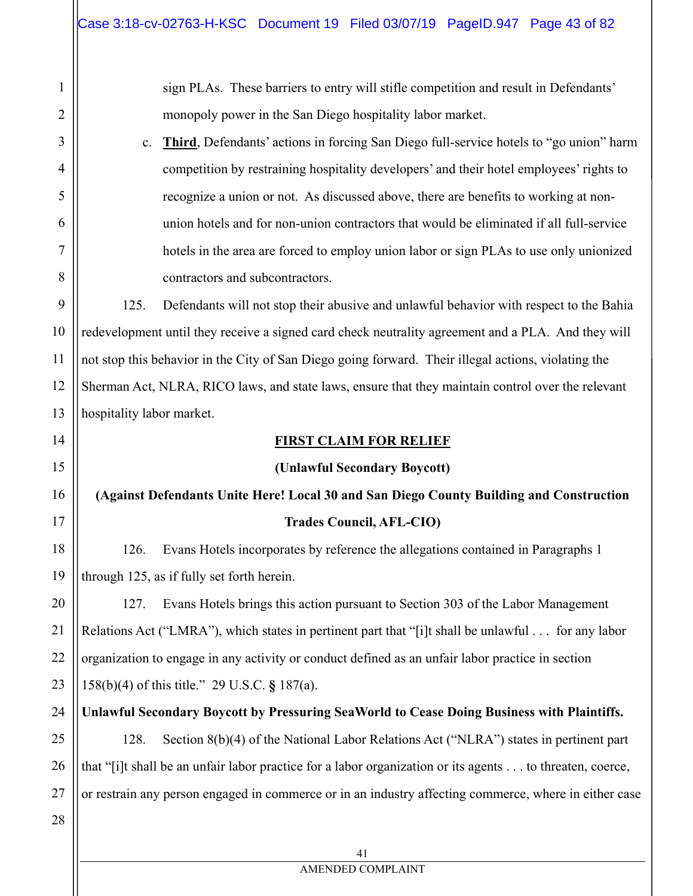sign PLAs. These barriers to entry will stifle competition and result in Defendants' monopoly power in the San Diego hospitality labor market.

c. **Third**, Defendants' actions in forcing San Diego full-service hotels to "go union" harm competition by restraining hospitality developers' and their hotel employees' rights to recognize a union or not. As discussed above, there are benefits to working at non-union hotels and for non-union contractors that would be eliminated if all full-service hotels in the area are forced to employ union labor or sign PLAs to use only unionized contractors and subcontractors.

125. Defendants will not stop their abusive and unlawful behavior with respect to the Bahia redevelopment until they receive a signed card check neutrality agreement and a PLA. And they will not stop this behavior in the City of San Diego going forward. Their illegal actions, violating the Sherman Act, NLRA, RICO laws, and state laws, ensure that they maintain control over the relevant hospitality labor market.

## FIRST CLAIM FOR RELIEF

**(Unlawful Secondary Boycott)**

**(Against Defendants Unite Here! Local 30 and San Diego County Building and Construction Trades Council, AFL-CIO)**

126. Evans Hotels incorporates by reference the allegations contained in Paragraphs 1 through 125, as if fully set forth herein.

127. Evans Hotels brings this action pursuant to Section 303 of the Labor Management Relations Act ("LMRA"), which states in pertinent part that "[i]t shall be unlawful . . . for any labor organization to engage in any activity or conduct defined as an unfair labor practice in section 158(b)(4) of this title." 29 U.S.C. § 187(a).

**Unlawful Secondary Boycott by Pressuring SeaWorld to Cease Doing Business with Plaintiffs.**

128. Section 8(b)(4) of the National Labor Relations Act ("NLRA") states in pertinent part that "[i]t shall be an unfair labor practice for a labor organization or its agents . . . to threaten, coerce, or restrain any person engaged in commerce or in an industry affecting commerce, where in either case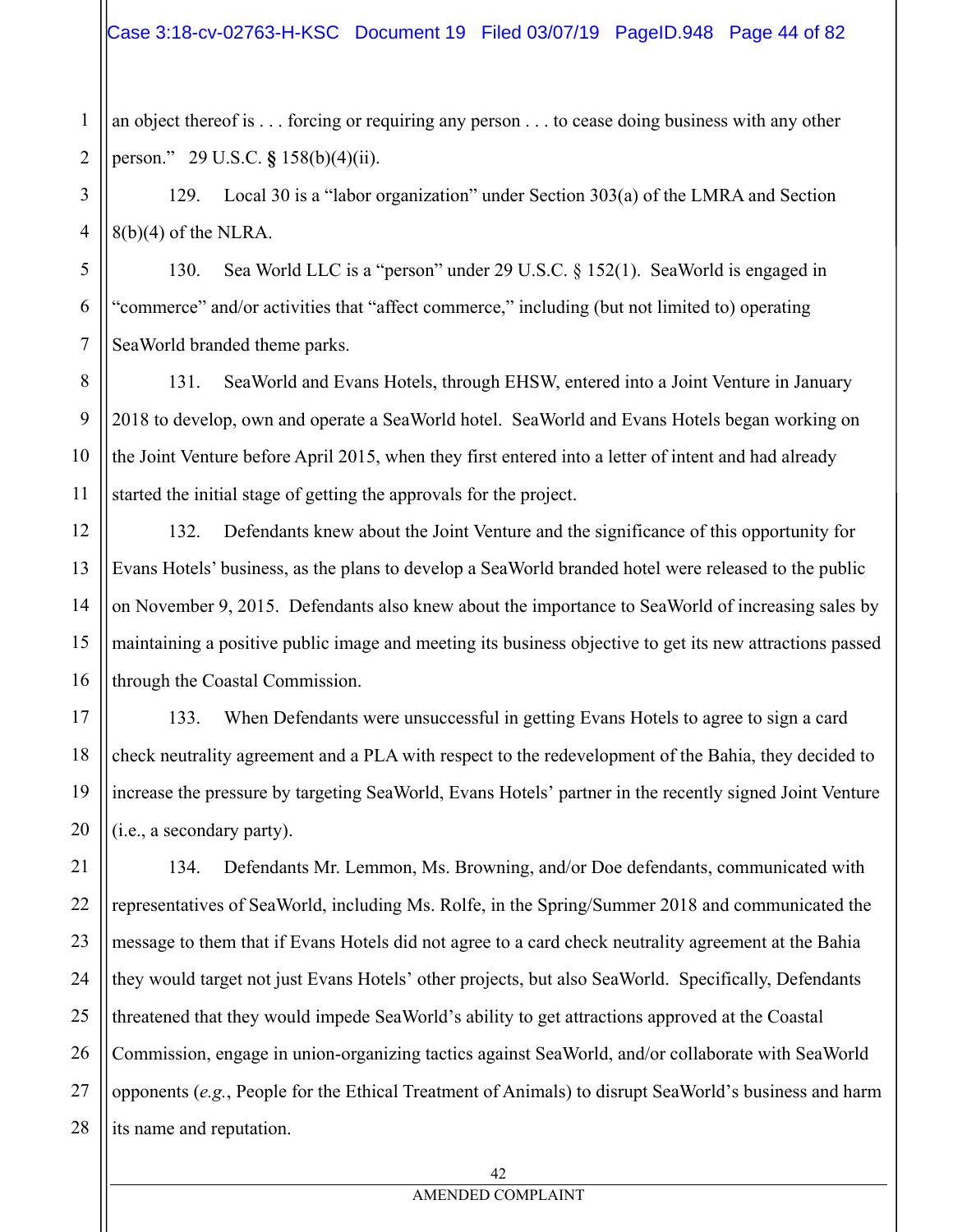an object thereof is . . . forcing or requiring any person . . . to cease doing business with any other person." 29 U.S.C. § 158(b)(4)(ii).

129. Local 30 is a "labor organization" under Section 303(a) of the LMRA and Section 8(b)(4) of the NLRA.

130. Sea World LLC is a "person" under 29 U.S.C. § 152(1). SeaWorld is engaged in "commerce" and/or activities that "affect commerce," including (but not limited to) operating SeaWorld branded theme parks.

131. SeaWorld and Evans Hotels, through EHSW, entered into a Joint Venture in January 2018 to develop, own and operate a SeaWorld hotel. SeaWorld and Evans Hotels began working on the Joint Venture before April 2015, when they first entered into a letter of intent and had already started the initial stage of getting the approvals for the project.

132. Defendants knew about the Joint Venture and the significance of this opportunity for Evans Hotels' business, as the plans to develop a SeaWorld branded hotel were released to the public on November 9, 2015. Defendants also knew about the importance to SeaWorld of increasing sales by maintaining a positive public image and meeting its business objective to get its new attractions passed through the Coastal Commission.

133. When Defendants were unsuccessful in getting Evans Hotels to agree to sign a card check neutrality agreement and a PLA with respect to the redevelopment of the Bahia, they decided to increase the pressure by targeting SeaWorld, Evans Hotels' partner in the recently signed Joint Venture (i.e., a secondary party).

134. Defendants Mr. Lemmon, Ms. Browning, and/or Doe defendants, communicated with representatives of SeaWorld, including Ms. Rolfe, in the Spring/Summer 2018 and communicated the message to them that if Evans Hotels did not agree to a card check neutrality agreement at the Bahia they would target not just Evans Hotels' other projects, but also SeaWorld. Specifically, Defendants threatened that they would impede SeaWorld's ability to get attractions approved at the Coastal Commission, engage in union-organizing tactics against SeaWorld, and/or collaborate with SeaWorld opponents (*e.g.*, People for the Ethical Treatment of Animals) to disrupt SeaWorld's business and harm its name and reputation.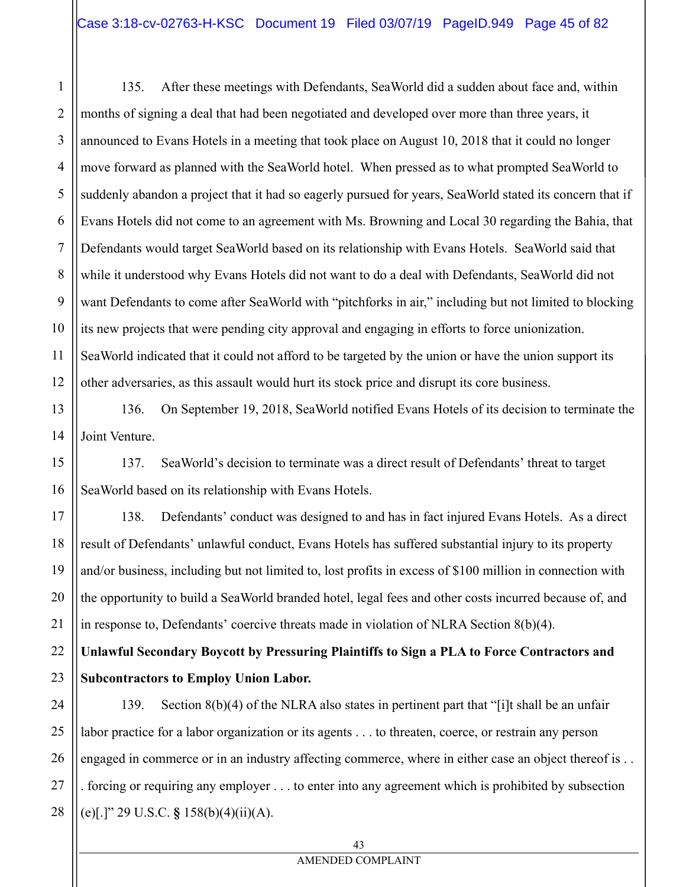135. After these meetings with Defendants, SeaWorld did a sudden about face and, within months of signing a deal that had been negotiated and developed over more than three years, it announced to Evans Hotels in a meeting that took place on August 10, 2018 that it could no longer move forward as planned with the SeaWorld hotel. When pressed as to what prompted SeaWorld to suddenly abandon a project that it had so eagerly pursued for years, SeaWorld stated its concern that if Evans Hotels did not come to an agreement with Ms. Browning and Local 30 regarding the Bahia, that Defendants would target SeaWorld based on its relationship with Evans Hotels. SeaWorld said that while it understood why Evans Hotels did not want to do a deal with Defendants, SeaWorld did not want Defendants to come after SeaWorld with "pitchforks in air," including but not limited to blocking its new projects that were pending city approval and engaging in efforts to force unionization. SeaWorld indicated that it could not afford to be targeted by the union or have the union support its other adversaries, as this assault would hurt its stock price and disrupt its core business.

136. On September 19, 2018, SeaWorld notified Evans Hotels of its decision to terminate the Joint Venture.

137. SeaWorld's decision to terminate was a direct result of Defendants' threat to target SeaWorld based on its relationship with Evans Hotels.

138. Defendants' conduct was designed to and has in fact injured Evans Hotels. As a direct result of Defendants' unlawful conduct, Evans Hotels has suffered substantial injury to its property and/or business, including but not limited to, lost profits in excess of $100 million in connection with the opportunity to build a SeaWorld branded hotel, legal fees and other costs incurred because of, and in response to, Defendants' coercive threats made in violation of NLRA Section 8(b)(4).

**Unlawful Secondary Boycott by Pressuring Plaintiffs to Sign a PLA to Force Contractors and Subcontractors to Employ Union Labor.**

139. Section 8(b)(4) of the NLRA also states in pertinent part that "[i]t shall be an unfair labor practice for a labor organization or its agents . . . to threaten, coerce, or restrain any person engaged in commerce or in an industry affecting commerce, where in either case an object thereof is . . . forcing or requiring any employer . . . to enter into any agreement which is prohibited by subsection (e)[.]" 29 U.S.C. § 158(b)(4)(ii)(A).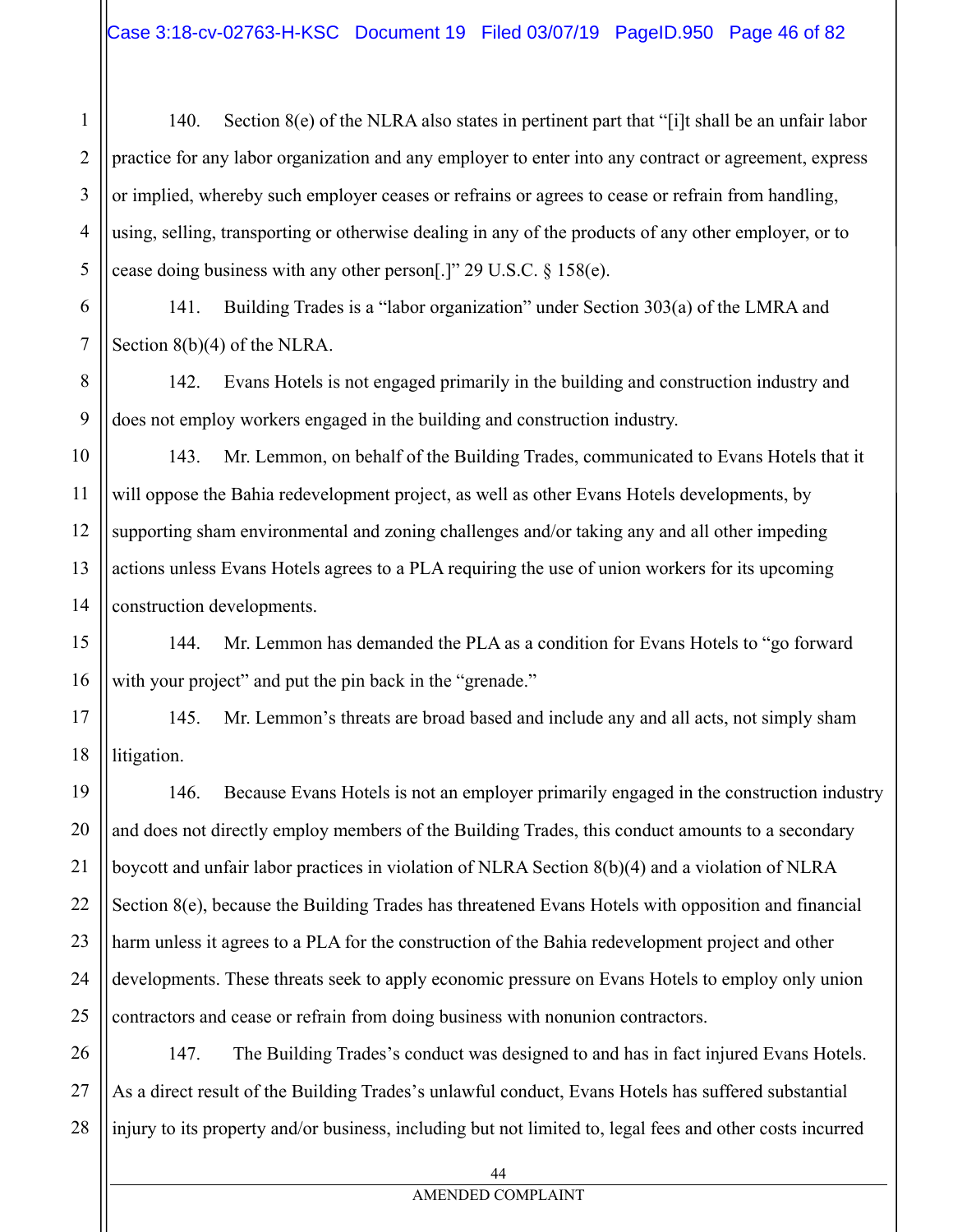140. Section 8(e) of the NLRA also states in pertinent part that "[i]t shall be an unfair labor practice for any labor organization and any employer to enter into any contract or agreement, express or implied, whereby such employer ceases or refrains or agrees to cease or refrain from handling, using, selling, transporting or otherwise dealing in any of the products of any other employer, or to cease doing business with any other person[.]" 29 U.S.C. § 158(e).

141. Building Trades is a "labor organization" under Section 303(a) of the LMRA and Section 8(b)(4) of the NLRA.

142. Evans Hotels is not engaged primarily in the building and construction industry and does not employ workers engaged in the building and construction industry.

143. Mr. Lemmon, on behalf of the Building Trades, communicated to Evans Hotels that it will oppose the Bahia redevelopment project, as well as other Evans Hotels developments, by supporting sham environmental and zoning challenges and/or taking any and all other impeding actions unless Evans Hotels agrees to a PLA requiring the use of union workers for its upcoming construction developments.

144. Mr. Lemmon has demanded the PLA as a condition for Evans Hotels to "go forward with your project" and put the pin back in the "grenade."

145. Mr. Lemmon's threats are broad based and include any and all acts, not simply sham litigation.

146. Because Evans Hotels is not an employer primarily engaged in the construction industry and does not directly employ members of the Building Trades, this conduct amounts to a secondary boycott and unfair labor practices in violation of NLRA Section 8(b)(4) and a violation of NLRA Section 8(e), because the Building Trades has threatened Evans Hotels with opposition and financial harm unless it agrees to a PLA for the construction of the Bahia redevelopment project and other developments. These threats seek to apply economic pressure on Evans Hotels to employ only union contractors and cease or refrain from doing business with nonunion contractors.

147. The Building Trades's conduct was designed to and has in fact injured Evans Hotels. As a direct result of the Building Trades's unlawful conduct, Evans Hotels has suffered substantial injury to its property and/or business, including but not limited to, legal fees and other costs incurred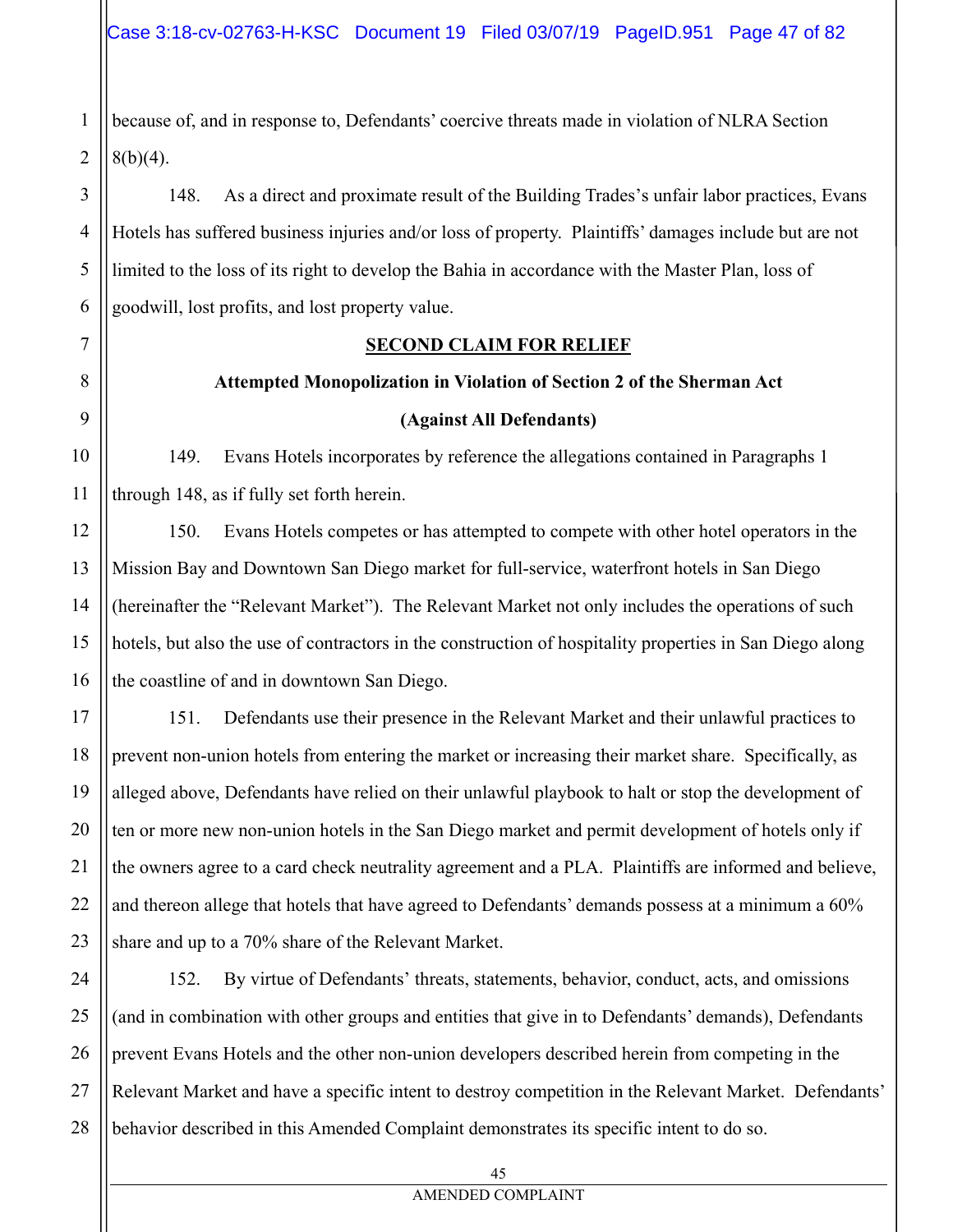because of, and in response to, Defendants' coercive threats made in violation of NLRA Section 8(b)(4).

148. As a direct and proximate result of the Building Trades's unfair labor practices, Evans Hotels has suffered business injuries and/or loss of property. Plaintiffs' damages include but are not limited to the loss of its right to develop the Bahia in accordance with the Master Plan, loss of goodwill, lost profits, and lost property value.

**SECOND CLAIM FOR RELIEF**

**Attempted Monopolization in Violation of Section 2 of the Sherman Act**

**(Against All Defendants)**

149. Evans Hotels incorporates by reference the allegations contained in Paragraphs 1 through 148, as if fully set forth herein.

150. Evans Hotels competes or has attempted to compete with other hotel operators in the Mission Bay and Downtown San Diego market for full-service, waterfront hotels in San Diego (hereinafter the "Relevant Market"). The Relevant Market not only includes the operations of such hotels, but also the use of contractors in the construction of hospitality properties in San Diego along the coastline of and in downtown San Diego.

151. Defendants use their presence in the Relevant Market and their unlawful practices to prevent non-union hotels from entering the market or increasing their market share. Specifically, as alleged above, Defendants have relied on their unlawful playbook to halt or stop the development of ten or more new non-union hotels in the San Diego market and permit development of hotels only if the owners agree to a card check neutrality agreement and a PLA. Plaintiffs are informed and believe, and thereon allege that hotels that have agreed to Defendants' demands possess at a minimum a 60% share and up to a 70% share of the Relevant Market.

152. By virtue of Defendants' threats, statements, behavior, conduct, acts, and omissions (and in combination with other groups and entities that give in to Defendants' demands), Defendants prevent Evans Hotels and the other non-union developers described herein from competing in the Relevant Market and have a specific intent to destroy competition in the Relevant Market. Defendants' behavior described in this Amended Complaint demonstrates its specific intent to do so.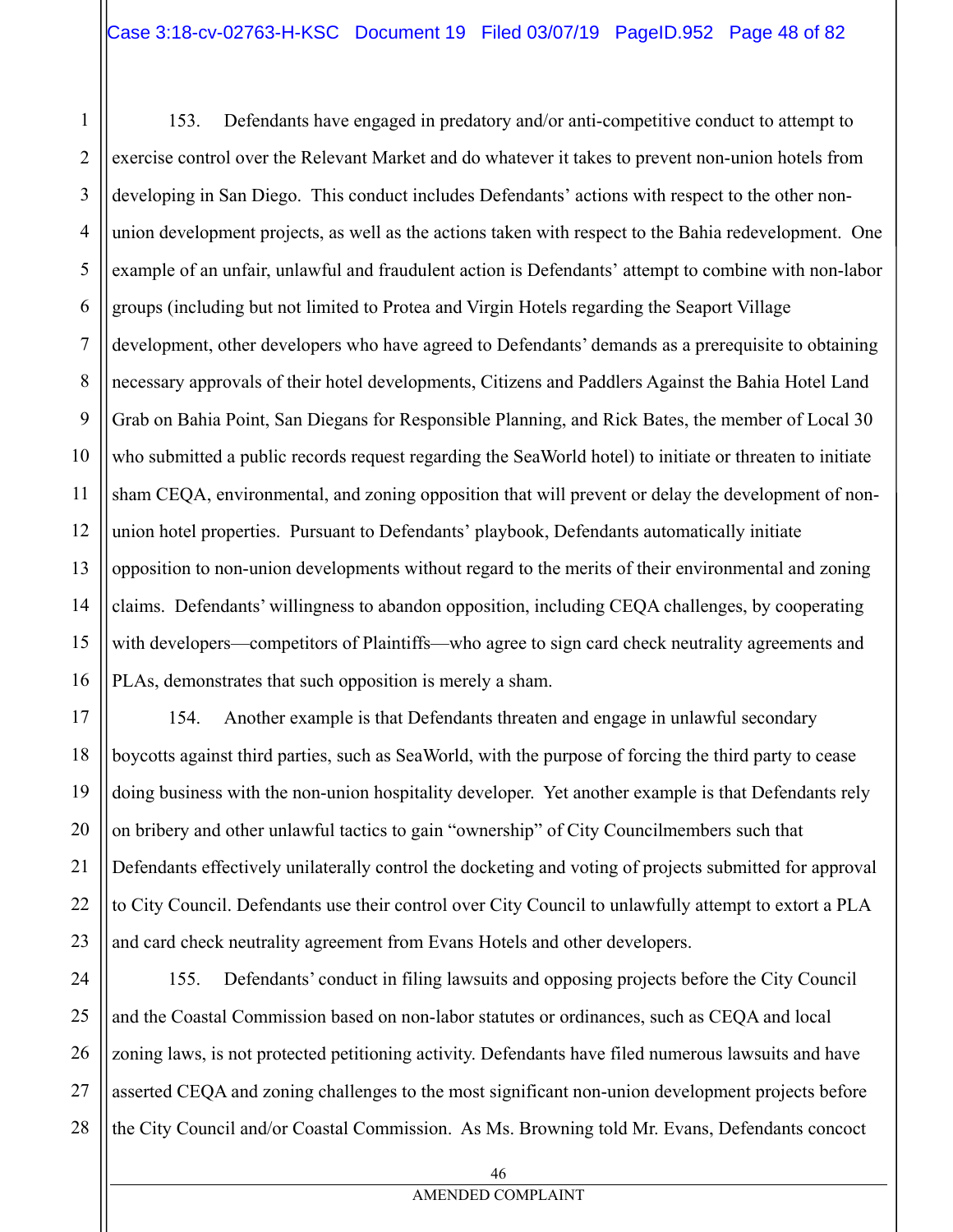153. Defendants have engaged in predatory and/or anti-competitive conduct to attempt to exercise control over the Relevant Market and do whatever it takes to prevent non-union hotels from developing in San Diego. This conduct includes Defendants' actions with respect to the other non-union development projects, as well as the actions taken with respect to the Bahia redevelopment. One example of an unfair, unlawful and fraudulent action is Defendants' attempt to combine with non-labor groups (including but not limited to Protea and Virgin Hotels regarding the Seaport Village development, other developers who have agreed to Defendants' demands as a prerequisite to obtaining necessary approvals of their hotel developments, Citizens and Paddlers Against the Bahia Hotel Land Grab on Bahia Point, San Diegans for Responsible Planning, and Rick Bates, the member of Local 30 who submitted a public records request regarding the SeaWorld hotel) to initiate or threaten to initiate sham CEQA, environmental, and zoning opposition that will prevent or delay the development of non-union hotel properties. Pursuant to Defendants' playbook, Defendants automatically initiate opposition to non-union developments without regard to the merits of their environmental and zoning claims. Defendants' willingness to abandon opposition, including CEQA challenges, by cooperating with developers—competitors of Plaintiffs—who agree to sign card check neutrality agreements and PLAs, demonstrates that such opposition is merely a sham.

154. Another example is that Defendants threaten and engage in unlawful secondary boycotts against third parties, such as SeaWorld, with the purpose of forcing the third party to cease doing business with the non-union hospitality developer. Yet another example is that Defendants rely on bribery and other unlawful tactics to gain "ownership" of City Councilmembers such that Defendants effectively unilaterally control the docketing and voting of projects submitted for approval to City Council. Defendants use their control over City Council to unlawfully attempt to extort a PLA and card check neutrality agreement from Evans Hotels and other developers.

155. Defendants' conduct in filing lawsuits and opposing projects before the City Council and the Coastal Commission based on non-labor statutes or ordinances, such as CEQA and local zoning laws, is not protected petitioning activity. Defendants have filed numerous lawsuits and have asserted CEQA and zoning challenges to the most significant non-union development projects before the City Council and/or Coastal Commission. As Ms. Browning told Mr. Evans, Defendants concoct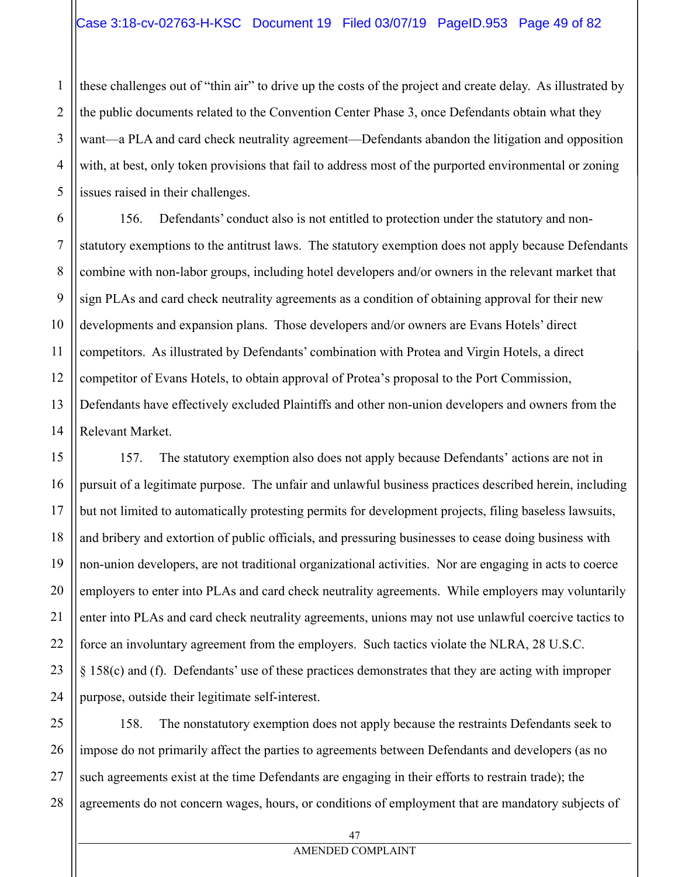these challenges out of "thin air" to drive up the costs of the project and create delay. As illustrated by the public documents related to the Convention Center Phase 3, once Defendants obtain what they want—a PLA and card check neutrality agreement—Defendants abandon the litigation and opposition with, at best, only token provisions that fail to address most of the purported environmental or zoning issues raised in their challenges.

156. Defendants' conduct also is not entitled to protection under the statutory and non-statutory exemptions to the antitrust laws. The statutory exemption does not apply because Defendants combine with non-labor groups, including hotel developers and/or owners in the relevant market that sign PLAs and card check neutrality agreements as a condition of obtaining approval for their new developments and expansion plans. Those developers and/or owners are Evans Hotels' direct competitors. As illustrated by Defendants' combination with Protea and Virgin Hotels, a direct competitor of Evans Hotels, to obtain approval of Protea's proposal to the Port Commission, Defendants have effectively excluded Plaintiffs and other non-union developers and owners from the Relevant Market.

157. The statutory exemption also does not apply because Defendants' actions are not in pursuit of a legitimate purpose. The unfair and unlawful business practices described herein, including but not limited to automatically protesting permits for development projects, filing baseless lawsuits, and bribery and extortion of public officials, and pressuring businesses to cease doing business with non-union developers, are not traditional organizational activities. Nor are engaging in acts to coerce employers to enter into PLAs and card check neutrality agreements. While employers may voluntarily enter into PLAs and card check neutrality agreements, unions may not use unlawful coercive tactics to force an involuntary agreement from the employers. Such tactics violate the NLRA, 28 U.S.C. § 158(c) and (f). Defendants' use of these practices demonstrates that they are acting with improper purpose, outside their legitimate self-interest.

158. The nonstatutory exemption does not apply because the restraints Defendants seek to impose do not primarily affect the parties to agreements between Defendants and developers (as no such agreements exist at the time Defendants are engaging in their efforts to restrain trade); the agreements do not concern wages, hours, or conditions of employment that are mandatory subjects of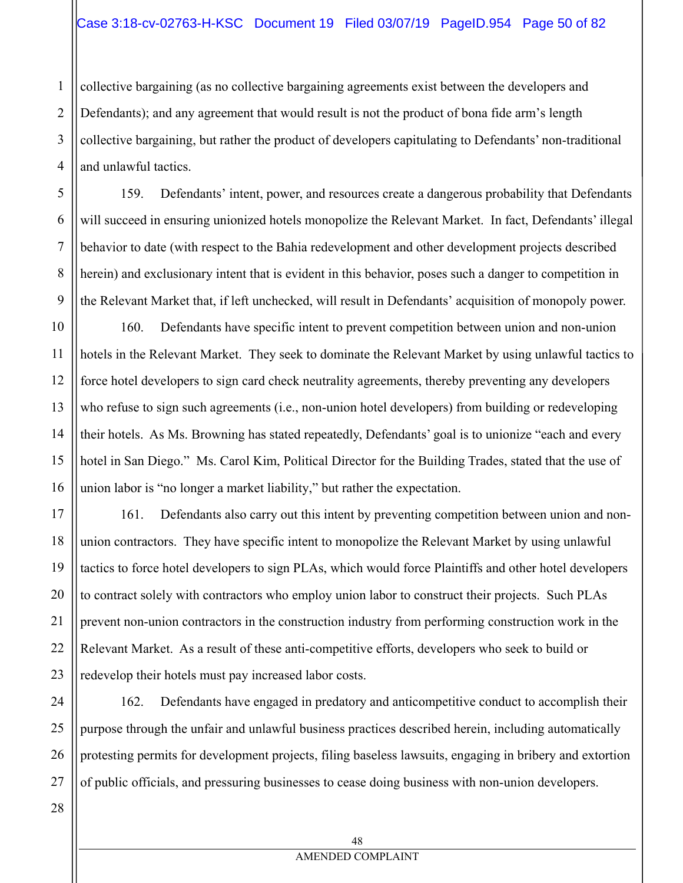collective bargaining (as no collective bargaining agreements exist between the developers and Defendants); and any agreement that would result is not the product of bona fide arm's length collective bargaining, but rather the product of developers capitulating to Defendants' non-traditional and unlawful tactics.

159. Defendants' intent, power, and resources create a dangerous probability that Defendants will succeed in ensuring unionized hotels monopolize the Relevant Market. In fact, Defendants' illegal behavior to date (with respect to the Bahia redevelopment and other development projects described herein) and exclusionary intent that is evident in this behavior, poses such a danger to competition in the Relevant Market that, if left unchecked, will result in Defendants' acquisition of monopoly power.

160. Defendants have specific intent to prevent competition between union and non-union hotels in the Relevant Market. They seek to dominate the Relevant Market by using unlawful tactics to force hotel developers to sign card check neutrality agreements, thereby preventing any developers who refuse to sign such agreements (i.e., non-union hotel developers) from building or redeveloping their hotels. As Ms. Browning has stated repeatedly, Defendants' goal is to unionize "each and every hotel in San Diego." Ms. Carol Kim, Political Director for the Building Trades, stated that the use of union labor is "no longer a market liability," but rather the expectation.

161. Defendants also carry out this intent by preventing competition between union and non-union contractors. They have specific intent to monopolize the Relevant Market by using unlawful tactics to force hotel developers to sign PLAs, which would force Plaintiffs and other hotel developers to contract solely with contractors who employ union labor to construct their projects. Such PLAs prevent non-union contractors in the construction industry from performing construction work in the Relevant Market. As a result of these anti-competitive efforts, developers who seek to build or redevelop their hotels must pay increased labor costs.

162. Defendants have engaged in predatory and anticompetitive conduct to accomplish their purpose through the unfair and unlawful business practices described herein, including automatically protesting permits for development projects, filing baseless lawsuits, engaging in bribery and extortion of public officials, and pressuring businesses to cease doing business with non-union developers.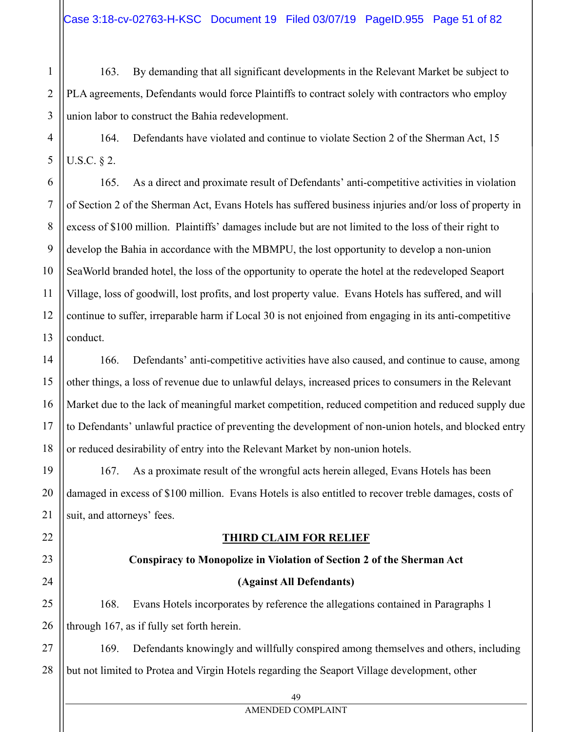163. By demanding that all significant developments in the Relevant Market be subject to PLA agreements, Defendants would force Plaintiffs to contract solely with contractors who employ union labor to construct the Bahia redevelopment.

164. Defendants have violated and continue to violate Section 2 of the Sherman Act, 15 U.S.C. § 2.

165. As a direct and proximate result of Defendants' anti-competitive activities in violation of Section 2 of the Sherman Act, Evans Hotels has suffered business injuries and/or loss of property in excess of $100 million. Plaintiffs' damages include but are not limited to the loss of their right to develop the Bahia in accordance with the MBMPU, the lost opportunity to develop a non-union SeaWorld branded hotel, the loss of the opportunity to operate the hotel at the redeveloped Seaport Village, loss of goodwill, lost profits, and lost property value. Evans Hotels has suffered, and will continue to suffer, irreparable harm if Local 30 is not enjoined from engaging in its anti-competitive conduct.

166. Defendants' anti-competitive activities have also caused, and continue to cause, among other things, a loss of revenue due to unlawful delays, increased prices to consumers in the Relevant Market due to the lack of meaningful market competition, reduced competition and reduced supply due to Defendants' unlawful practice of preventing the development of non-union hotels, and blocked entry or reduced desirability of entry into the Relevant Market by non-union hotels.

167. As a proximate result of the wrongful acts herein alleged, Evans Hotels has been damaged in excess of $100 million. Evans Hotels is also entitled to recover treble damages, costs of suit, and attorneys' fees.

## THIRD CLAIM FOR RELIEF

### Conspiracy to Monopolize in Violation of Section 2 of the Sherman Act

### (Against All Defendants)

168. Evans Hotels incorporates by reference the allegations contained in Paragraphs 1 through 167, as if fully set forth herein.

169. Defendants knowingly and willfully conspired among themselves and others, including but not limited to Protea and Virgin Hotels regarding the Seaport Village development, other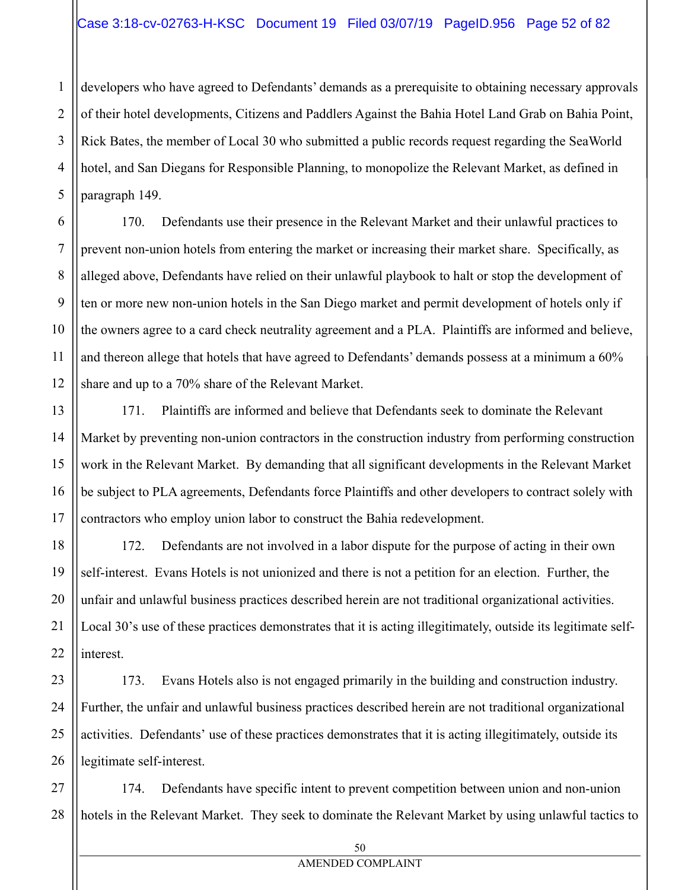developers who have agreed to Defendants' demands as a prerequisite to obtaining necessary approvals of their hotel developments, Citizens and Paddlers Against the Bahia Hotel Land Grab on Bahia Point, Rick Bates, the member of Local 30 who submitted a public records request regarding the SeaWorld hotel, and San Diegans for Responsible Planning, to monopolize the Relevant Market, as defined in paragraph 149.

170. Defendants use their presence in the Relevant Market and their unlawful practices to prevent non-union hotels from entering the market or increasing their market share. Specifically, as alleged above, Defendants have relied on their unlawful playbook to halt or stop the development of ten or more new non-union hotels in the San Diego market and permit development of hotels only if the owners agree to a card check neutrality agreement and a PLA. Plaintiffs are informed and believe, and thereon allege that hotels that have agreed to Defendants' demands possess at a minimum a 60% share and up to a 70% share of the Relevant Market.

171. Plaintiffs are informed and believe that Defendants seek to dominate the Relevant Market by preventing non-union contractors in the construction industry from performing construction work in the Relevant Market. By demanding that all significant developments in the Relevant Market be subject to PLA agreements, Defendants force Plaintiffs and other developers to contract solely with contractors who employ union labor to construct the Bahia redevelopment.

172. Defendants are not involved in a labor dispute for the purpose of acting in their own self-interest. Evans Hotels is not unionized and there is not a petition for an election. Further, the unfair and unlawful business practices described herein are not traditional organizational activities. Local 30's use of these practices demonstrates that it is acting illegitimately, outside its legitimate self-interest.

173. Evans Hotels also is not engaged primarily in the building and construction industry. Further, the unfair and unlawful business practices described herein are not traditional organizational activities. Defendants' use of these practices demonstrates that it is acting illegitimately, outside its legitimate self-interest.

174. Defendants have specific intent to prevent competition between union and non-union hotels in the Relevant Market. They seek to dominate the Relevant Market by using unlawful tactics to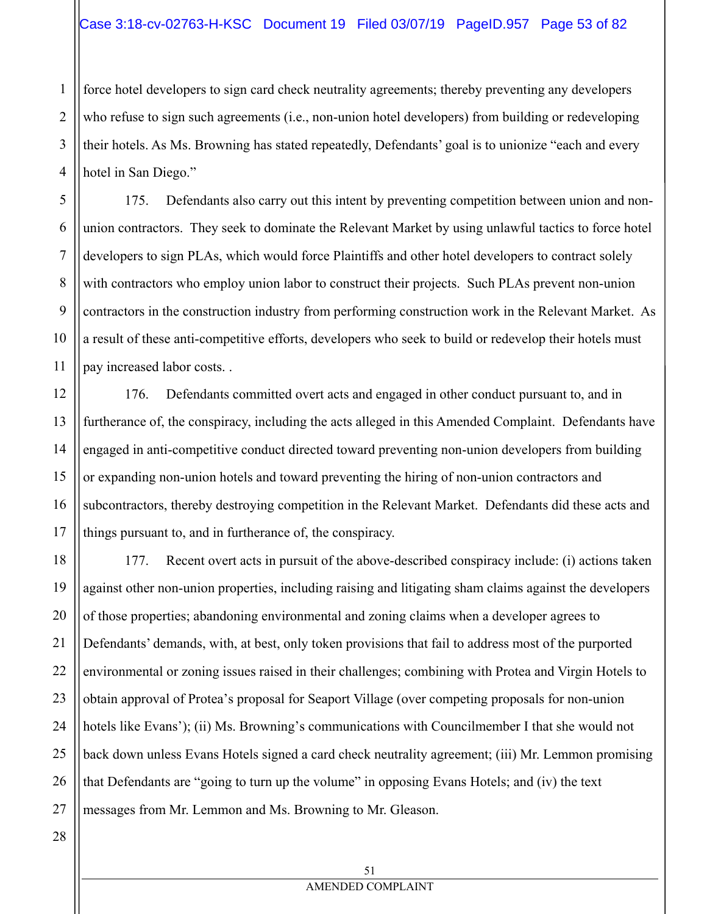force hotel developers to sign card check neutrality agreements; thereby preventing any developers who refuse to sign such agreements (i.e., non-union hotel developers) from building or redeveloping their hotels. As Ms. Browning has stated repeatedly, Defendants' goal is to unionize "each and every hotel in San Diego."

175. Defendants also carry out this intent by preventing competition between union and non-union contractors. They seek to dominate the Relevant Market by using unlawful tactics to force hotel developers to sign PLAs, which would force Plaintiffs and other hotel developers to contract solely with contractors who employ union labor to construct their projects. Such PLAs prevent non-union contractors in the construction industry from performing construction work in the Relevant Market. As a result of these anti-competitive efforts, developers who seek to build or redevelop their hotels must pay increased labor costs. .

176. Defendants committed overt acts and engaged in other conduct pursuant to, and in furtherance of, the conspiracy, including the acts alleged in this Amended Complaint. Defendants have engaged in anti-competitive conduct directed toward preventing non-union developers from building or expanding non-union hotels and toward preventing the hiring of non-union contractors and subcontractors, thereby destroying competition in the Relevant Market. Defendants did these acts and things pursuant to, and in furtherance of, the conspiracy.

177. Recent overt acts in pursuit of the above-described conspiracy include: (i) actions taken against other non-union properties, including raising and litigating sham claims against the developers of those properties; abandoning environmental and zoning claims when a developer agrees to Defendants' demands, with, at best, only token provisions that fail to address most of the purported environmental or zoning issues raised in their challenges; combining with Protea and Virgin Hotels to obtain approval of Protea's proposal for Seaport Village (over competing proposals for non-union hotels like Evans'); (ii) Ms. Browning's communications with Councilmember I that she would not back down unless Evans Hotels signed a card check neutrality agreement; (iii) Mr. Lemmon promising that Defendants are "going to turn up the volume" in opposing Evans Hotels; and (iv) the text messages from Mr. Lemmon and Ms. Browning to Mr. Gleason.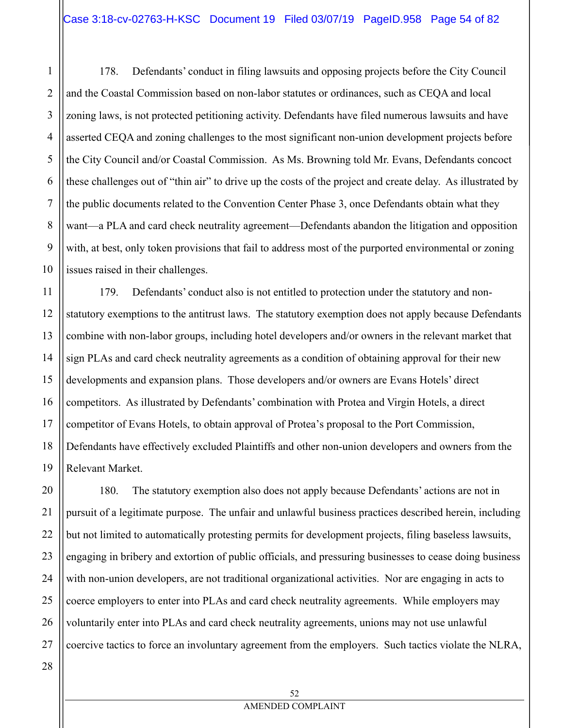178. Defendants' conduct in filing lawsuits and opposing projects before the City Council and the Coastal Commission based on non-labor statutes or ordinances, such as CEQA and local zoning laws, is not protected petitioning activity. Defendants have filed numerous lawsuits and have asserted CEQA and zoning challenges to the most significant non-union development projects before the City Council and/or Coastal Commission. As Ms. Browning told Mr. Evans, Defendants concoct these challenges out of "thin air" to drive up the costs of the project and create delay. As illustrated by the public documents related to the Convention Center Phase 3, once Defendants obtain what they want—a PLA and card check neutrality agreement—Defendants abandon the litigation and opposition with, at best, only token provisions that fail to address most of the purported environmental or zoning issues raised in their challenges.

179. Defendants' conduct also is not entitled to protection under the statutory and non-statutory exemptions to the antitrust laws. The statutory exemption does not apply because Defendants combine with non-labor groups, including hotel developers and/or owners in the relevant market that sign PLAs and card check neutrality agreements as a condition of obtaining approval for their new developments and expansion plans. Those developers and/or owners are Evans Hotels' direct competitors. As illustrated by Defendants' combination with Protea and Virgin Hotels, a direct competitor of Evans Hotels, to obtain approval of Protea's proposal to the Port Commission, Defendants have effectively excluded Plaintiffs and other non-union developers and owners from the Relevant Market.

180. The statutory exemption also does not apply because Defendants' actions are not in pursuit of a legitimate purpose. The unfair and unlawful business practices described herein, including but not limited to automatically protesting permits for development projects, filing baseless lawsuits, engaging in bribery and extortion of public officials, and pressuring businesses to cease doing business with non-union developers, are not traditional organizational activities. Nor are engaging in acts to coerce employers to enter into PLAs and card check neutrality agreements. While employers may voluntarily enter into PLAs and card check neutrality agreements, unions may not use unlawful coercive tactics to force an involuntary agreement from the employers. Such tactics violate the NLRA,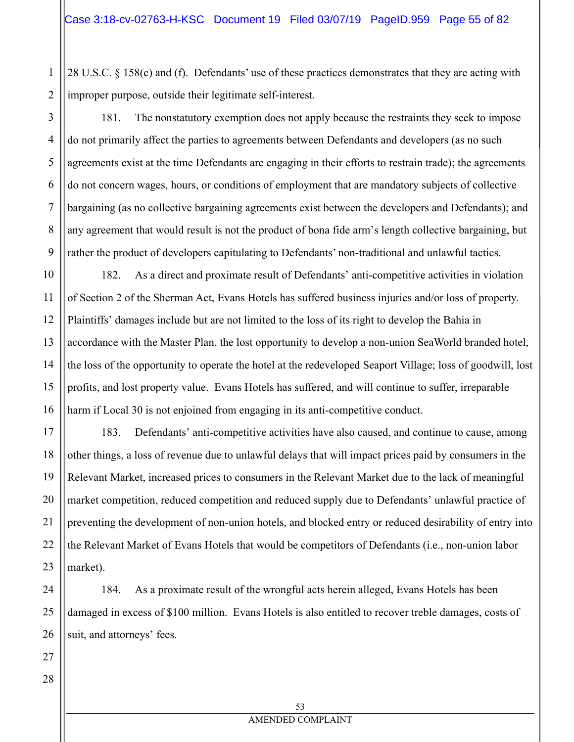28 U.S.C. § 158(c) and (f). Defendants' use of these practices demonstrates that they are acting with improper purpose, outside their legitimate self-interest.

181. The nonstatutory exemption does not apply because the restraints they seek to impose do not primarily affect the parties to agreements between Defendants and developers (as no such agreements exist at the time Defendants are engaging in their efforts to restrain trade); the agreements do not concern wages, hours, or conditions of employment that are mandatory subjects of collective bargaining (as no collective bargaining agreements exist between the developers and Defendants); and any agreement that would result is not the product of bona fide arm's length collective bargaining, but rather the product of developers capitulating to Defendants' non-traditional and unlawful tactics.

182. As a direct and proximate result of Defendants' anti-competitive activities in violation of Section 2 of the Sherman Act, Evans Hotels has suffered business injuries and/or loss of property. Plaintiffs' damages include but are not limited to the loss of its right to develop the Bahia in accordance with the Master Plan, the lost opportunity to develop a non-union SeaWorld branded hotel, the loss of the opportunity to operate the hotel at the redeveloped Seaport Village; loss of goodwill, lost profits, and lost property value. Evans Hotels has suffered, and will continue to suffer, irreparable harm if Local 30 is not enjoined from engaging in its anti-competitive conduct.

183. Defendants' anti-competitive activities have also caused, and continue to cause, among other things, a loss of revenue due to unlawful delays that will impact prices paid by consumers in the Relevant Market, increased prices to consumers in the Relevant Market due to the lack of meaningful market competition, reduced competition and reduced supply due to Defendants' unlawful practice of preventing the development of non-union hotels, and blocked entry or reduced desirability of entry into the Relevant Market of Evans Hotels that would be competitors of Defendants (i.e., non-union labor market).

184. As a proximate result of the wrongful acts herein alleged, Evans Hotels has been damaged in excess of $100 million. Evans Hotels is also entitled to recover treble damages, costs of suit, and attorneys' fees.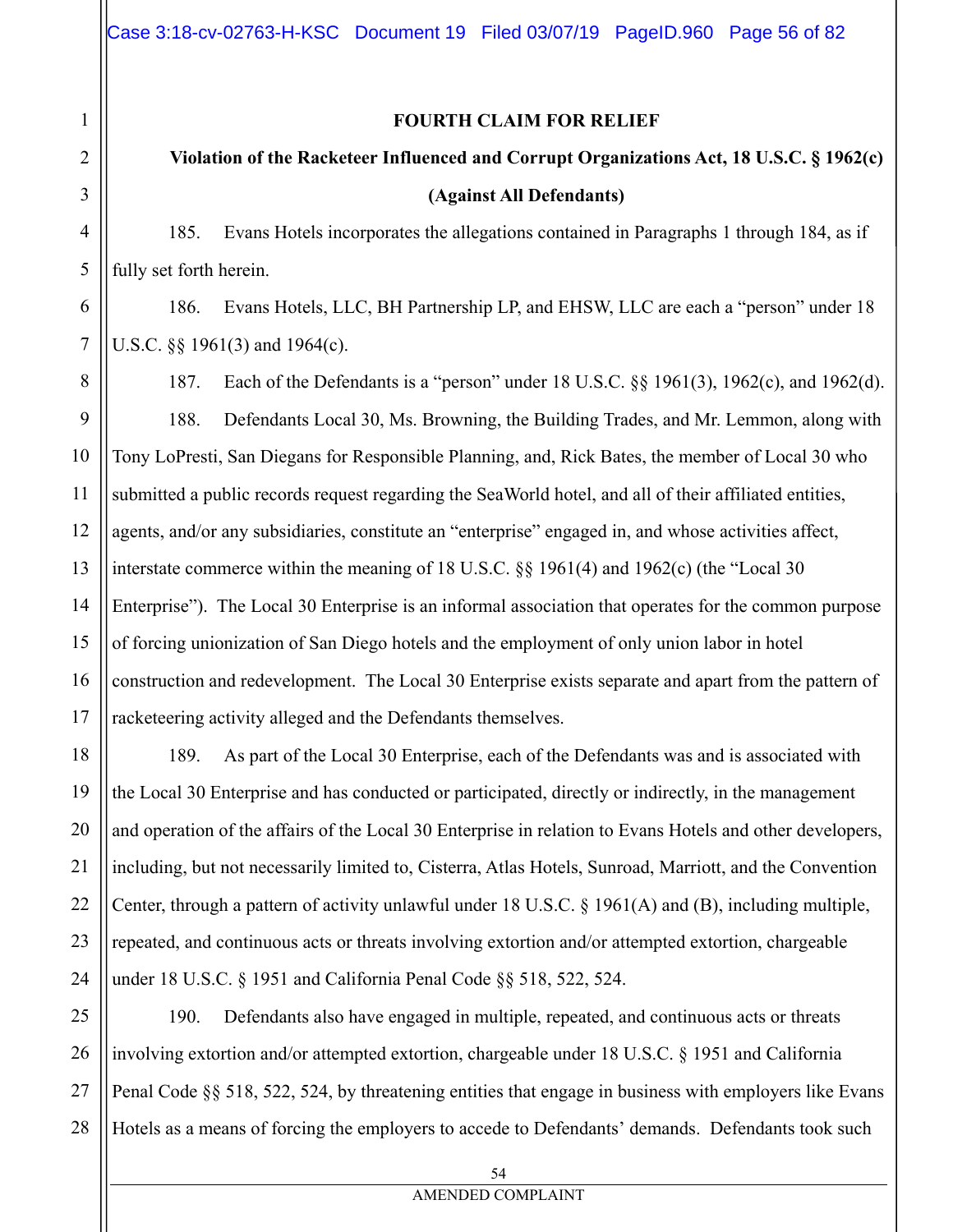**FOURTH CLAIM FOR RELIEF**

**Violation of the Racketeer Influenced and Corrupt Organizations Act, 18 U.S.C. § 1962(c)**

**(Against All Defendants)**

185. Evans Hotels incorporates the allegations contained in Paragraphs 1 through 184, as if fully set forth herein.

186. Evans Hotels, LLC, BH Partnership LP, and EHSW, LLC are each a "person" under 18 U.S.C. §§ 1961(3) and 1964(c).

187. Each of the Defendants is a "person" under 18 U.S.C. §§ 1961(3), 1962(c), and 1962(d).

188. Defendants Local 30, Ms. Browning, the Building Trades, and Mr. Lemmon, along with Tony LoPresti, San Diegans for Responsible Planning, and, Rick Bates, the member of Local 30 who submitted a public records request regarding the SeaWorld hotel, and all of their affiliated entities, agents, and/or any subsidiaries, constitute an "enterprise" engaged in, and whose activities affect, interstate commerce within the meaning of 18 U.S.C. §§ 1961(4) and 1962(c) (the "Local 30 Enterprise"). The Local 30 Enterprise is an informal association that operates for the common purpose of forcing unionization of San Diego hotels and the employment of only union labor in hotel construction and redevelopment. The Local 30 Enterprise exists separate and apart from the pattern of racketeering activity alleged and the Defendants themselves.

189. As part of the Local 30 Enterprise, each of the Defendants was and is associated with the Local 30 Enterprise and has conducted or participated, directly or indirectly, in the management and operation of the affairs of the Local 30 Enterprise in relation to Evans Hotels and other developers, including, but not necessarily limited to, Cisterra, Atlas Hotels, Sunroad, Marriott, and the Convention Center, through a pattern of activity unlawful under 18 U.S.C. § 1961(A) and (B), including multiple, repeated, and continuous acts or threats involving extortion and/or attempted extortion, chargeable under 18 U.S.C. § 1951 and California Penal Code §§ 518, 522, 524.

190. Defendants also have engaged in multiple, repeated, and continuous acts or threats involving extortion and/or attempted extortion, chargeable under 18 U.S.C. § 1951 and California Penal Code §§ 518, 522, 524, by threatening entities that engage in business with employers like Evans Hotels as a means of forcing the employers to accede to Defendants' demands. Defendants took such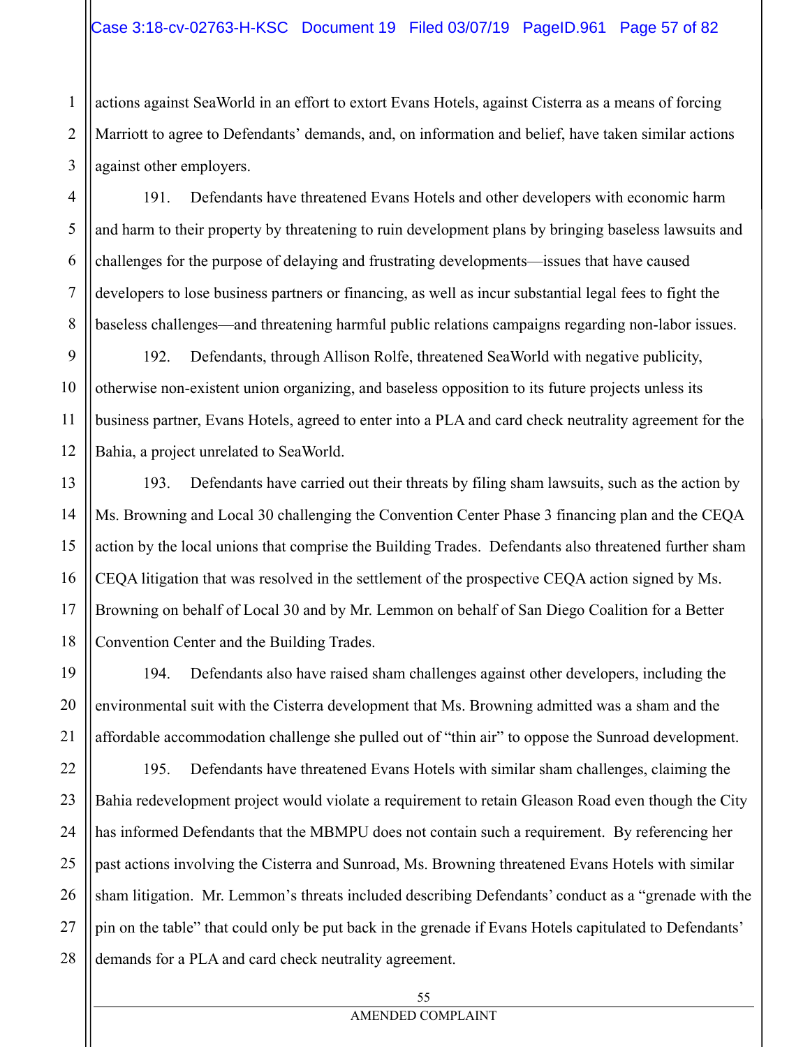actions against SeaWorld in an effort to extort Evans Hotels, against Cisterra as a means of forcing Marriott to agree to Defendants' demands, and, on information and belief, have taken similar actions against other employers.

191. Defendants have threatened Evans Hotels and other developers with economic harm and harm to their property by threatening to ruin development plans by bringing baseless lawsuits and challenges for the purpose of delaying and frustrating developments—issues that have caused developers to lose business partners or financing, as well as incur substantial legal fees to fight the baseless challenges—and threatening harmful public relations campaigns regarding non-labor issues.

192. Defendants, through Allison Rolfe, threatened SeaWorld with negative publicity, otherwise non-existent union organizing, and baseless opposition to its future projects unless its business partner, Evans Hotels, agreed to enter into a PLA and card check neutrality agreement for the Bahia, a project unrelated to SeaWorld.

193. Defendants have carried out their threats by filing sham lawsuits, such as the action by Ms. Browning and Local 30 challenging the Convention Center Phase 3 financing plan and the CEQA action by the local unions that comprise the Building Trades. Defendants also threatened further sham CEQA litigation that was resolved in the settlement of the prospective CEQA action signed by Ms. Browning on behalf of Local 30 and by Mr. Lemmon on behalf of San Diego Coalition for a Better Convention Center and the Building Trades.

194. Defendants also have raised sham challenges against other developers, including the environmental suit with the Cisterra development that Ms. Browning admitted was a sham and the affordable accommodation challenge she pulled out of "thin air" to oppose the Sunroad development.

195. Defendants have threatened Evans Hotels with similar sham challenges, claiming the Bahia redevelopment project would violate a requirement to retain Gleason Road even though the City has informed Defendants that the MBMPU does not contain such a requirement. By referencing her past actions involving the Cisterra and Sunroad, Ms. Browning threatened Evans Hotels with similar sham litigation. Mr. Lemmon's threats included describing Defendants' conduct as a "grenade with the pin on the table" that could only be put back in the grenade if Evans Hotels capitulated to Defendants' demands for a PLA and card check neutrality agreement.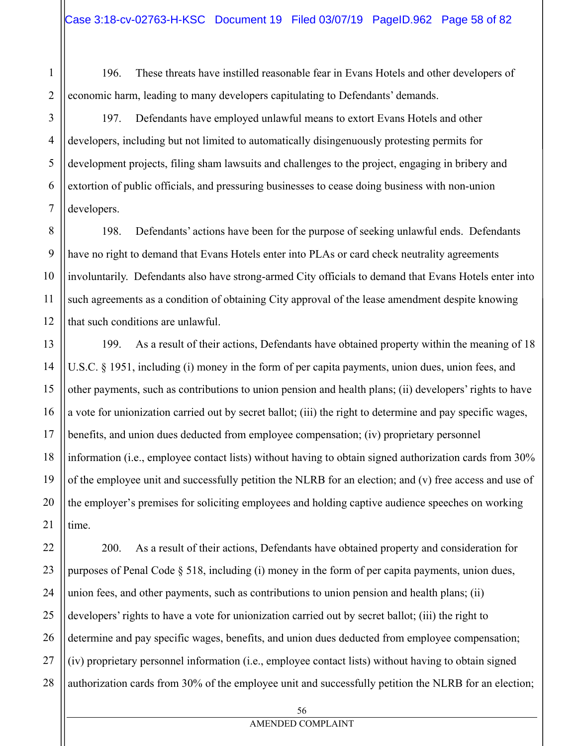196. These threats have instilled reasonable fear in Evans Hotels and other developers of economic harm, leading to many developers capitulating to Defendants' demands.

197. Defendants have employed unlawful means to extort Evans Hotels and other developers, including but not limited to automatically disingenuously protesting permits for development projects, filing sham lawsuits and challenges to the project, engaging in bribery and extortion of public officials, and pressuring businesses to cease doing business with non-union developers.

198. Defendants' actions have been for the purpose of seeking unlawful ends. Defendants have no right to demand that Evans Hotels enter into PLAs or card check neutrality agreements involuntarily. Defendants also have strong-armed City officials to demand that Evans Hotels enter into such agreements as a condition of obtaining City approval of the lease amendment despite knowing that such conditions are unlawful.

199. As a result of their actions, Defendants have obtained property within the meaning of 18 U.S.C. § 1951, including (i) money in the form of per capita payments, union dues, union fees, and other payments, such as contributions to union pension and health plans; (ii) developers' rights to have a vote for unionization carried out by secret ballot; (iii) the right to determine and pay specific wages, benefits, and union dues deducted from employee compensation; (iv) proprietary personnel information (i.e., employee contact lists) without having to obtain signed authorization cards from 30% of the employee unit and successfully petition the NLRB for an election; and (v) free access and use of the employer's premises for soliciting employees and holding captive audience speeches on working time.

200. As a result of their actions, Defendants have obtained property and consideration for purposes of Penal Code § 518, including (i) money in the form of per capita payments, union dues, union fees, and other payments, such as contributions to union pension and health plans; (ii) developers' rights to have a vote for unionization carried out by secret ballot; (iii) the right to determine and pay specific wages, benefits, and union dues deducted from employee compensation; (iv) proprietary personnel information (i.e., employee contact lists) without having to obtain signed authorization cards from 30% of the employee unit and successfully petition the NLRB for an election;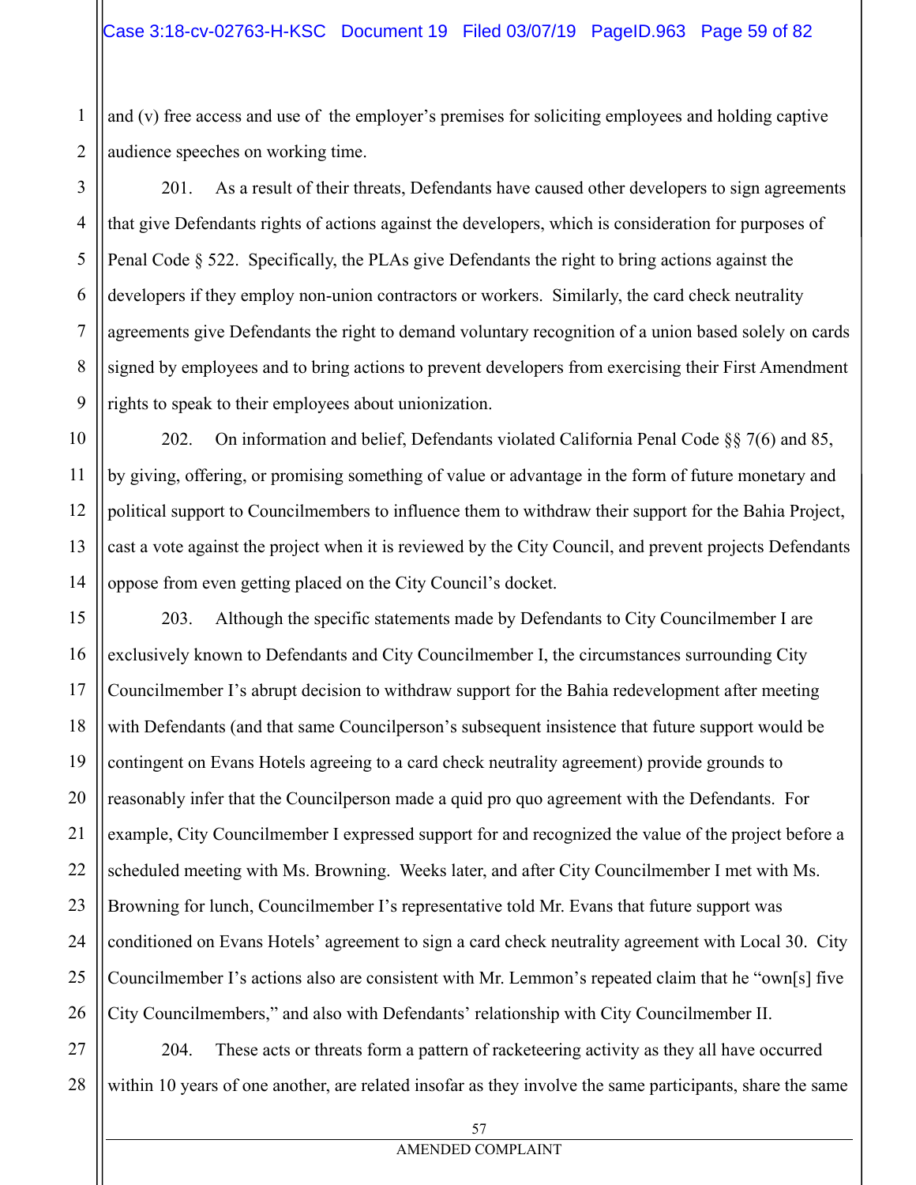and (v) free access and use of the employer's premises for soliciting employees and holding captive audience speeches on working time.

201. As a result of their threats, Defendants have caused other developers to sign agreements that give Defendants rights of actions against the developers, which is consideration for purposes of Penal Code § 522. Specifically, the PLAs give Defendants the right to bring actions against the developers if they employ non-union contractors or workers. Similarly, the card check neutrality agreements give Defendants the right to demand voluntary recognition of a union based solely on cards signed by employees and to bring actions to prevent developers from exercising their First Amendment rights to speak to their employees about unionization.

202. On information and belief, Defendants violated California Penal Code §§ 7(6) and 85, by giving, offering, or promising something of value or advantage in the form of future monetary and political support to Councilmembers to influence them to withdraw their support for the Bahia Project, cast a vote against the project when it is reviewed by the City Council, and prevent projects Defendants oppose from even getting placed on the City Council's docket.

203. Although the specific statements made by Defendants to City Councilmember I are exclusively known to Defendants and City Councilmember I, the circumstances surrounding City Councilmember I's abrupt decision to withdraw support for the Bahia redevelopment after meeting with Defendants (and that same Councilperson's subsequent insistence that future support would be contingent on Evans Hotels agreeing to a card check neutrality agreement) provide grounds to reasonably infer that the Councilperson made a quid pro quo agreement with the Defendants. For example, City Councilmember I expressed support for and recognized the value of the project before a scheduled meeting with Ms. Browning. Weeks later, and after City Councilmember I met with Ms. Browning for lunch, Councilmember I's representative told Mr. Evans that future support was conditioned on Evans Hotels' agreement to sign a card check neutrality agreement with Local 30. City Councilmember I's actions also are consistent with Mr. Lemmon's repeated claim that he "own[s] five City Councilmembers," and also with Defendants' relationship with City Councilmember II.

204. These acts or threats form a pattern of racketeering activity as they all have occurred within 10 years of one another, are related insofar as they involve the same participants, share the same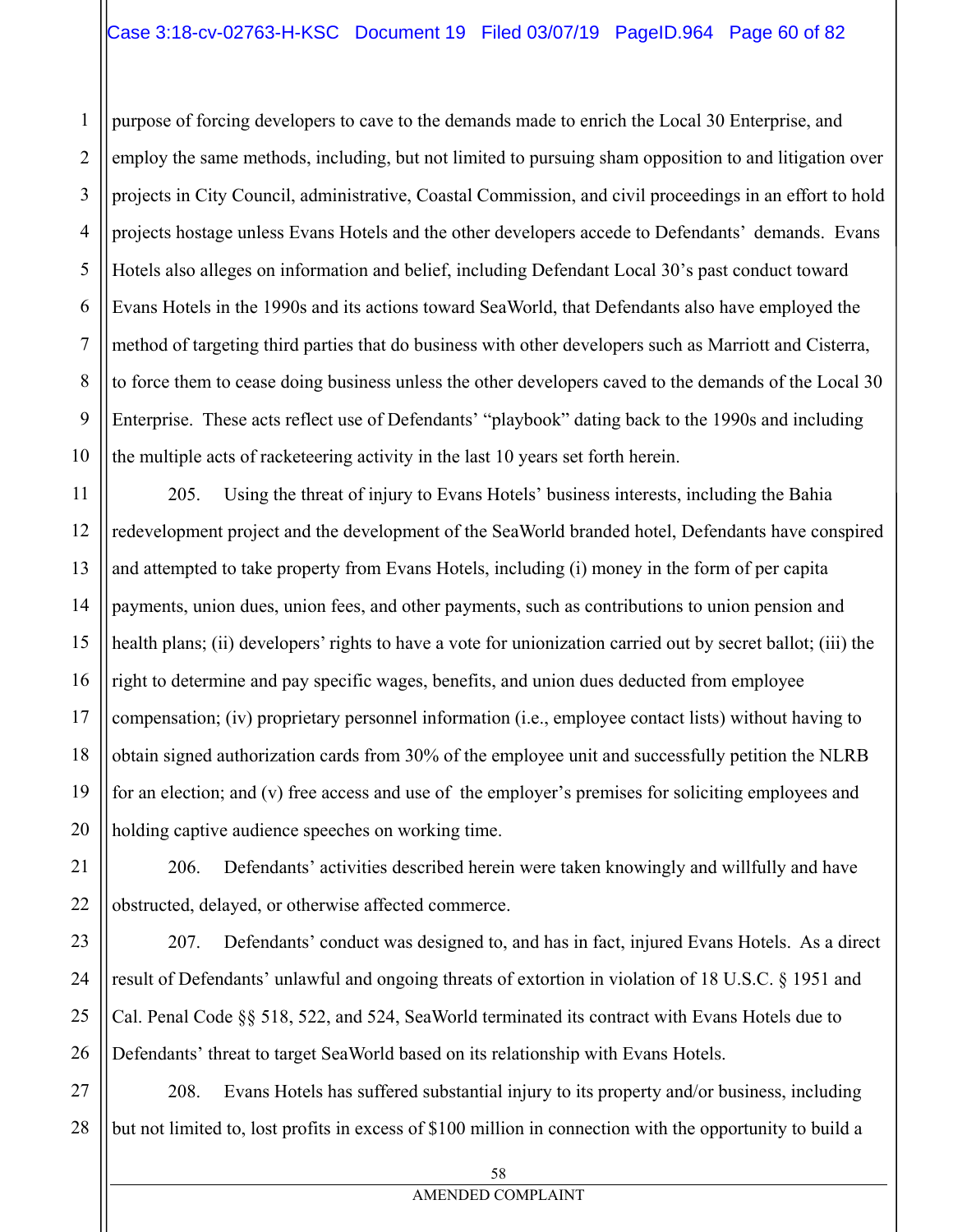purpose of forcing developers to cave to the demands made to enrich the Local 30 Enterprise, and employ the same methods, including, but not limited to pursuing sham opposition to and litigation over projects in City Council, administrative, Coastal Commission, and civil proceedings in an effort to hold projects hostage unless Evans Hotels and the other developers accede to Defendants' demands. Evans Hotels also alleges on information and belief, including Defendant Local 30's past conduct toward Evans Hotels in the 1990s and its actions toward SeaWorld, that Defendants also have employed the method of targeting third parties that do business with other developers such as Marriott and Cisterra, to force them to cease doing business unless the other developers caved to the demands of the Local 30 Enterprise. These acts reflect use of Defendants' "playbook" dating back to the 1990s and including the multiple acts of racketeering activity in the last 10 years set forth herein.

205. Using the threat of injury to Evans Hotels' business interests, including the Bahia redevelopment project and the development of the SeaWorld branded hotel, Defendants have conspired and attempted to take property from Evans Hotels, including (i) money in the form of per capita payments, union dues, union fees, and other payments, such as contributions to union pension and health plans; (ii) developers' rights to have a vote for unionization carried out by secret ballot; (iii) the right to determine and pay specific wages, benefits, and union dues deducted from employee compensation; (iv) proprietary personnel information (i.e., employee contact lists) without having to obtain signed authorization cards from 30% of the employee unit and successfully petition the NLRB for an election; and (v) free access and use of the employer's premises for soliciting employees and holding captive audience speeches on working time.

206. Defendants' activities described herein were taken knowingly and willfully and have obstructed, delayed, or otherwise affected commerce.

207. Defendants' conduct was designed to, and has in fact, injured Evans Hotels. As a direct result of Defendants' unlawful and ongoing threats of extortion in violation of 18 U.S.C. § 1951 and Cal. Penal Code §§ 518, 522, and 524, SeaWorld terminated its contract with Evans Hotels due to Defendants' threat to target SeaWorld based on its relationship with Evans Hotels.

208. Evans Hotels has suffered substantial injury to its property and/or business, including but not limited to, lost profits in excess of $100 million in connection with the opportunity to build a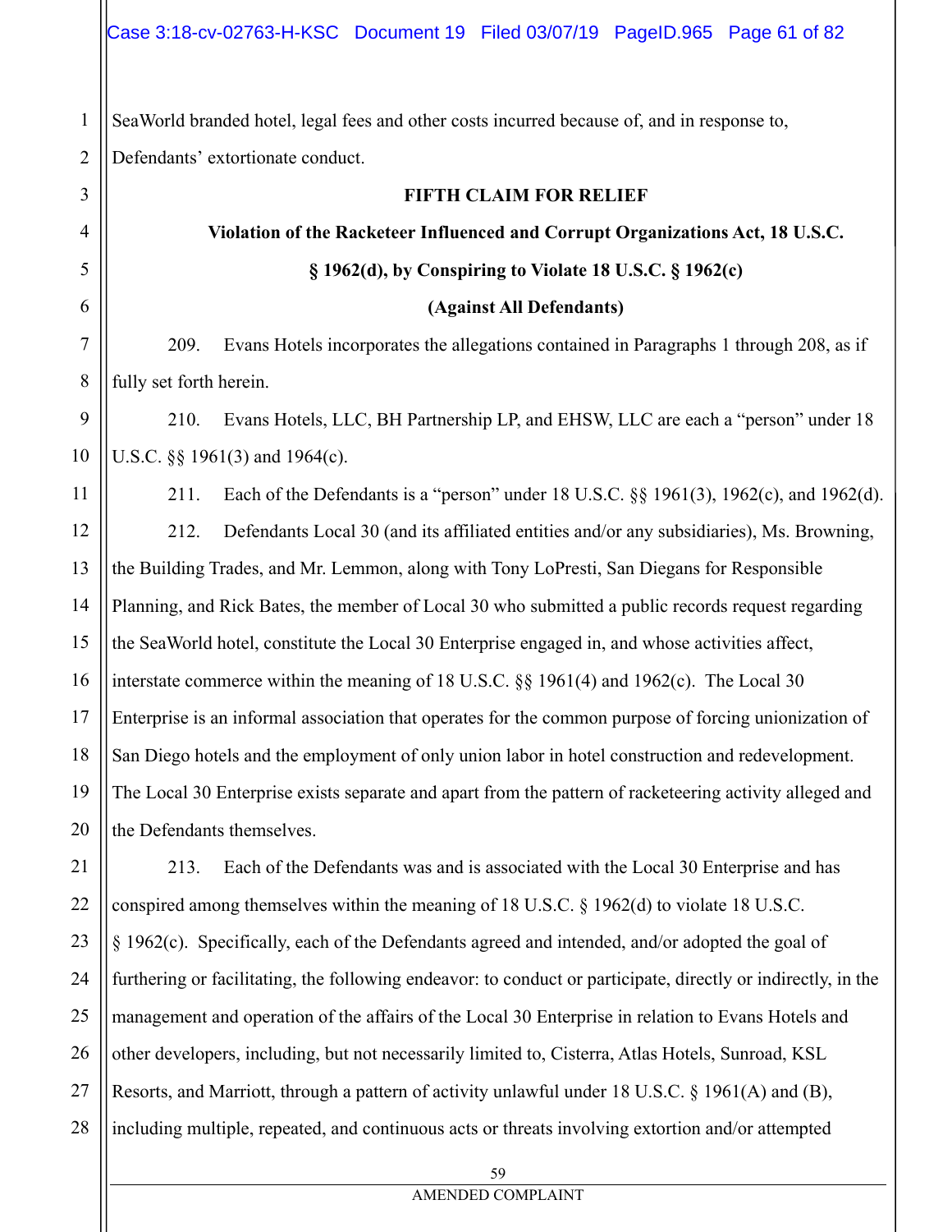SeaWorld branded hotel, legal fees and other costs incurred because of, and in response to, Defendants' extortionate conduct.

**FIFTH CLAIM FOR RELIEF**

**Violation of the Racketeer Influenced and Corrupt Organizations Act, 18 U.S.C. § 1962(d), by Conspiring to Violate 18 U.S.C. § 1962(c)**

**(Against All Defendants)**

209. Evans Hotels incorporates the allegations contained in Paragraphs 1 through 208, as if fully set forth herein.

210. Evans Hotels, LLC, BH Partnership LP, and EHSW, LLC are each a "person" under 18 U.S.C. §§ 1961(3) and 1964(c).

211. Each of the Defendants is a "person" under 18 U.S.C. §§ 1961(3), 1962(c), and 1962(d).

212. Defendants Local 30 (and its affiliated entities and/or any subsidiaries), Ms. Browning, the Building Trades, and Mr. Lemmon, along with Tony LoPresti, San Diegans for Responsible Planning, and Rick Bates, the member of Local 30 who submitted a public records request regarding the SeaWorld hotel, constitute the Local 30 Enterprise engaged in, and whose activities affect, interstate commerce within the meaning of 18 U.S.C. §§ 1961(4) and 1962(c). The Local 30 Enterprise is an informal association that operates for the common purpose of forcing unionization of San Diego hotels and the employment of only union labor in hotel construction and redevelopment. The Local 30 Enterprise exists separate and apart from the pattern of racketeering activity alleged and the Defendants themselves.

213. Each of the Defendants was and is associated with the Local 30 Enterprise and has conspired among themselves within the meaning of 18 U.S.C. § 1962(d) to violate 18 U.S.C. § 1962(c). Specifically, each of the Defendants agreed and intended, and/or adopted the goal of furthering or facilitating, the following endeavor: to conduct or participate, directly or indirectly, in the management and operation of the affairs of the Local 30 Enterprise in relation to Evans Hotels and other developers, including, but not necessarily limited to, Cisterra, Atlas Hotels, Sunroad, KSL Resorts, and Marriott, through a pattern of activity unlawful under 18 U.S.C. § 1961(A) and (B), including multiple, repeated, and continuous acts or threats involving extortion and/or attempted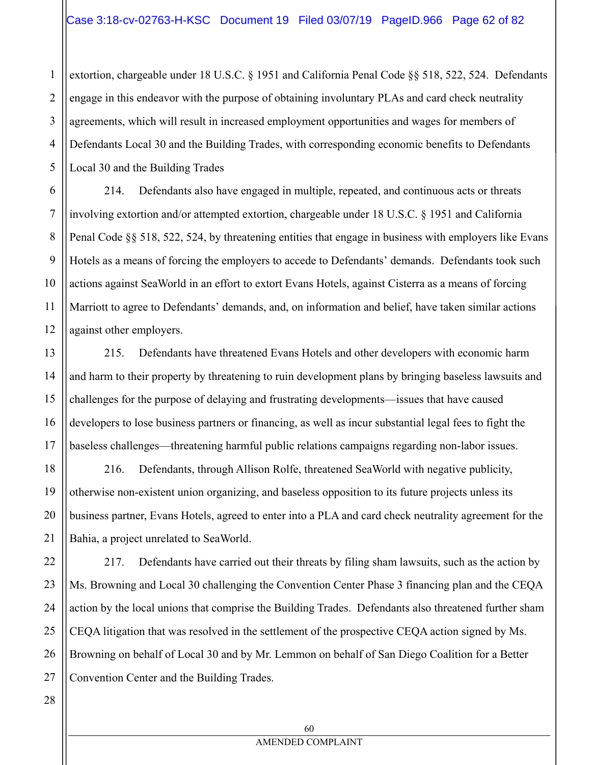extortion, chargeable under 18 U.S.C. § 1951 and California Penal Code §§ 518, 522, 524. Defendants engage in this endeavor with the purpose of obtaining involuntary PLAs and card check neutrality agreements, which will result in increased employment opportunities and wages for members of Defendants Local 30 and the Building Trades, with corresponding economic benefits to Defendants Local 30 and the Building Trades

214. Defendants also have engaged in multiple, repeated, and continuous acts or threats involving extortion and/or attempted extortion, chargeable under 18 U.S.C. § 1951 and California Penal Code §§ 518, 522, 524, by threatening entities that engage in business with employers like Evans Hotels as a means of forcing the employers to accede to Defendants' demands. Defendants took such actions against SeaWorld in an effort to extort Evans Hotels, against Cisterra as a means of forcing Marriott to agree to Defendants' demands, and, on information and belief, have taken similar actions against other employers.

215. Defendants have threatened Evans Hotels and other developers with economic harm and harm to their property by threatening to ruin development plans by bringing baseless lawsuits and challenges for the purpose of delaying and frustrating developments—issues that have caused developers to lose business partners or financing, as well as incur substantial legal fees to fight the baseless challenges—threatening harmful public relations campaigns regarding non-labor issues.

216. Defendants, through Allison Rolfe, threatened SeaWorld with negative publicity, otherwise non-existent union organizing, and baseless opposition to its future projects unless its business partner, Evans Hotels, agreed to enter into a PLA and card check neutrality agreement for the Bahia, a project unrelated to SeaWorld.

217. Defendants have carried out their threats by filing sham lawsuits, such as the action by Ms. Browning and Local 30 challenging the Convention Center Phase 3 financing plan and the CEQA action by the local unions that comprise the Building Trades. Defendants also threatened further sham CEQA litigation that was resolved in the settlement of the prospective CEQA action signed by Ms. Browning on behalf of Local 30 and by Mr. Lemmon on behalf of San Diego Coalition for a Better Convention Center and the Building Trades.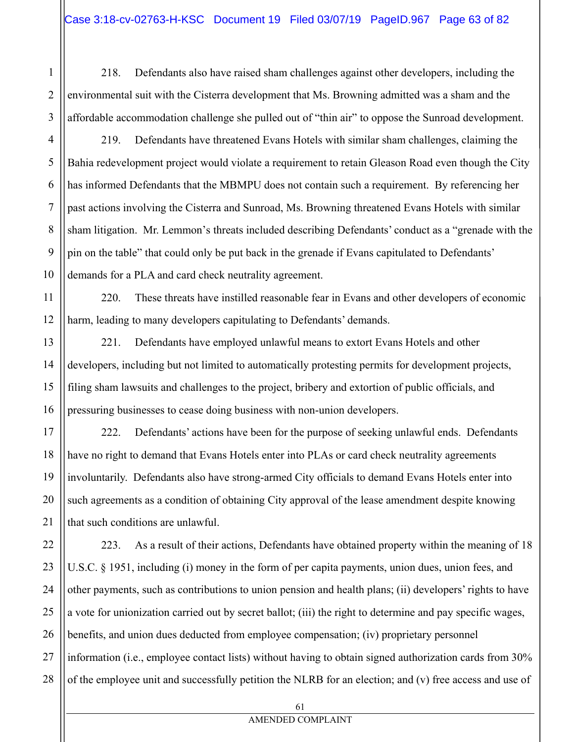218. Defendants also have raised sham challenges against other developers, including the environmental suit with the Cisterra development that Ms. Browning admitted was a sham and the affordable accommodation challenge she pulled out of "thin air" to oppose the Sunroad development.

219. Defendants have threatened Evans Hotels with similar sham challenges, claiming the Bahia redevelopment project would violate a requirement to retain Gleason Road even though the City has informed Defendants that the MBMPU does not contain such a requirement. By referencing her past actions involving the Cisterra and Sunroad, Ms. Browning threatened Evans Hotels with similar sham litigation. Mr. Lemmon's threats included describing Defendants' conduct as a "grenade with the pin on the table" that could only be put back in the grenade if Evans capitulated to Defendants' demands for a PLA and card check neutrality agreement.

220. These threats have instilled reasonable fear in Evans and other developers of economic harm, leading to many developers capitulating to Defendants' demands.

221. Defendants have employed unlawful means to extort Evans Hotels and other developers, including but not limited to automatically protesting permits for development projects, filing sham lawsuits and challenges to the project, bribery and extortion of public officials, and pressuring businesses to cease doing business with non-union developers.

222. Defendants' actions have been for the purpose of seeking unlawful ends. Defendants have no right to demand that Evans Hotels enter into PLAs or card check neutrality agreements involuntarily. Defendants also have strong-armed City officials to demand Evans Hotels enter into such agreements as a condition of obtaining City approval of the lease amendment despite knowing that such conditions are unlawful.

223. As a result of their actions, Defendants have obtained property within the meaning of 18 U.S.C. § 1951, including (i) money in the form of per capita payments, union dues, union fees, and other payments, such as contributions to union pension and health plans; (ii) developers' rights to have a vote for unionization carried out by secret ballot; (iii) the right to determine and pay specific wages, benefits, and union dues deducted from employee compensation; (iv) proprietary personnel information (i.e., employee contact lists) without having to obtain signed authorization cards from 30% of the employee unit and successfully petition the NLRB for an election; and (v) free access and use of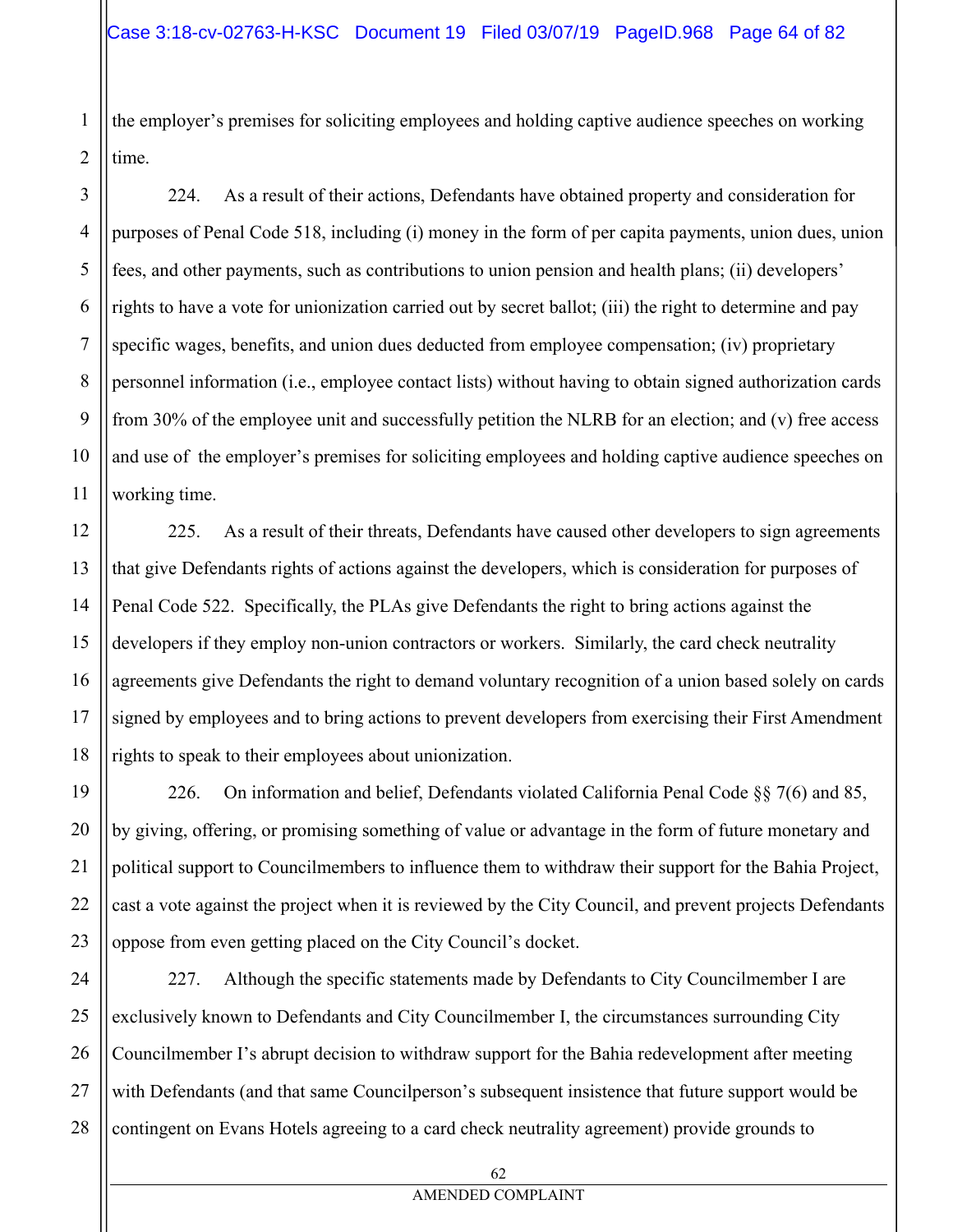the employer's premises for soliciting employees and holding captive audience speeches on working time.

224. As a result of their actions, Defendants have obtained property and consideration for purposes of Penal Code 518, including (i) money in the form of per capita payments, union dues, union fees, and other payments, such as contributions to union pension and health plans; (ii) developers' rights to have a vote for unionization carried out by secret ballot; (iii) the right to determine and pay specific wages, benefits, and union dues deducted from employee compensation; (iv) proprietary personnel information (i.e., employee contact lists) without having to obtain signed authorization cards from 30% of the employee unit and successfully petition the NLRB for an election; and (v) free access and use of the employer's premises for soliciting employees and holding captive audience speeches on working time.

225. As a result of their threats, Defendants have caused other developers to sign agreements that give Defendants rights of actions against the developers, which is consideration for purposes of Penal Code 522. Specifically, the PLAs give Defendants the right to bring actions against the developers if they employ non-union contractors or workers. Similarly, the card check neutrality agreements give Defendants the right to demand voluntary recognition of a union based solely on cards signed by employees and to bring actions to prevent developers from exercising their First Amendment rights to speak to their employees about unionization.

226. On information and belief, Defendants violated California Penal Code §§ 7(6) and 85, by giving, offering, or promising something of value or advantage in the form of future monetary and political support to Councilmembers to influence them to withdraw their support for the Bahia Project, cast a vote against the project when it is reviewed by the City Council, and prevent projects Defendants oppose from even getting placed on the City Council's docket.

227. Although the specific statements made by Defendants to City Councilmember I are exclusively known to Defendants and City Councilmember I, the circumstances surrounding City Councilmember I's abrupt decision to withdraw support for the Bahia redevelopment after meeting with Defendants (and that same Councilperson's subsequent insistence that future support would be contingent on Evans Hotels agreeing to a card check neutrality agreement) provide grounds to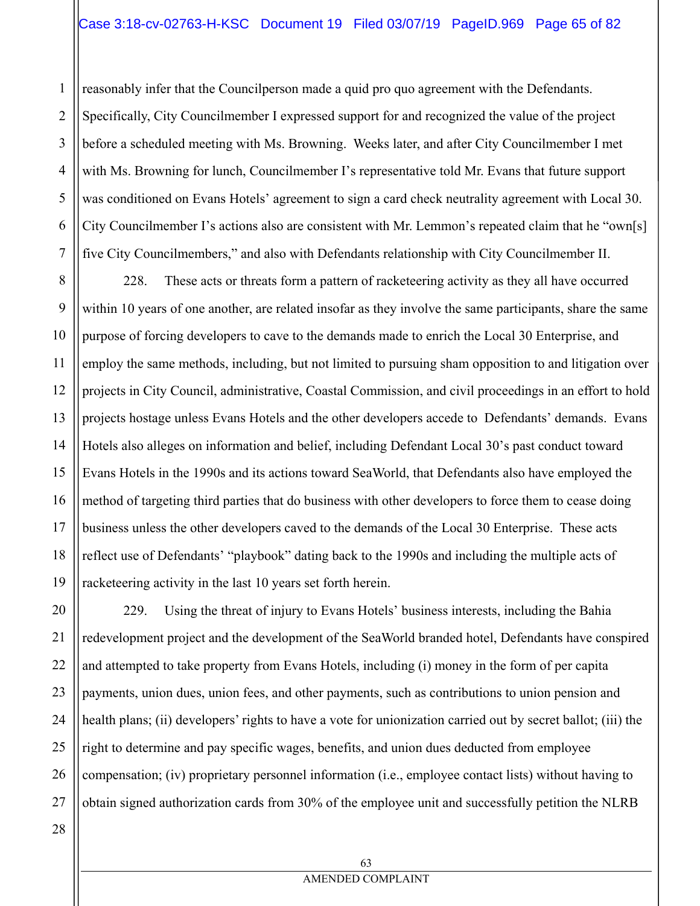reasonably infer that the Councilperson made a quid pro quo agreement with the Defendants. Specifically, City Councilmember I expressed support for and recognized the value of the project before a scheduled meeting with Ms. Browning. Weeks later, and after City Councilmember I met with Ms. Browning for lunch, Councilmember I's representative told Mr. Evans that future support was conditioned on Evans Hotels' agreement to sign a card check neutrality agreement with Local 30. City Councilmember I's actions also are consistent with Mr. Lemmon's repeated claim that he "own[s] five City Councilmembers," and also with Defendants relationship with City Councilmember II.

228. These acts or threats form a pattern of racketeering activity as they all have occurred within 10 years of one another, are related insofar as they involve the same participants, share the same purpose of forcing developers to cave to the demands made to enrich the Local 30 Enterprise, and employ the same methods, including, but not limited to pursuing sham opposition to and litigation over projects in City Council, administrative, Coastal Commission, and civil proceedings in an effort to hold projects hostage unless Evans Hotels and the other developers accede to Defendants' demands. Evans Hotels also alleges on information and belief, including Defendant Local 30's past conduct toward Evans Hotels in the 1990s and its actions toward SeaWorld, that Defendants also have employed the method of targeting third parties that do business with other developers to force them to cease doing business unless the other developers caved to the demands of the Local 30 Enterprise. These acts reflect use of Defendants' "playbook" dating back to the 1990s and including the multiple acts of racketeering activity in the last 10 years set forth herein.

229. Using the threat of injury to Evans Hotels' business interests, including the Bahia redevelopment project and the development of the SeaWorld branded hotel, Defendants have conspired and attempted to take property from Evans Hotels, including (i) money in the form of per capita payments, union dues, union fees, and other payments, such as contributions to union pension and health plans; (ii) developers' rights to have a vote for unionization carried out by secret ballot; (iii) the right to determine and pay specific wages, benefits, and union dues deducted from employee compensation; (iv) proprietary personnel information (i.e., employee contact lists) without having to obtain signed authorization cards from 30% of the employee unit and successfully petition the NLRB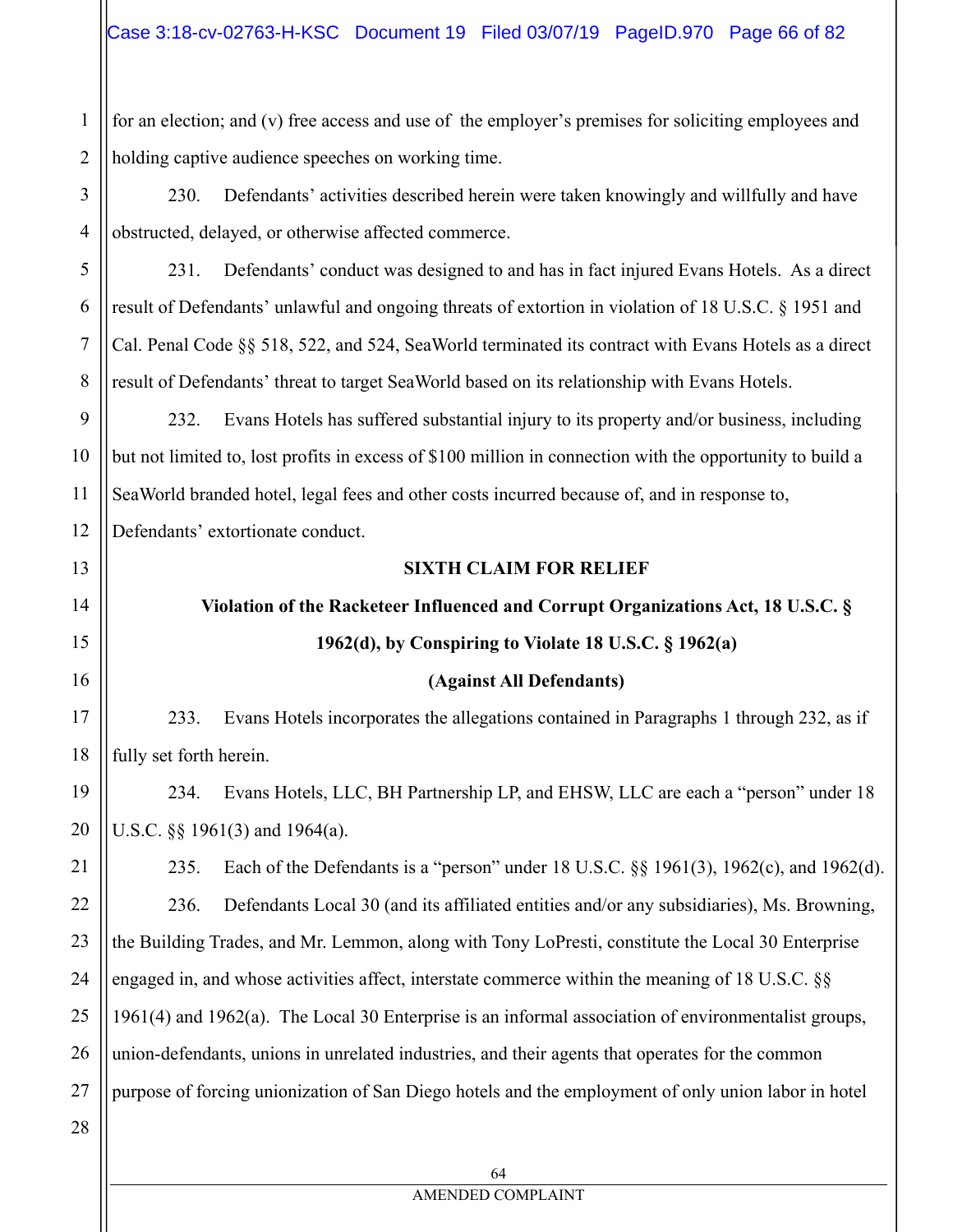for an election; and (v) free access and use of the employer's premises for soliciting employees and holding captive audience speeches on working time.

230. Defendants' activities described herein were taken knowingly and willfully and have obstructed, delayed, or otherwise affected commerce.

231. Defendants' conduct was designed to and has in fact injured Evans Hotels. As a direct result of Defendants' unlawful and ongoing threats of extortion in violation of 18 U.S.C. § 1951 and Cal. Penal Code §§ 518, 522, and 524, SeaWorld terminated its contract with Evans Hotels as a direct result of Defendants' threat to target SeaWorld based on its relationship with Evans Hotels.

232. Evans Hotels has suffered substantial injury to its property and/or business, including but not limited to, lost profits in excess of $100 million in connection with the opportunity to build a SeaWorld branded hotel, legal fees and other costs incurred because of, and in response to, Defendants' extortionate conduct.

**SIXTH CLAIM FOR RELIEF**

**Violation of the Racketeer Influenced and Corrupt Organizations Act, 18 U.S.C. § 1962(d), by Conspiring to Violate 18 U.S.C. § 1962(a)**

**(Against All Defendants)**

233. Evans Hotels incorporates the allegations contained in Paragraphs 1 through 232, as if fully set forth herein.

234. Evans Hotels, LLC, BH Partnership LP, and EHSW, LLC are each a "person" under 18 U.S.C. §§ 1961(3) and 1964(a).

235. Each of the Defendants is a "person" under 18 U.S.C. §§ 1961(3), 1962(c), and 1962(d).

236. Defendants Local 30 (and its affiliated entities and/or any subsidiaries), Ms. Browning, the Building Trades, and Mr. Lemmon, along with Tony LoPresti, constitute the Local 30 Enterprise engaged in, and whose activities affect, interstate commerce within the meaning of 18 U.S.C. §§ 1961(4) and 1962(a). The Local 30 Enterprise is an informal association of environmentalist groups, union-defendants, unions in unrelated industries, and their agents that operates for the common purpose of forcing unionization of San Diego hotels and the employment of only union labor in hotel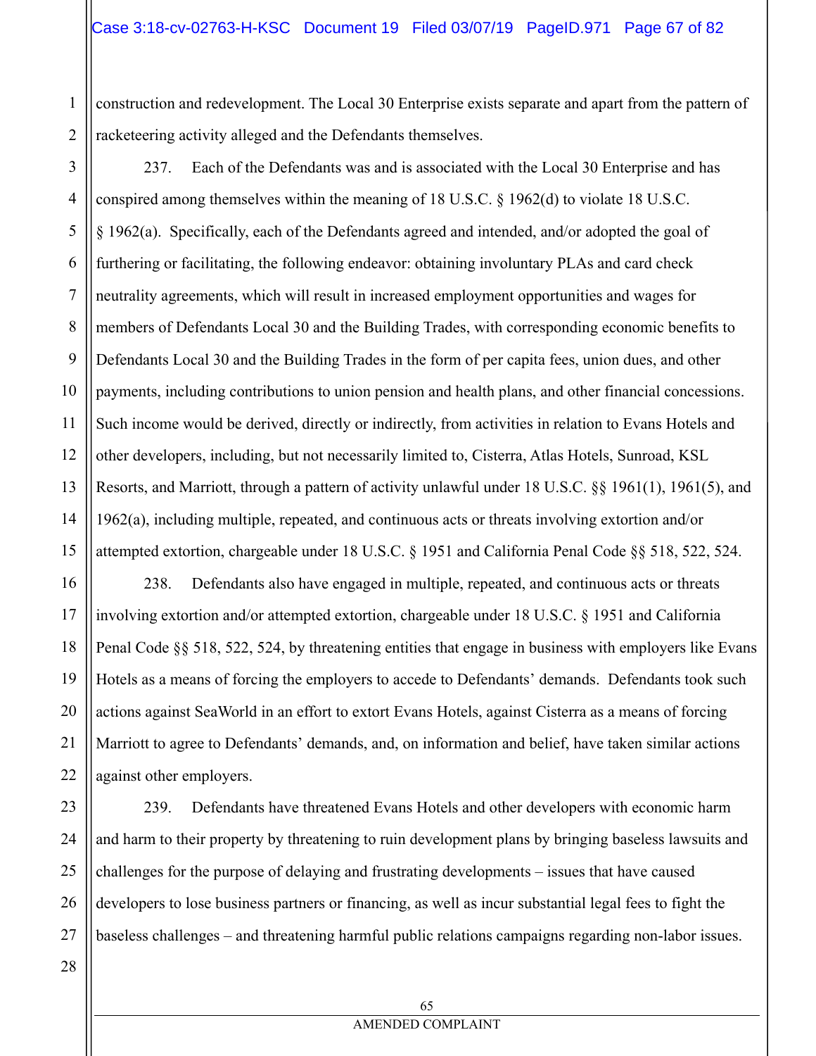construction and redevelopment. The Local 30 Enterprise exists separate and apart from the pattern of racketeering activity alleged and the Defendants themselves.

237. Each of the Defendants was and is associated with the Local 30 Enterprise and has conspired among themselves within the meaning of 18 U.S.C. § 1962(d) to violate 18 U.S.C. § 1962(a). Specifically, each of the Defendants agreed and intended, and/or adopted the goal of furthering or facilitating, the following endeavor: obtaining involuntary PLAs and card check neutrality agreements, which will result in increased employment opportunities and wages for members of Defendants Local 30 and the Building Trades, with corresponding economic benefits to Defendants Local 30 and the Building Trades in the form of per capita fees, union dues, and other payments, including contributions to union pension and health plans, and other financial concessions. Such income would be derived, directly or indirectly, from activities in relation to Evans Hotels and other developers, including, but not necessarily limited to, Cisterra, Atlas Hotels, Sunroad, KSL Resorts, and Marriott, through a pattern of activity unlawful under 18 U.S.C. §§ 1961(1), 1961(5), and 1962(a), including multiple, repeated, and continuous acts or threats involving extortion and/or attempted extortion, chargeable under 18 U.S.C. § 1951 and California Penal Code §§ 518, 522, 524.

238. Defendants also have engaged in multiple, repeated, and continuous acts or threats involving extortion and/or attempted extortion, chargeable under 18 U.S.C. § 1951 and California Penal Code §§ 518, 522, 524, by threatening entities that engage in business with employers like Evans Hotels as a means of forcing the employers to accede to Defendants' demands. Defendants took such actions against SeaWorld in an effort to extort Evans Hotels, against Cisterra as a means of forcing Marriott to agree to Defendants' demands, and, on information and belief, have taken similar actions against other employers.

239. Defendants have threatened Evans Hotels and other developers with economic harm and harm to their property by threatening to ruin development plans by bringing baseless lawsuits and challenges for the purpose of delaying and frustrating developments – issues that have caused developers to lose business partners or financing, as well as incur substantial legal fees to fight the baseless challenges – and threatening harmful public relations campaigns regarding non-labor issues.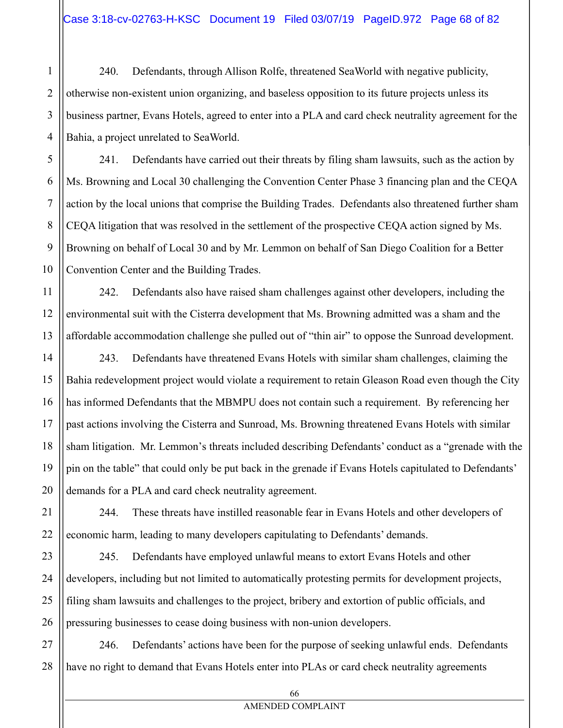240. Defendants, through Allison Rolfe, threatened SeaWorld with negative publicity, otherwise non-existent union organizing, and baseless opposition to its future projects unless its business partner, Evans Hotels, agreed to enter into a PLA and card check neutrality agreement for the Bahia, a project unrelated to SeaWorld.

241. Defendants have carried out their threats by filing sham lawsuits, such as the action by Ms. Browning and Local 30 challenging the Convention Center Phase 3 financing plan and the CEQA action by the local unions that comprise the Building Trades. Defendants also threatened further sham CEQA litigation that was resolved in the settlement of the prospective CEQA action signed by Ms. Browning on behalf of Local 30 and by Mr. Lemmon on behalf of San Diego Coalition for a Better Convention Center and the Building Trades.

242. Defendants also have raised sham challenges against other developers, including the environmental suit with the Cisterra development that Ms. Browning admitted was a sham and the affordable accommodation challenge she pulled out of "thin air" to oppose the Sunroad development.

243. Defendants have threatened Evans Hotels with similar sham challenges, claiming the Bahia redevelopment project would violate a requirement to retain Gleason Road even though the City has informed Defendants that the MBMPU does not contain such a requirement. By referencing her past actions involving the Cisterra and Sunroad, Ms. Browning threatened Evans Hotels with similar sham litigation. Mr. Lemmon's threats included describing Defendants' conduct as a "grenade with the pin on the table" that could only be put back in the grenade if Evans Hotels capitulated to Defendants' demands for a PLA and card check neutrality agreement.

244. These threats have instilled reasonable fear in Evans Hotels and other developers of economic harm, leading to many developers capitulating to Defendants' demands.

245. Defendants have employed unlawful means to extort Evans Hotels and other developers, including but not limited to automatically protesting permits for development projects, filing sham lawsuits and challenges to the project, bribery and extortion of public officials, and pressuring businesses to cease doing business with non-union developers.

246. Defendants' actions have been for the purpose of seeking unlawful ends. Defendants have no right to demand that Evans Hotels enter into PLAs or card check neutrality agreements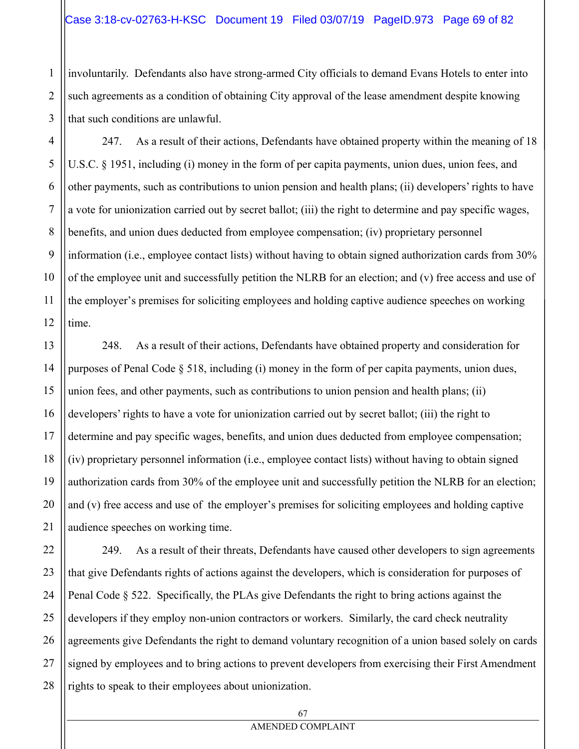involuntarily. Defendants also have strong-armed City officials to demand Evans Hotels to enter into such agreements as a condition of obtaining City approval of the lease amendment despite knowing that such conditions are unlawful.

247. As a result of their actions, Defendants have obtained property within the meaning of 18 U.S.C. § 1951, including (i) money in the form of per capita payments, union dues, union fees, and other payments, such as contributions to union pension and health plans; (ii) developers' rights to have a vote for unionization carried out by secret ballot; (iii) the right to determine and pay specific wages, benefits, and union dues deducted from employee compensation; (iv) proprietary personnel information (i.e., employee contact lists) without having to obtain signed authorization cards from 30% of the employee unit and successfully petition the NLRB for an election; and (v) free access and use of the employer's premises for soliciting employees and holding captive audience speeches on working time.

248. As a result of their actions, Defendants have obtained property and consideration for purposes of Penal Code § 518, including (i) money in the form of per capita payments, union dues, union fees, and other payments, such as contributions to union pension and health plans; (ii) developers' rights to have a vote for unionization carried out by secret ballot; (iii) the right to determine and pay specific wages, benefits, and union dues deducted from employee compensation; (iv) proprietary personnel information (i.e., employee contact lists) without having to obtain signed authorization cards from 30% of the employee unit and successfully petition the NLRB for an election; and (v) free access and use of the employer's premises for soliciting employees and holding captive audience speeches on working time.

249. As a result of their threats, Defendants have caused other developers to sign agreements that give Defendants rights of actions against the developers, which is consideration for purposes of Penal Code § 522. Specifically, the PLAs give Defendants the right to bring actions against the developers if they employ non-union contractors or workers. Similarly, the card check neutrality agreements give Defendants the right to demand voluntary recognition of a union based solely on cards signed by employees and to bring actions to prevent developers from exercising their First Amendment rights to speak to their employees about unionization.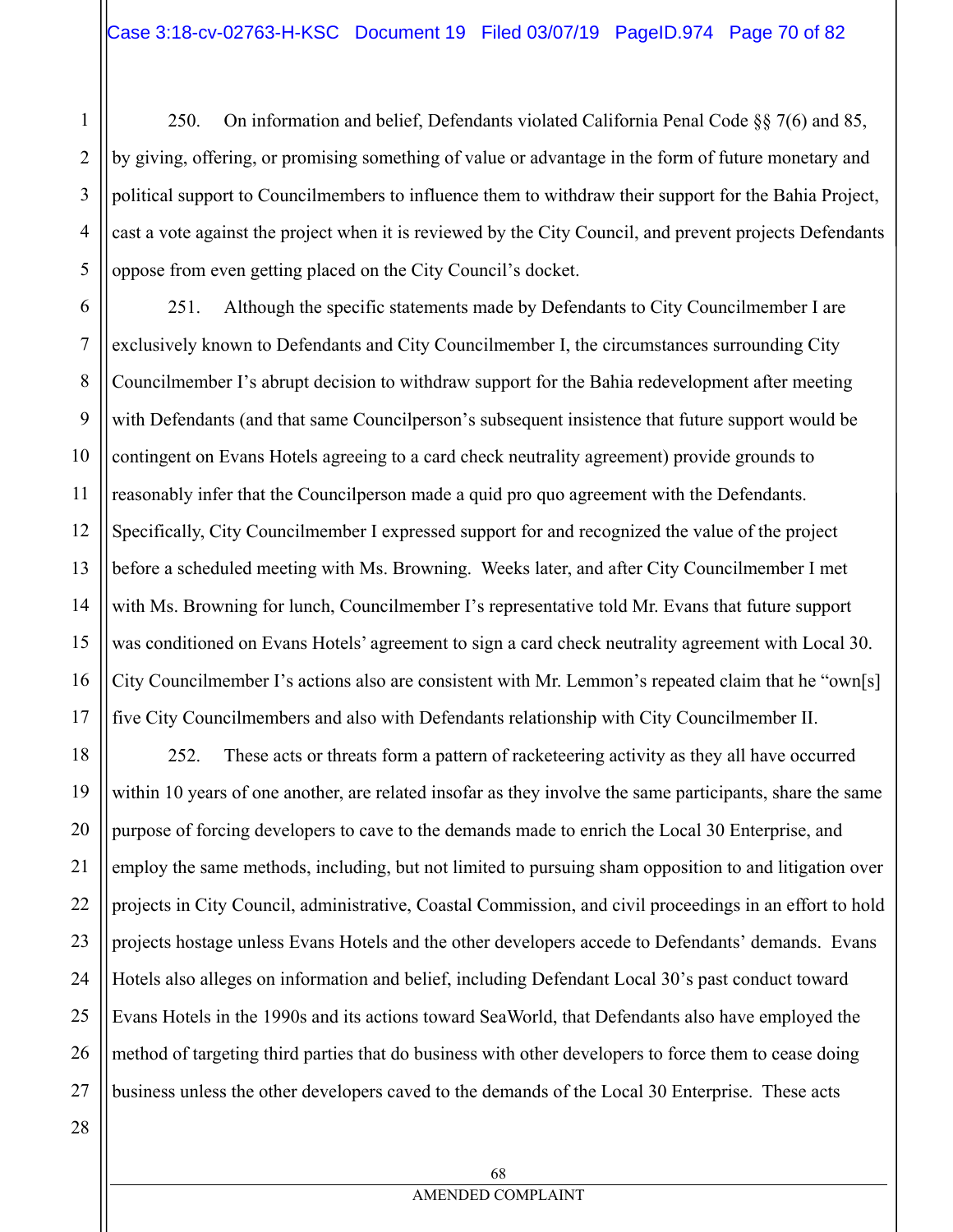250. On information and belief, Defendants violated California Penal Code §§ 7(6) and 85, by giving, offering, or promising something of value or advantage in the form of future monetary and political support to Councilmembers to influence them to withdraw their support for the Bahia Project, cast a vote against the project when it is reviewed by the City Council, and prevent projects Defendants oppose from even getting placed on the City Council's docket.

251. Although the specific statements made by Defendants to City Councilmember I are exclusively known to Defendants and City Councilmember I, the circumstances surrounding City Councilmember I's abrupt decision to withdraw support for the Bahia redevelopment after meeting with Defendants (and that same Councilperson's subsequent insistence that future support would be contingent on Evans Hotels agreeing to a card check neutrality agreement) provide grounds to reasonably infer that the Councilperson made a quid pro quo agreement with the Defendants. Specifically, City Councilmember I expressed support for and recognized the value of the project before a scheduled meeting with Ms. Browning. Weeks later, and after City Councilmember I met with Ms. Browning for lunch, Councilmember I's representative told Mr. Evans that future support was conditioned on Evans Hotels' agreement to sign a card check neutrality agreement with Local 30. City Councilmember I's actions also are consistent with Mr. Lemmon's repeated claim that he "own[s] five City Councilmembers and also with Defendants relationship with City Councilmember II.

252. These acts or threats form a pattern of racketeering activity as they all have occurred within 10 years of one another, are related insofar as they involve the same participants, share the same purpose of forcing developers to cave to the demands made to enrich the Local 30 Enterprise, and employ the same methods, including, but not limited to pursuing sham opposition to and litigation over projects in City Council, administrative, Coastal Commission, and civil proceedings in an effort to hold projects hostage unless Evans Hotels and the other developers accede to Defendants' demands. Evans Hotels also alleges on information and belief, including Defendant Local 30's past conduct toward Evans Hotels in the 1990s and its actions toward SeaWorld, that Defendants also have employed the method of targeting third parties that do business with other developers to force them to cease doing business unless the other developers caved to the demands of the Local 30 Enterprise. These acts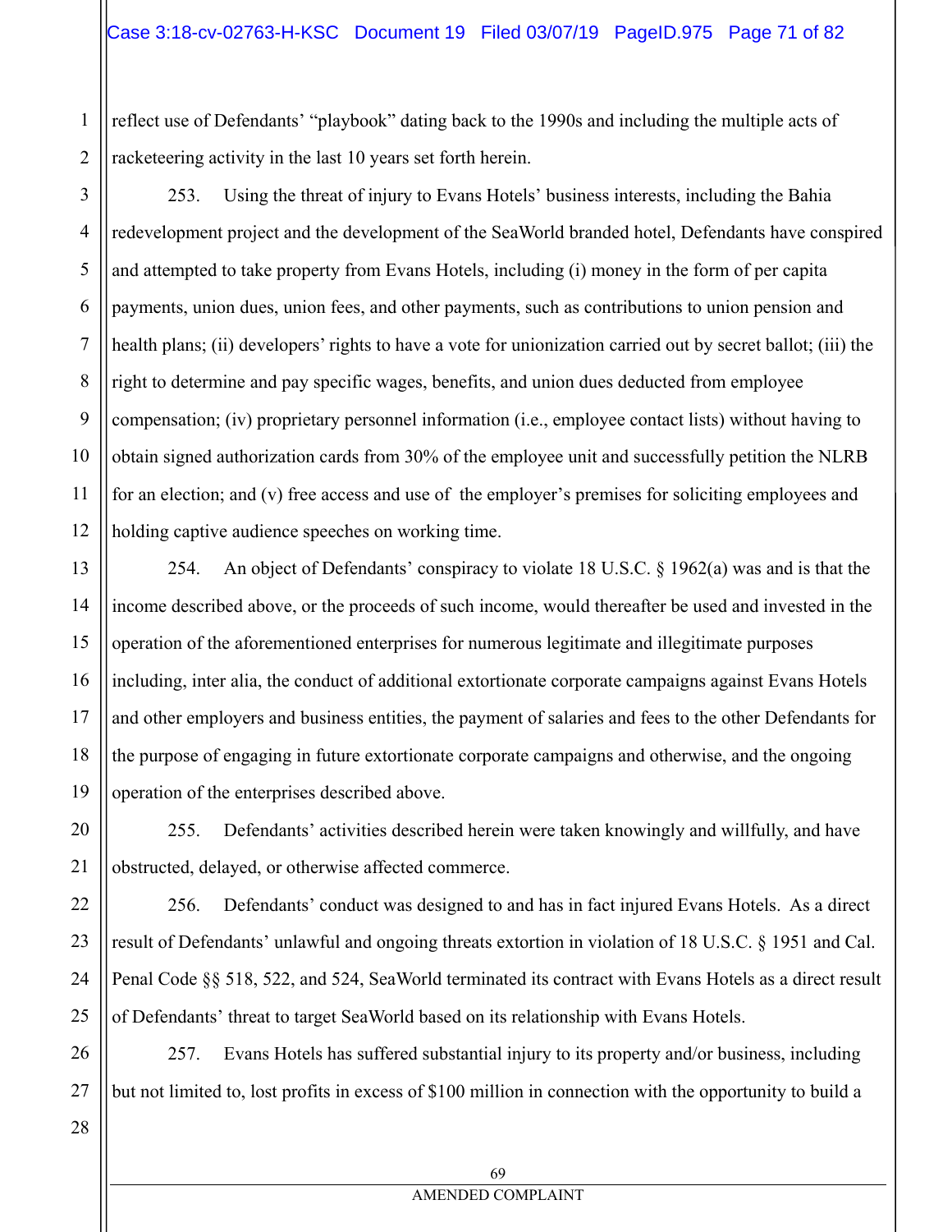reflect use of Defendants' "playbook" dating back to the 1990s and including the multiple acts of racketeering activity in the last 10 years set forth herein.

253. Using the threat of injury to Evans Hotels' business interests, including the Bahia redevelopment project and the development of the SeaWorld branded hotel, Defendants have conspired and attempted to take property from Evans Hotels, including (i) money in the form of per capita payments, union dues, union fees, and other payments, such as contributions to union pension and health plans; (ii) developers' rights to have a vote for unionization carried out by secret ballot; (iii) the right to determine and pay specific wages, benefits, and union dues deducted from employee compensation; (iv) proprietary personnel information (i.e., employee contact lists) without having to obtain signed authorization cards from 30% of the employee unit and successfully petition the NLRB for an election; and (v) free access and use of the employer's premises for soliciting employees and holding captive audience speeches on working time.

254. An object of Defendants' conspiracy to violate 18 U.S.C. § 1962(a) was and is that the income described above, or the proceeds of such income, would thereafter be used and invested in the operation of the aforementioned enterprises for numerous legitimate and illegitimate purposes including, inter alia, the conduct of additional extortionate corporate campaigns against Evans Hotels and other employers and business entities, the payment of salaries and fees to the other Defendants for the purpose of engaging in future extortionate corporate campaigns and otherwise, and the ongoing operation of the enterprises described above.

255. Defendants' activities described herein were taken knowingly and willfully, and have obstructed, delayed, or otherwise affected commerce.

256. Defendants' conduct was designed to and has in fact injured Evans Hotels. As a direct result of Defendants' unlawful and ongoing threats extortion in violation of 18 U.S.C. § 1951 and Cal. Penal Code §§ 518, 522, and 524, SeaWorld terminated its contract with Evans Hotels as a direct result of Defendants' threat to target SeaWorld based on its relationship with Evans Hotels.

257. Evans Hotels has suffered substantial injury to its property and/or business, including but not limited to, lost profits in excess of $100 million in connection with the opportunity to build a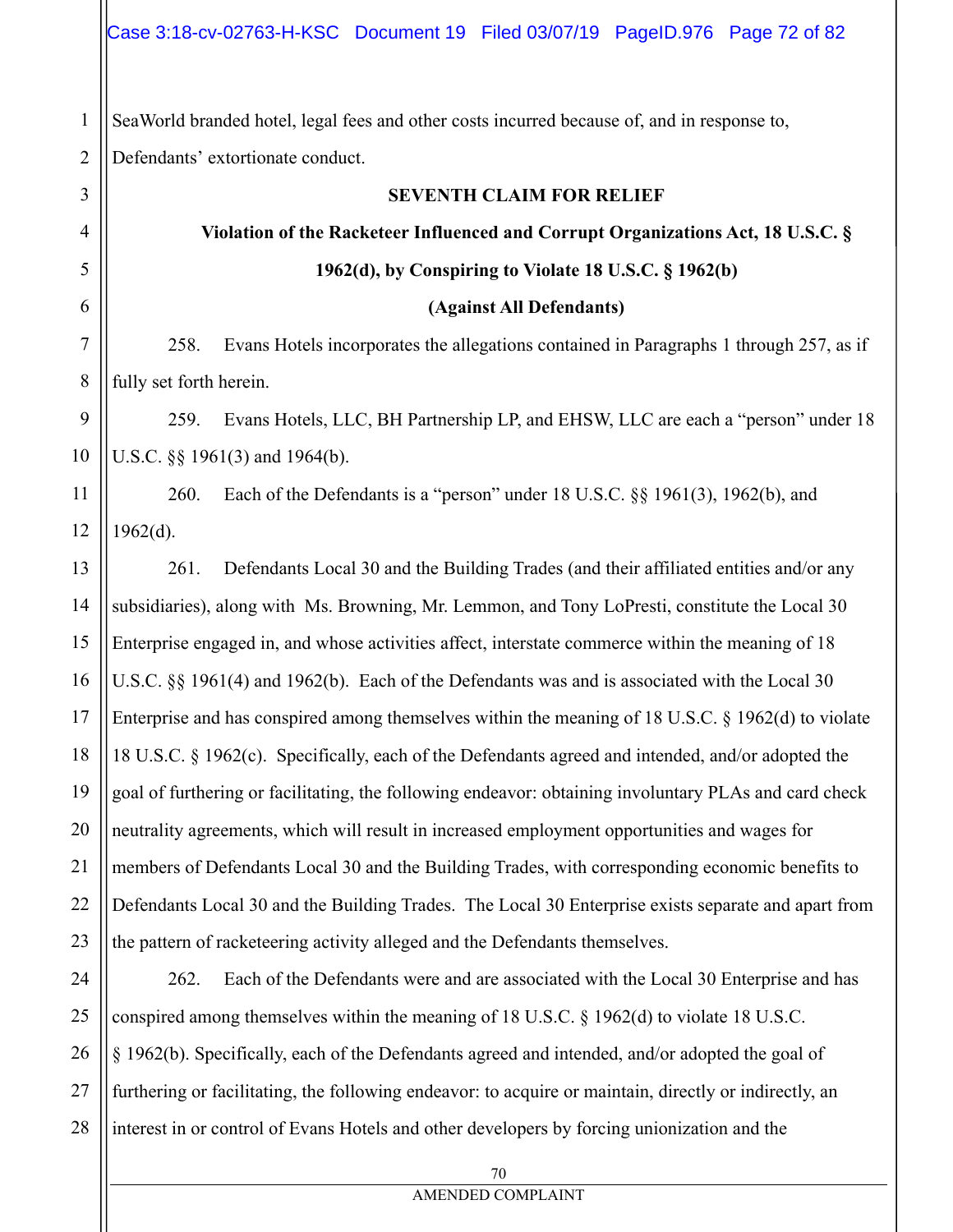SeaWorld branded hotel, legal fees and other costs incurred because of, and in response to, Defendants' extortionate conduct.

**SEVENTH CLAIM FOR RELIEF**

**Violation of the Racketeer Influenced and Corrupt Organizations Act, 18 U.S.C. § 1962(d), by Conspiring to Violate 18 U.S.C. § 1962(b)**

**(Against All Defendants)**

258. Evans Hotels incorporates the allegations contained in Paragraphs 1 through 257, as if fully set forth herein.

259. Evans Hotels, LLC, BH Partnership LP, and EHSW, LLC are each a "person" under 18 U.S.C. §§ 1961(3) and 1964(b).

260. Each of the Defendants is a "person" under 18 U.S.C. §§ 1961(3), 1962(b), and 1962(d).

261. Defendants Local 30 and the Building Trades (and their affiliated entities and/or any subsidiaries), along with Ms. Browning, Mr. Lemmon, and Tony LoPresti, constitute the Local 30 Enterprise engaged in, and whose activities affect, interstate commerce within the meaning of 18 U.S.C. §§ 1961(4) and 1962(b). Each of the Defendants was and is associated with the Local 30 Enterprise and has conspired among themselves within the meaning of 18 U.S.C. § 1962(d) to violate 18 U.S.C. § 1962(c). Specifically, each of the Defendants agreed and intended, and/or adopted the goal of furthering or facilitating, the following endeavor: obtaining involuntary PLAs and card check neutrality agreements, which will result in increased employment opportunities and wages for members of Defendants Local 30 and the Building Trades, with corresponding economic benefits to Defendants Local 30 and the Building Trades. The Local 30 Enterprise exists separate and apart from the pattern of racketeering activity alleged and the Defendants themselves.

262. Each of the Defendants were and are associated with the Local 30 Enterprise and has conspired among themselves within the meaning of 18 U.S.C. § 1962(d) to violate 18 U.S.C. § 1962(b). Specifically, each of the Defendants agreed and intended, and/or adopted the goal of furthering or facilitating, the following endeavor: to acquire or maintain, directly or indirectly, an interest in or control of Evans Hotels and other developers by forcing unionization and the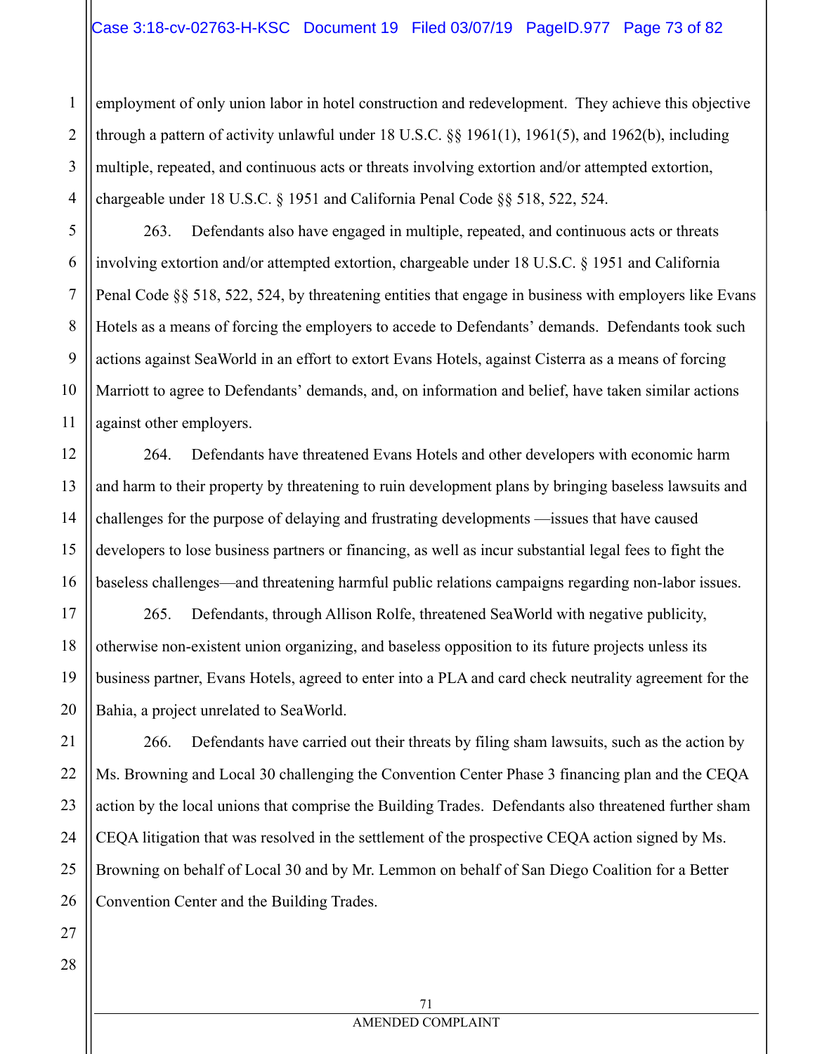employment of only union labor in hotel construction and redevelopment. They achieve this objective through a pattern of activity unlawful under 18 U.S.C. §§ 1961(1), 1961(5), and 1962(b), including multiple, repeated, and continuous acts or threats involving extortion and/or attempted extortion, chargeable under 18 U.S.C. § 1951 and California Penal Code §§ 518, 522, 524.

263. Defendants also have engaged in multiple, repeated, and continuous acts or threats involving extortion and/or attempted extortion, chargeable under 18 U.S.C. § 1951 and California Penal Code §§ 518, 522, 524, by threatening entities that engage in business with employers like Evans Hotels as a means of forcing the employers to accede to Defendants' demands. Defendants took such actions against SeaWorld in an effort to extort Evans Hotels, against Cisterra as a means of forcing Marriott to agree to Defendants' demands, and, on information and belief, have taken similar actions against other employers.

264. Defendants have threatened Evans Hotels and other developers with economic harm and harm to their property by threatening to ruin development plans by bringing baseless lawsuits and challenges for the purpose of delaying and frustrating developments —issues that have caused developers to lose business partners or financing, as well as incur substantial legal fees to fight the baseless challenges—and threatening harmful public relations campaigns regarding non-labor issues.

265. Defendants, through Allison Rolfe, threatened SeaWorld with negative publicity, otherwise non-existent union organizing, and baseless opposition to its future projects unless its business partner, Evans Hotels, agreed to enter into a PLA and card check neutrality agreement for the Bahia, a project unrelated to SeaWorld.

266. Defendants have carried out their threats by filing sham lawsuits, such as the action by Ms. Browning and Local 30 challenging the Convention Center Phase 3 financing plan and the CEQA action by the local unions that comprise the Building Trades. Defendants also threatened further sham CEQA litigation that was resolved in the settlement of the prospective CEQA action signed by Ms. Browning on behalf of Local 30 and by Mr. Lemmon on behalf of San Diego Coalition for a Better Convention Center and the Building Trades.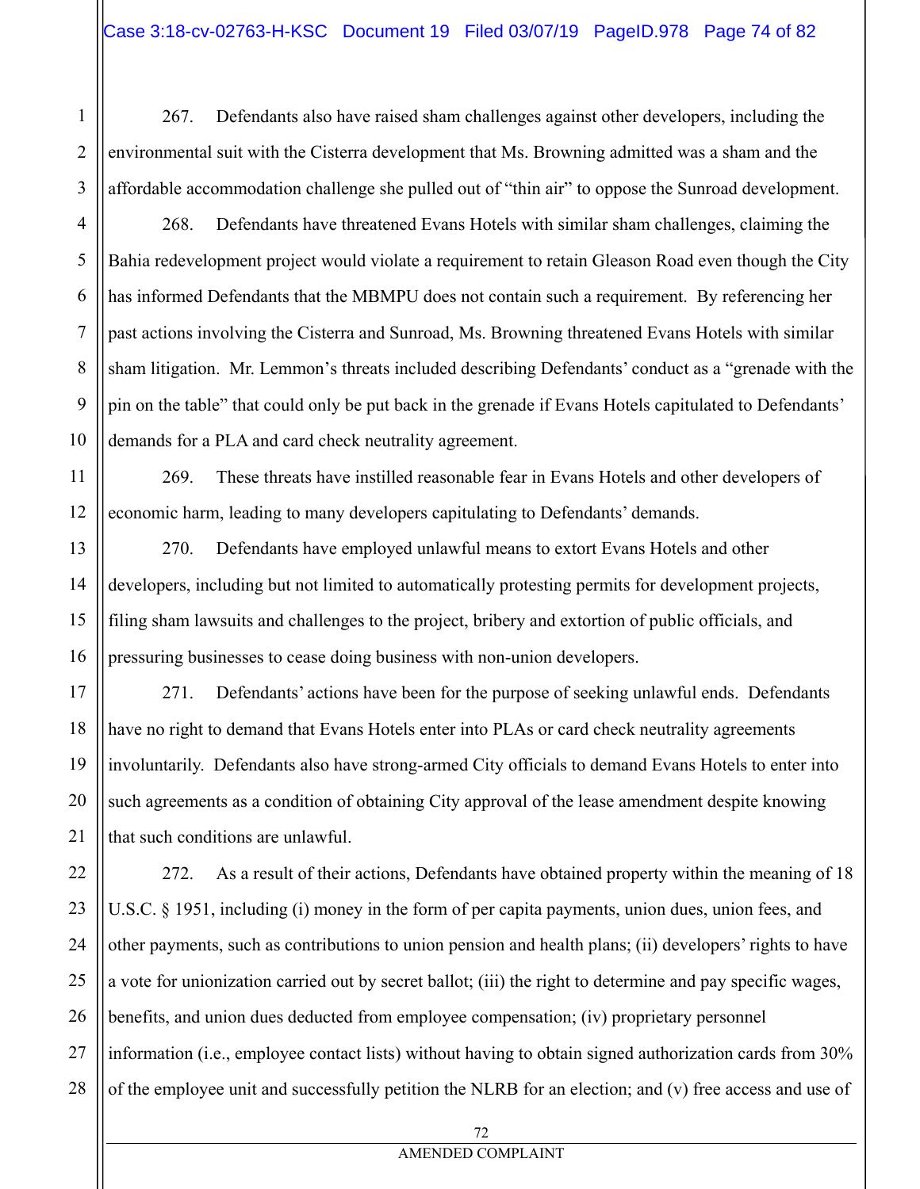267. Defendants also have raised sham challenges against other developers, including the environmental suit with the Cisterra development that Ms. Browning admitted was a sham and the affordable accommodation challenge she pulled out of "thin air" to oppose the Sunroad development.

268. Defendants have threatened Evans Hotels with similar sham challenges, claiming the Bahia redevelopment project would violate a requirement to retain Gleason Road even though the City has informed Defendants that the MBMPU does not contain such a requirement. By referencing her past actions involving the Cisterra and Sunroad, Ms. Browning threatened Evans Hotels with similar sham litigation. Mr. Lemmon's threats included describing Defendants' conduct as a "grenade with the pin on the table" that could only be put back in the grenade if Evans Hotels capitulated to Defendants' demands for a PLA and card check neutrality agreement.

269. These threats have instilled reasonable fear in Evans Hotels and other developers of economic harm, leading to many developers capitulating to Defendants' demands.

270. Defendants have employed unlawful means to extort Evans Hotels and other developers, including but not limited to automatically protesting permits for development projects, filing sham lawsuits and challenges to the project, bribery and extortion of public officials, and pressuring businesses to cease doing business with non-union developers.

271. Defendants' actions have been for the purpose of seeking unlawful ends. Defendants have no right to demand that Evans Hotels enter into PLAs or card check neutrality agreements involuntarily. Defendants also have strong-armed City officials to demand Evans Hotels to enter into such agreements as a condition of obtaining City approval of the lease amendment despite knowing that such conditions are unlawful.

272. As a result of their actions, Defendants have obtained property within the meaning of 18 U.S.C. § 1951, including (i) money in the form of per capita payments, union dues, union fees, and other payments, such as contributions to union pension and health plans; (ii) developers' rights to have a vote for unionization carried out by secret ballot; (iii) the right to determine and pay specific wages, benefits, and union dues deducted from employee compensation; (iv) proprietary personnel information (i.e., employee contact lists) without having to obtain signed authorization cards from 30% of the employee unit and successfully petition the NLRB for an election; and (v) free access and use of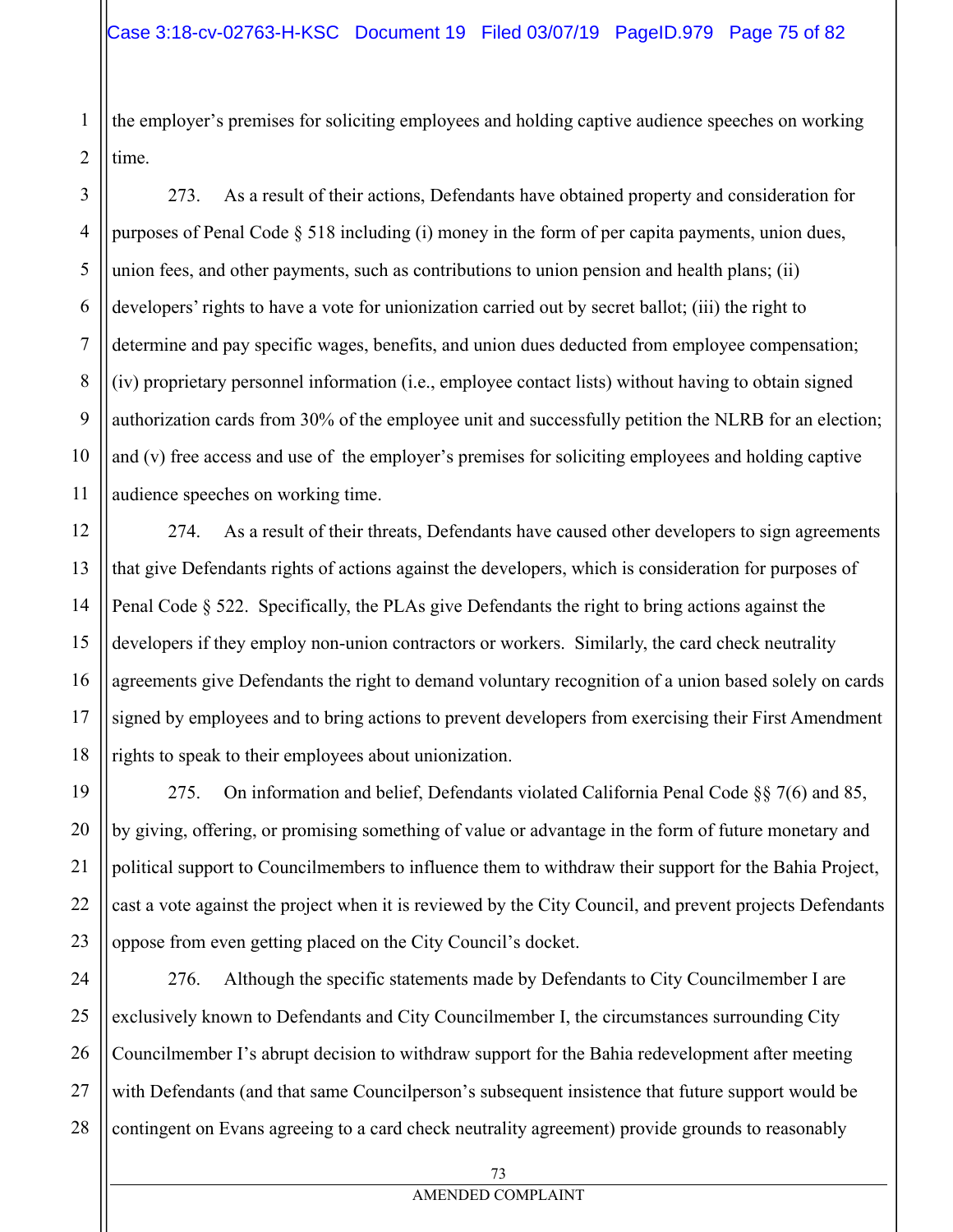the employer's premises for soliciting employees and holding captive audience speeches on working time.

273. As a result of their actions, Defendants have obtained property and consideration for purposes of Penal Code § 518 including (i) money in the form of per capita payments, union dues, union fees, and other payments, such as contributions to union pension and health plans; (ii) developers' rights to have a vote for unionization carried out by secret ballot; (iii) the right to determine and pay specific wages, benefits, and union dues deducted from employee compensation; (iv) proprietary personnel information (i.e., employee contact lists) without having to obtain signed authorization cards from 30% of the employee unit and successfully petition the NLRB for an election; and (v) free access and use of the employer's premises for soliciting employees and holding captive audience speeches on working time.

274. As a result of their threats, Defendants have caused other developers to sign agreements that give Defendants rights of actions against the developers, which is consideration for purposes of Penal Code § 522. Specifically, the PLAs give Defendants the right to bring actions against the developers if they employ non-union contractors or workers. Similarly, the card check neutrality agreements give Defendants the right to demand voluntary recognition of a union based solely on cards signed by employees and to bring actions to prevent developers from exercising their First Amendment rights to speak to their employees about unionization.

275. On information and belief, Defendants violated California Penal Code §§ 7(6) and 85, by giving, offering, or promising something of value or advantage in the form of future monetary and political support to Councilmembers to influence them to withdraw their support for the Bahia Project, cast a vote against the project when it is reviewed by the City Council, and prevent projects Defendants oppose from even getting placed on the City Council's docket.

276. Although the specific statements made by Defendants to City Councilmember I are exclusively known to Defendants and City Councilmember I, the circumstances surrounding City Councilmember I's abrupt decision to withdraw support for the Bahia redevelopment after meeting with Defendants (and that same Councilperson's subsequent insistence that future support would be contingent on Evans agreeing to a card check neutrality agreement) provide grounds to reasonably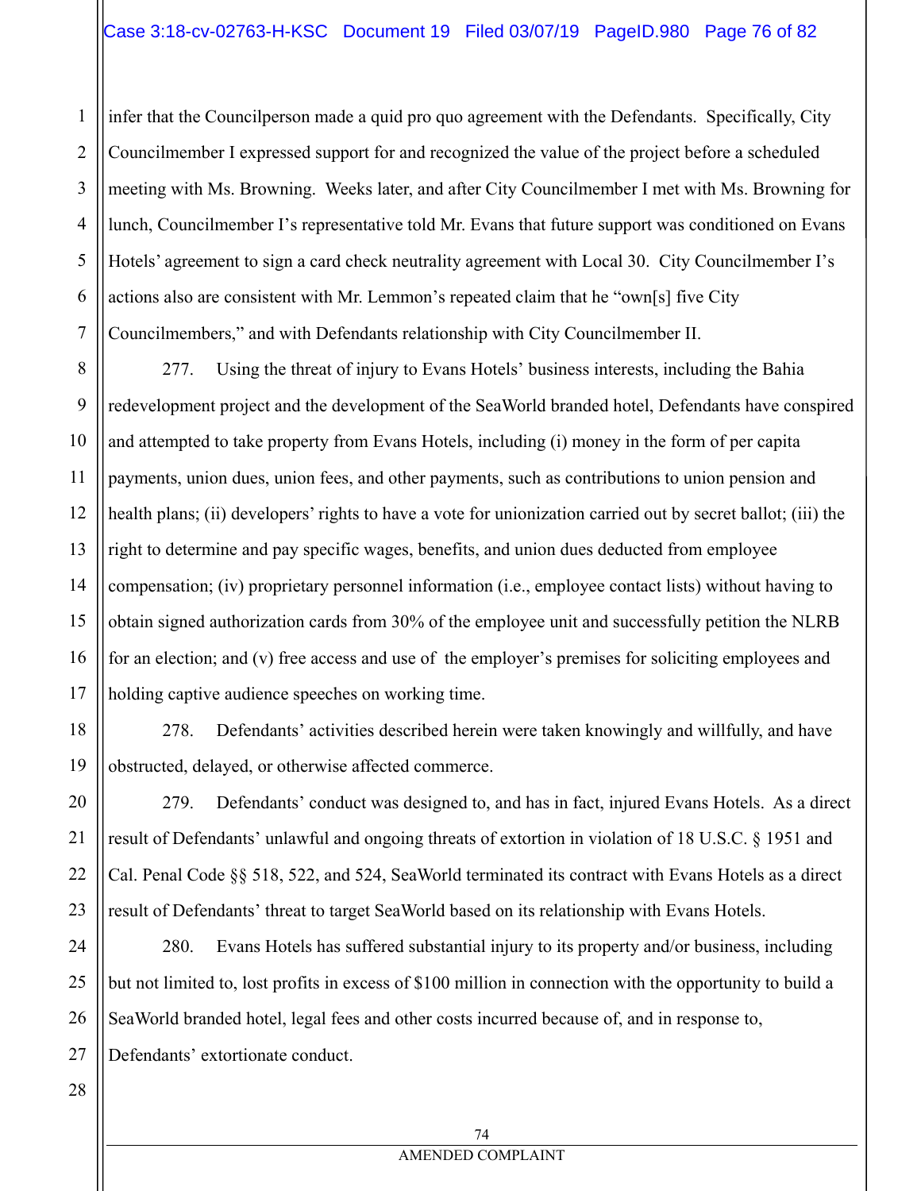infer that the Councilperson made a quid pro quo agreement with the Defendants. Specifically, City Councilmember I expressed support for and recognized the value of the project before a scheduled meeting with Ms. Browning. Weeks later, and after City Councilmember I met with Ms. Browning for lunch, Councilmember I's representative told Mr. Evans that future support was conditioned on Evans Hotels' agreement to sign a card check neutrality agreement with Local 30. City Councilmember I's actions also are consistent with Mr. Lemmon's repeated claim that he "own[s] five City Councilmembers," and with Defendants relationship with City Councilmember II.

277. Using the threat of injury to Evans Hotels' business interests, including the Bahia redevelopment project and the development of the SeaWorld branded hotel, Defendants have conspired and attempted to take property from Evans Hotels, including (i) money in the form of per capita payments, union dues, union fees, and other payments, such as contributions to union pension and health plans; (ii) developers' rights to have a vote for unionization carried out by secret ballot; (iii) the right to determine and pay specific wages, benefits, and union dues deducted from employee compensation; (iv) proprietary personnel information (i.e., employee contact lists) without having to obtain signed authorization cards from 30% of the employee unit and successfully petition the NLRB for an election; and (v) free access and use of the employer's premises for soliciting employees and holding captive audience speeches on working time.

278. Defendants' activities described herein were taken knowingly and willfully, and have obstructed, delayed, or otherwise affected commerce.

279. Defendants' conduct was designed to, and has in fact, injured Evans Hotels. As a direct result of Defendants' unlawful and ongoing threats of extortion in violation of 18 U.S.C. § 1951 and Cal. Penal Code §§ 518, 522, and 524, SeaWorld terminated its contract with Evans Hotels as a direct result of Defendants' threat to target SeaWorld based on its relationship with Evans Hotels.

280. Evans Hotels has suffered substantial injury to its property and/or business, including but not limited to, lost profits in excess of $100 million in connection with the opportunity to build a SeaWorld branded hotel, legal fees and other costs incurred because of, and in response to, Defendants' extortionate conduct.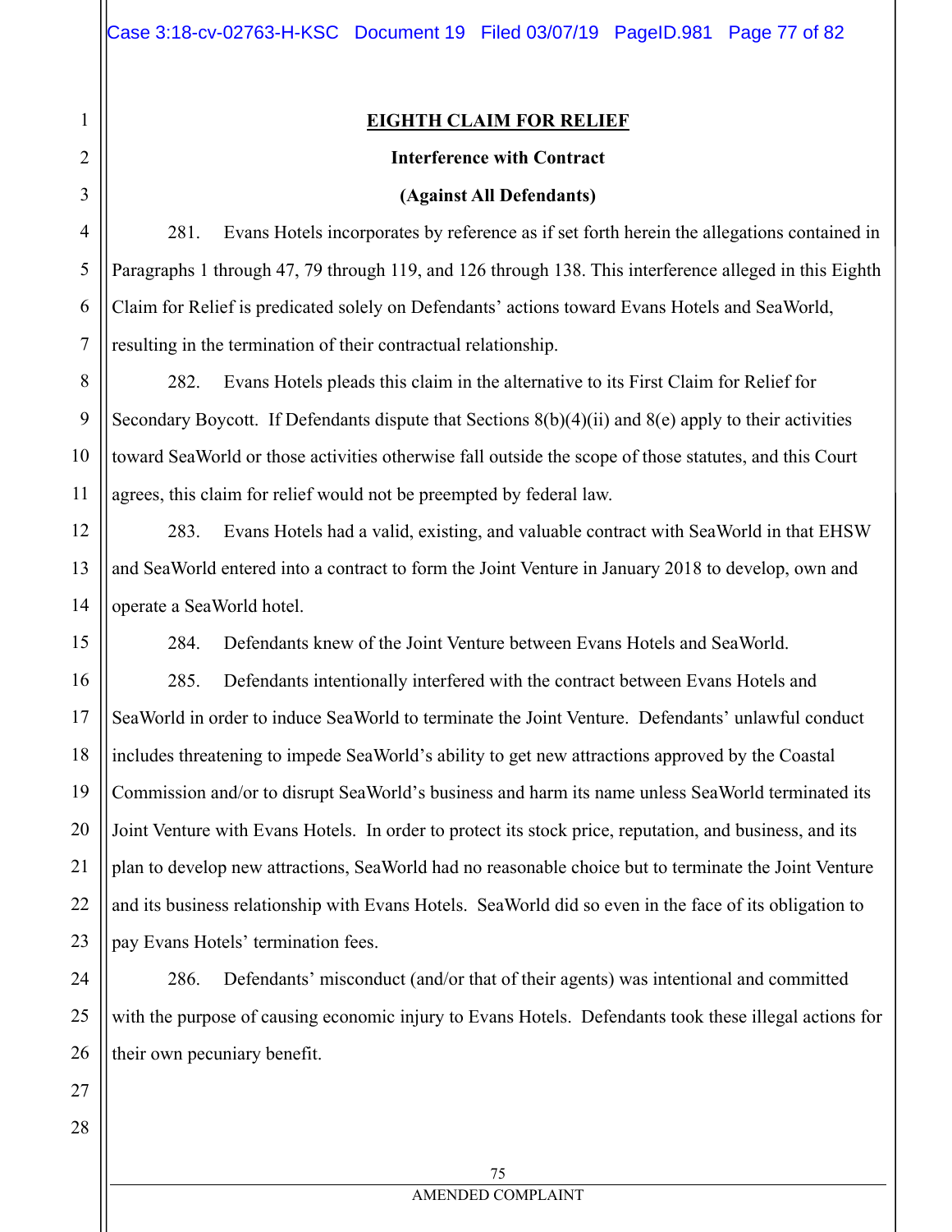## EIGHTH CLAIM FOR RELIEF

### Interference with Contract

### (Against All Defendants)

281. Evans Hotels incorporates by reference as if set forth herein the allegations contained in Paragraphs 1 through 47, 79 through 119, and 126 through 138. This interference alleged in this Eighth Claim for Relief is predicated solely on Defendants' actions toward Evans Hotels and SeaWorld, resulting in the termination of their contractual relationship.

282. Evans Hotels pleads this claim in the alternative to its First Claim for Relief for Secondary Boycott. If Defendants dispute that Sections 8(b)(4)(ii) and 8(e) apply to their activities toward SeaWorld or those activities otherwise fall outside the scope of those statutes, and this Court agrees, this claim for relief would not be preempted by federal law.

283. Evans Hotels had a valid, existing, and valuable contract with SeaWorld in that EHSW and SeaWorld entered into a contract to form the Joint Venture in January 2018 to develop, own and operate a SeaWorld hotel.

284. Defendants knew of the Joint Venture between Evans Hotels and SeaWorld.

285. Defendants intentionally interfered with the contract between Evans Hotels and SeaWorld in order to induce SeaWorld to terminate the Joint Venture. Defendants' unlawful conduct includes threatening to impede SeaWorld's ability to get new attractions approved by the Coastal Commission and/or to disrupt SeaWorld's business and harm its name unless SeaWorld terminated its Joint Venture with Evans Hotels. In order to protect its stock price, reputation, and business, and its plan to develop new attractions, SeaWorld had no reasonable choice but to terminate the Joint Venture and its business relationship with Evans Hotels. SeaWorld did so even in the face of its obligation to pay Evans Hotels' termination fees.

286. Defendants' misconduct (and/or that of their agents) was intentional and committed with the purpose of causing economic injury to Evans Hotels. Defendants took these illegal actions for their own pecuniary benefit.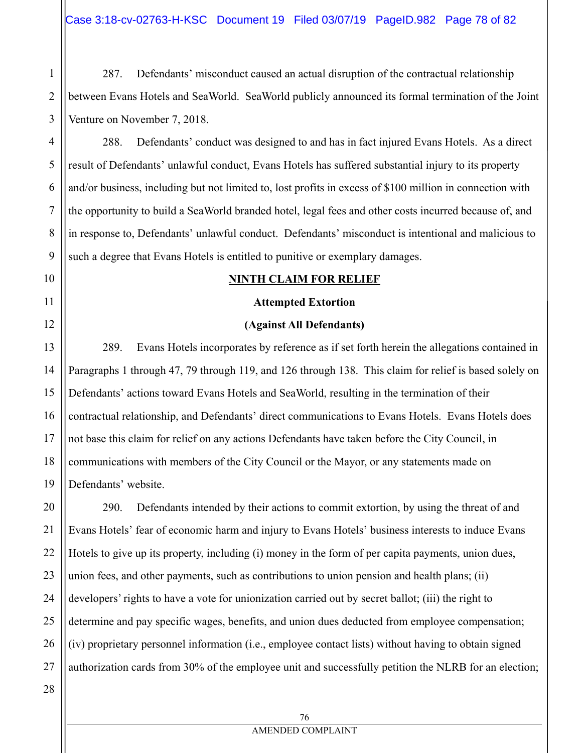287. Defendants' misconduct caused an actual disruption of the contractual relationship between Evans Hotels and SeaWorld. SeaWorld publicly announced its formal termination of the Joint Venture on November 7, 2018.

288. Defendants' conduct was designed to and has in fact injured Evans Hotels. As a direct result of Defendants' unlawful conduct, Evans Hotels has suffered substantial injury to its property and/or business, including but not limited to, lost profits in excess of $100 million in connection with the opportunity to build a SeaWorld branded hotel, legal fees and other costs incurred because of, and in response to, Defendants' unlawful conduct. Defendants' misconduct is intentional and malicious to such a degree that Evans Hotels is entitled to punitive or exemplary damages.

## NINTH CLAIM FOR RELIEF

### Attempted Extortion

### (Against All Defendants)

289. Evans Hotels incorporates by reference as if set forth herein the allegations contained in Paragraphs 1 through 47, 79 through 119, and 126 through 138. This claim for relief is based solely on Defendants' actions toward Evans Hotels and SeaWorld, resulting in the termination of their contractual relationship, and Defendants' direct communications to Evans Hotels. Evans Hotels does not base this claim for relief on any actions Defendants have taken before the City Council, in communications with members of the City Council or the Mayor, or any statements made on Defendants' website.

290. Defendants intended by their actions to commit extortion, by using the threat of and Evans Hotels' fear of economic harm and injury to Evans Hotels' business interests to induce Evans Hotels to give up its property, including (i) money in the form of per capita payments, union dues, union fees, and other payments, such as contributions to union pension and health plans; (ii) developers' rights to have a vote for unionization carried out by secret ballot; (iii) the right to determine and pay specific wages, benefits, and union dues deducted from employee compensation; (iv) proprietary personnel information (i.e., employee contact lists) without having to obtain signed authorization cards from 30% of the employee unit and successfully petition the NLRB for an election;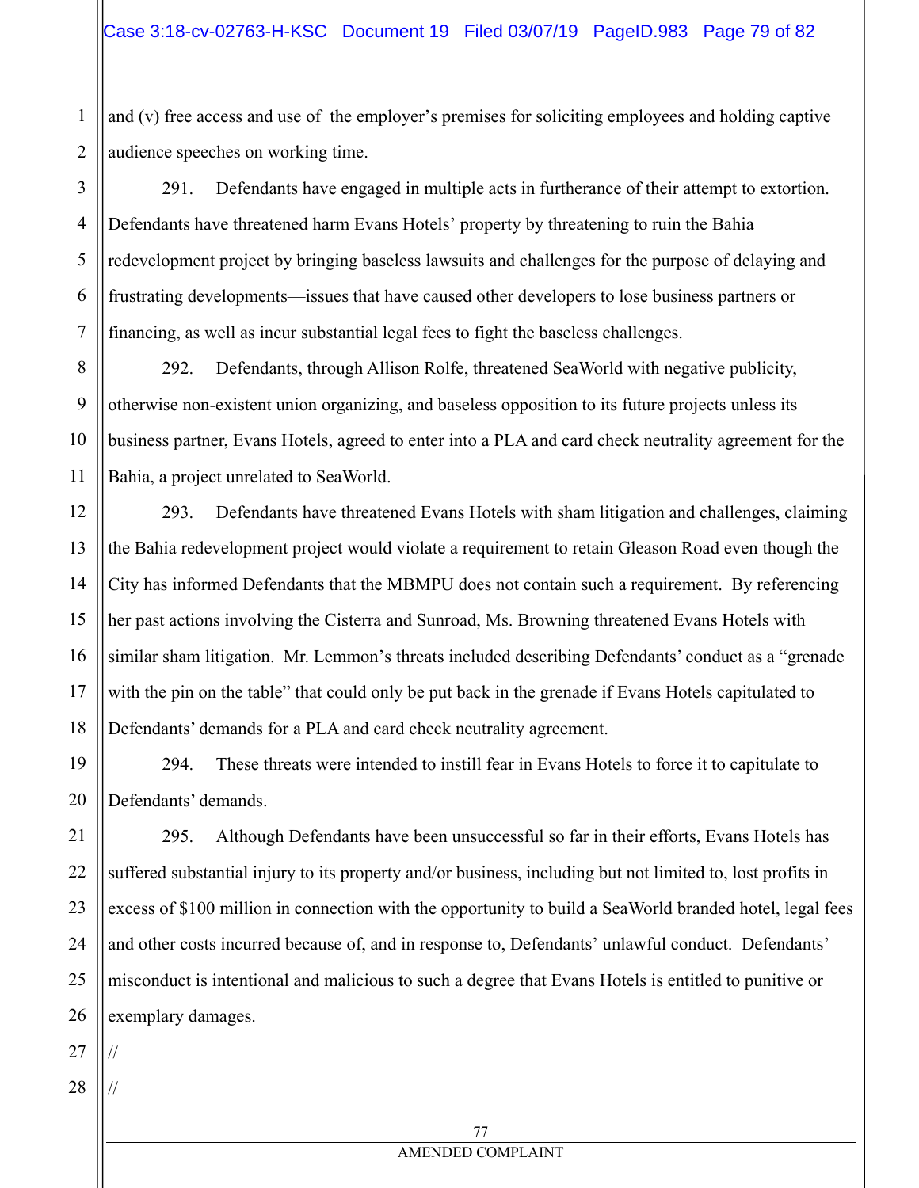and (v) free access and use of the employer's premises for soliciting employees and holding captive audience speeches on working time.

291. Defendants have engaged in multiple acts in furtherance of their attempt to extortion. Defendants have threatened harm Evans Hotels' property by threatening to ruin the Bahia redevelopment project by bringing baseless lawsuits and challenges for the purpose of delaying and frustrating developments—issues that have caused other developers to lose business partners or financing, as well as incur substantial legal fees to fight the baseless challenges.

292. Defendants, through Allison Rolfe, threatened SeaWorld with negative publicity, otherwise non-existent union organizing, and baseless opposition to its future projects unless its business partner, Evans Hotels, agreed to enter into a PLA and card check neutrality agreement for the Bahia, a project unrelated to SeaWorld.

293. Defendants have threatened Evans Hotels with sham litigation and challenges, claiming the Bahia redevelopment project would violate a requirement to retain Gleason Road even though the City has informed Defendants that the MBMPU does not contain such a requirement. By referencing her past actions involving the Cisterra and Sunroad, Ms. Browning threatened Evans Hotels with similar sham litigation. Mr. Lemmon's threats included describing Defendants' conduct as a "grenade with the pin on the table" that could only be put back in the grenade if Evans Hotels capitulated to Defendants' demands for a PLA and card check neutrality agreement.

294. These threats were intended to instill fear in Evans Hotels to force it to capitulate to Defendants' demands.

295. Although Defendants have been unsuccessful so far in their efforts, Evans Hotels has suffered substantial injury to its property and/or business, including but not limited to, lost profits in excess of $100 million in connection with the opportunity to build a SeaWorld branded hotel, legal fees and other costs incurred because of, and in response to, Defendants' unlawful conduct. Defendants' misconduct is intentional and malicious to such a degree that Evans Hotels is entitled to punitive or exemplary damages.

//

//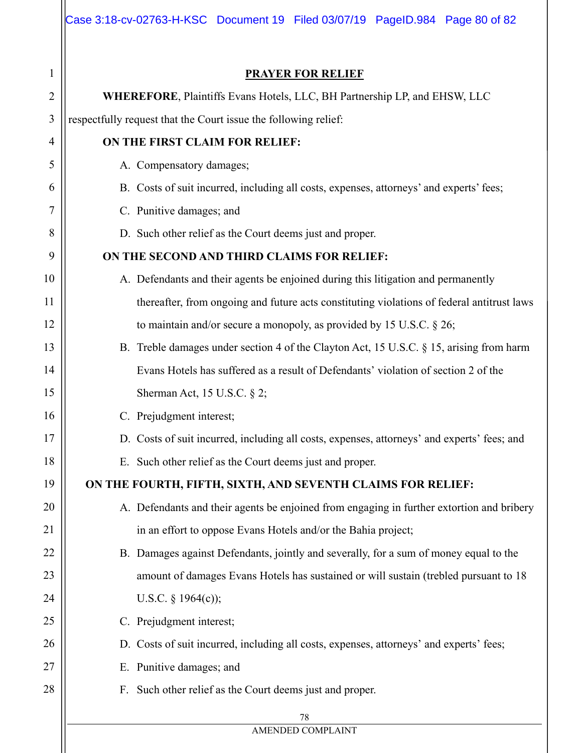## PRAYER FOR RELIEF

**WHEREFORE**, Plaintiffs Evans Hotels, LLC, BH Partnership LP, and EHSW, LLC respectfully request that the Court issue the following relief:

**ON THE FIRST CLAIM FOR RELIEF:**

A. Compensatory damages;

B. Costs of suit incurred, including all costs, expenses, attorneys' and experts' fees;

C. Punitive damages; and

D. Such other relief as the Court deems just and proper.

**ON THE SECOND AND THIRD CLAIMS FOR RELIEF:**

A. Defendants and their agents be enjoined during this litigation and permanently thereafter, from ongoing and future acts constituting violations of federal antitrust laws to maintain and/or secure a monopoly, as provided by 15 U.S.C. § 26;

B. Treble damages under section 4 of the Clayton Act, 15 U.S.C. § 15, arising from harm Evans Hotels has suffered as a result of Defendants' violation of section 2 of the Sherman Act, 15 U.S.C. § 2;

C. Prejudgment interest;

D. Costs of suit incurred, including all costs, expenses, attorneys' and experts' fees; and

E. Such other relief as the Court deems just and proper.

**ON THE FOURTH, FIFTH, SIXTH, AND SEVENTH CLAIMS FOR RELIEF:**

A. Defendants and their agents be enjoined from engaging in further extortion and bribery in an effort to oppose Evans Hotels and/or the Bahia project;

B. Damages against Defendants, jointly and severally, for a sum of money equal to the amount of damages Evans Hotels has sustained or will sustain (trebled pursuant to 18 U.S.C. § 1964(c));

C. Prejudgment interest;

D. Costs of suit incurred, including all costs, expenses, attorneys' and experts' fees;

E. Punitive damages; and

F. Such other relief as the Court deems just and proper.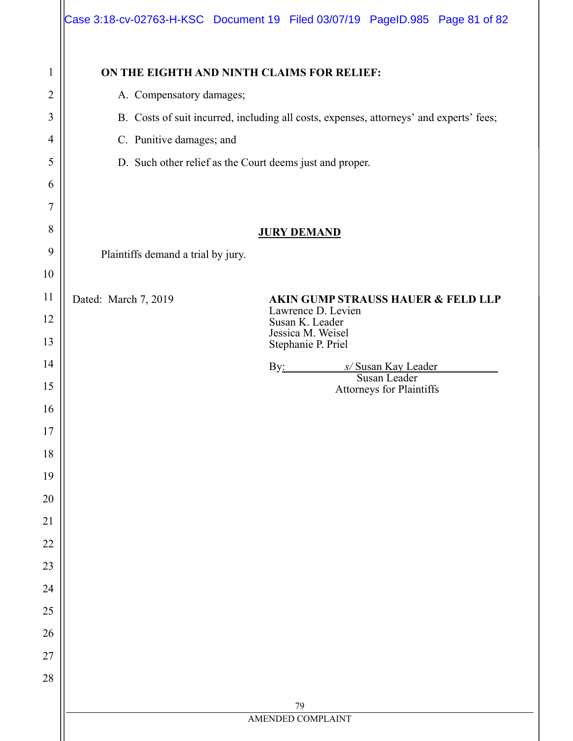**ON THE EIGHTH AND NINTH CLAIMS FOR RELIEF:**

A. Compensatory damages;

B. Costs of suit incurred, including all costs, expenses, attorneys' and experts' fees;

C. Punitive damages; and

D. Such other relief as the Court deems just and proper.

**JURY DEMAND**

Plaintiffs demand a trial by jury.

Dated: March 7, 2019

**AKIN GUMP STRAUSS HAUER & FELD LLP**
Lawrence D. Levien
Susan K. Leader
Jessica M. Weisel
Stephanie P. Priel

By: *s/* Susan Kay Leader
Susan Leader
Attorneys for Plaintiffs

AMENDED COMPLAINT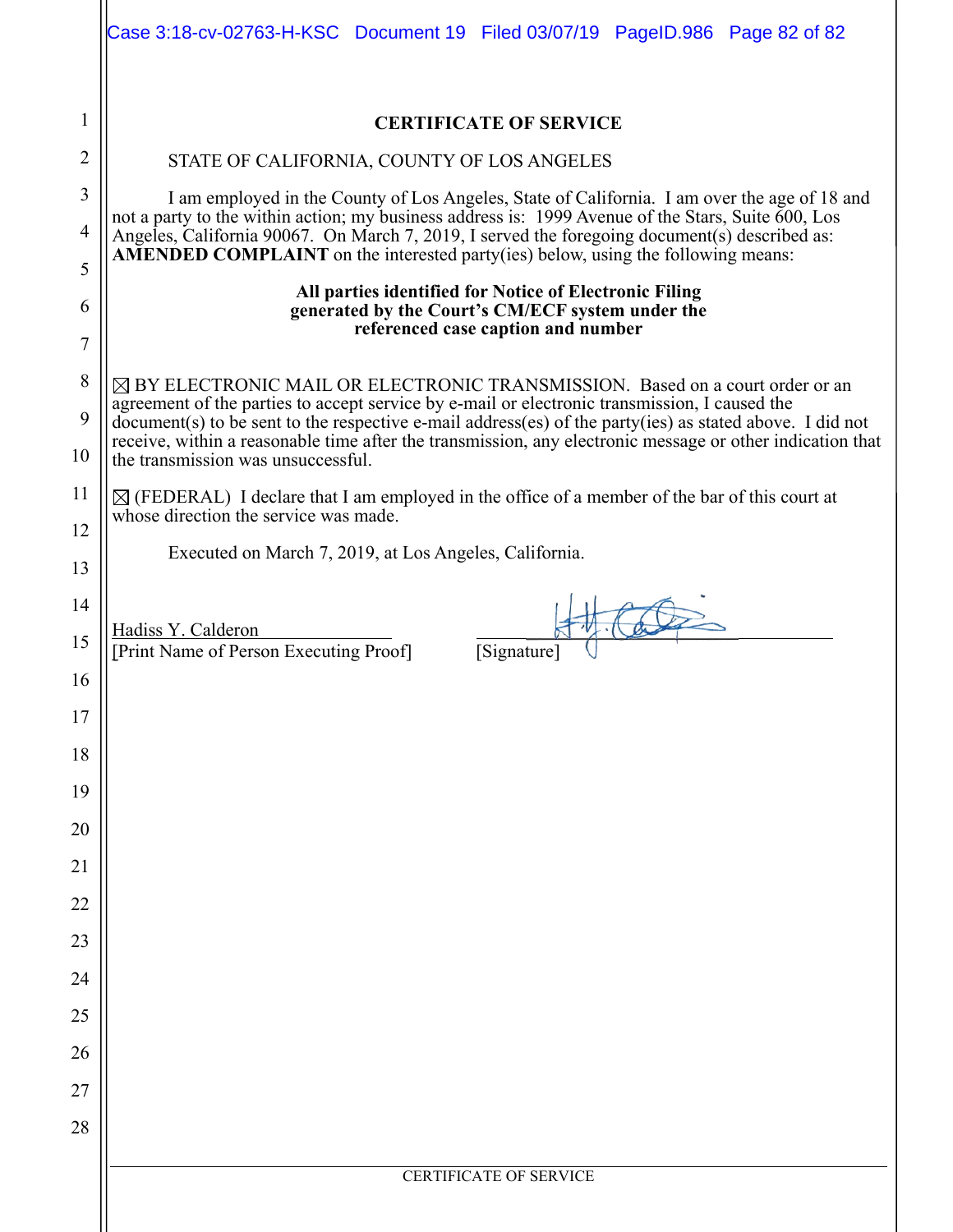# CERTIFICATE OF SERVICE

STATE OF CALIFORNIA, COUNTY OF LOS ANGELES

I am employed in the County of Los Angeles, State of California. I am over the age of 18 and not a party to the within action; my business address is: 1999 Avenue of the Stars, Suite 600, Los Angeles, California 90067. On March 7, 2019, I served the foregoing document(s) described as: **AMENDED COMPLAINT** on the interested party(ies) below, using the following means:

**All parties identified for Notice of Electronic Filing generated by the Court's CM/ECF system under the referenced case caption and number**

☒ BY ELECTRONIC MAIL OR ELECTRONIC TRANSMISSION. Based on a court order or an agreement of the parties to accept service by e-mail or electronic transmission, I caused the document(s) to be sent to the respective e-mail address(es) of the party(ies) as stated above. I did not receive, within a reasonable time after the transmission, any electronic message or other indication that the transmission was unsuccessful.

☒ (FEDERAL) I declare that I am employed in the office of a member of the bar of this court at whose direction the service was made.

Executed on March 7, 2019, at Los Angeles, California.

Hadiss Y. Calderon
[Print Name of Person Executing Proof]

[Signature]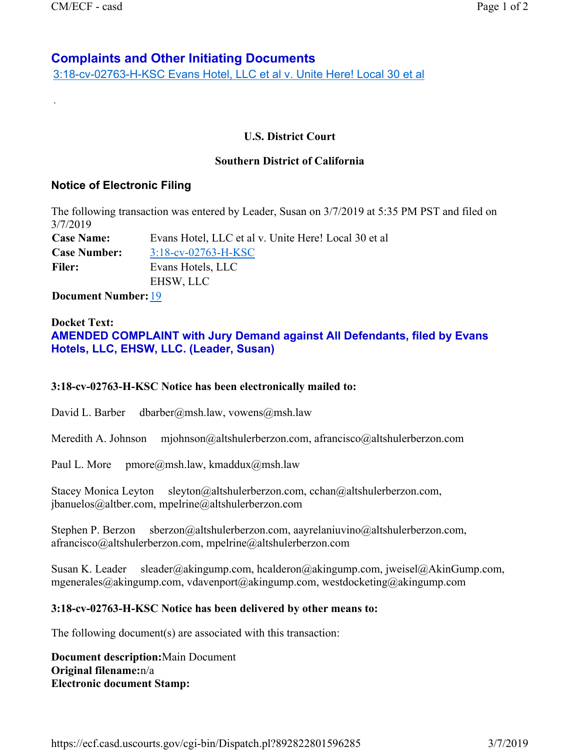## Complaints and Other Initiating Documents

3:18-cv-02763-H-KSC Evans Hotel, LLC et al v. Unite Here! Local 30 et al

.

**U.S. District Court**

**Southern District of California**

### Notice of Electronic Filing

The following transaction was entered by Leader, Susan on 3/7/2019 at 5:35 PM PST and filed on 3/7/2019

**Case Name:** Evans Hotel, LLC et al v. Unite Here! Local 30 et al
**Case Number:** 3:18-cv-02763-H-KSC
**Filer:** Evans Hotels, LLC
EHSW, LLC
**Document Number:** 19

**Docket Text:**
**AMENDED COMPLAINT with Jury Demand against All Defendants, filed by Evans Hotels, LLC, EHSW, LLC. (Leader, Susan)**

**3:18-cv-02763-H-KSC Notice has been electronically mailed to:**

David L. Barber dbarber@msh.law, vowens@msh.law

Meredith A. Johnson mjohnson@altshulerberzon.com, afrancisco@altshulerberzon.com

Paul L. More pmore@msh.law, kmaddux@msh.law

Stacey Monica Leyton sleyton@altshulerberzon.com, cchan@altshulerberzon.com, jbanuelos@altber.com, mpelrine@altshulerberzon.com

Stephen P. Berzon sberzon@altshulerberzon.com, aayrelaniuvino@altshulerberzon.com, afrancisco@altshulerberzon.com, mpelrine@altshulerberzon.com

Susan K. Leader sleader@akingump.com, hcalderon@akingump.com, jweisel@AkinGump.com, mgenerales@akingump.com, vdavenport@akingump.com, westdocketing@akingump.com

**3:18-cv-02763-H-KSC Notice has been delivered by other means to:**

The following document(s) are associated with this transaction:

**Document description:**Main Document
**Original filename:**n/a
**Electronic document Stamp:**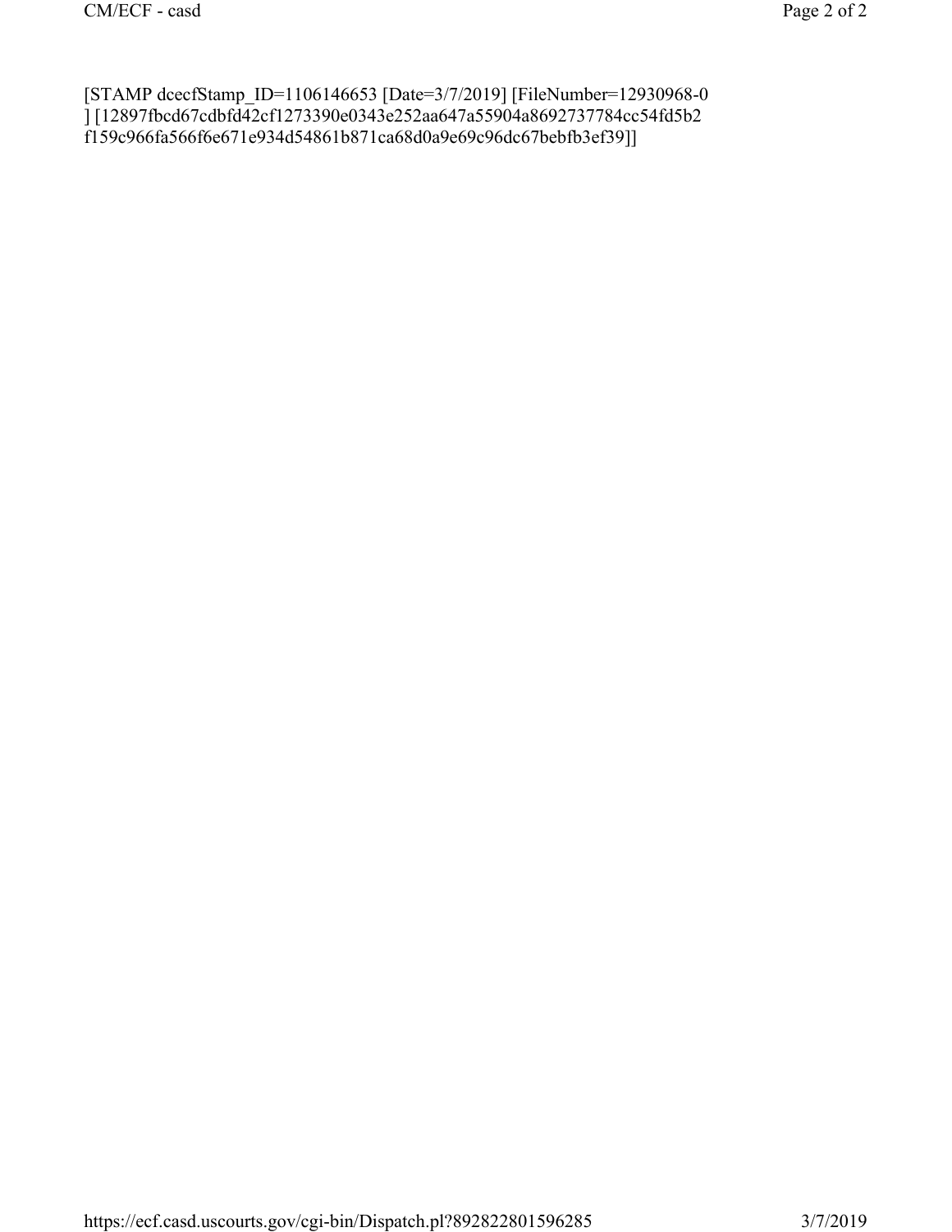[STAMP dcecfStamp_ID=1106146653 [Date=3/7/2019] [FileNumber=12930968-0
] [12897fbcd67cdbfd42cf1273390e0343e252aa647a55904a8692737784cc54fd5b2
f159c966fa566f6e671e934d54861b871ca68d0a9e69c96dc67bebfb3ef39]]